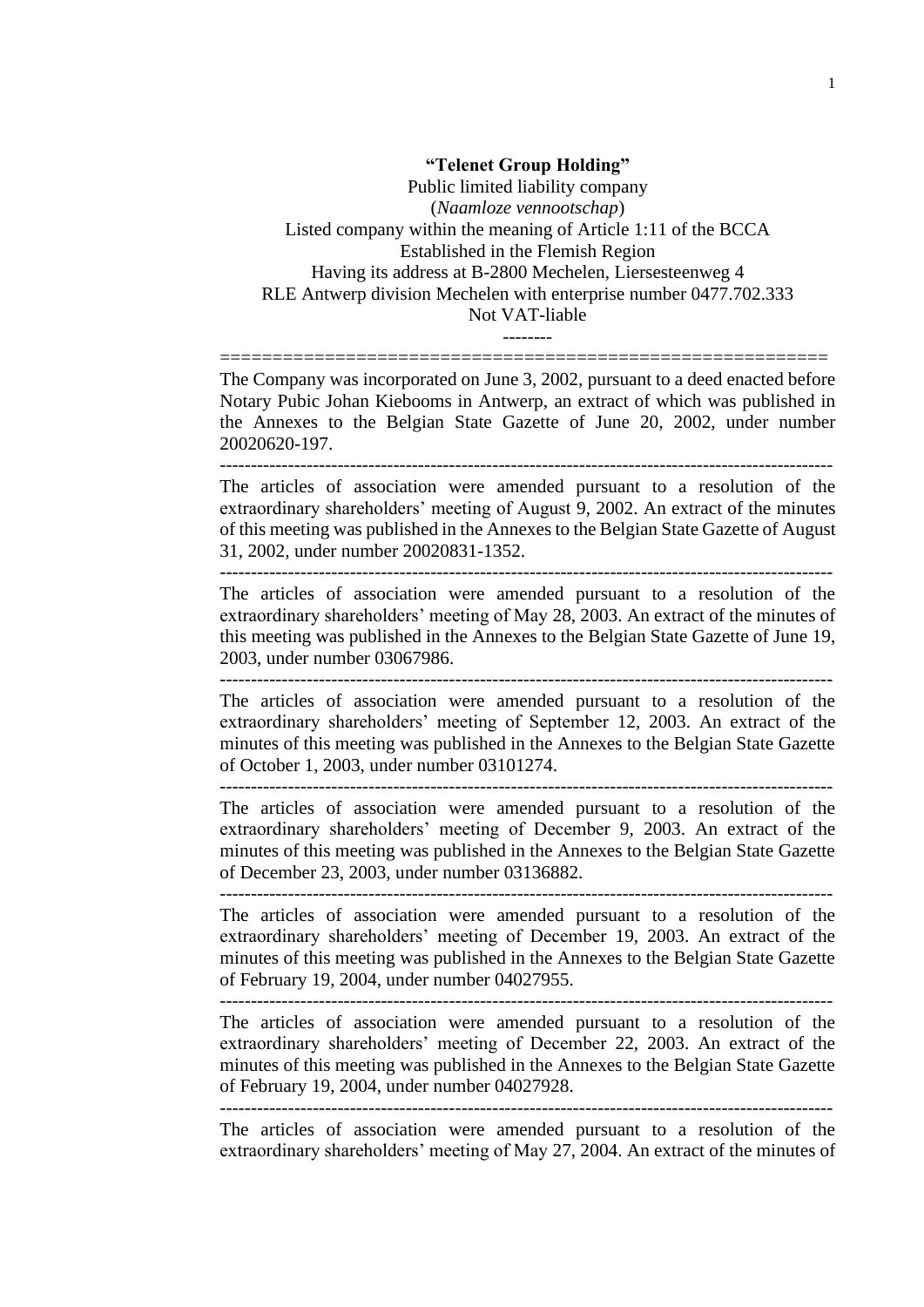**"Telenet Group Holding"**

Public limited liability company

(*Naamloze vennootschap*)

Listed company within the meaning of Article 1:11 of the BCCA

Established in the Flemish Region

Having its address at B-2800 Mechelen, Liersesteenweg 4

RLE Antwerp division Mechelen with enterprise number 0477.702.333

Not VAT-liable

--------

==========================================================

The Company was incorporated on June 3, 2002, pursuant to a deed enacted before Notary Pubic Johan Kiebooms in Antwerp, an extract of which was published in the Annexes to the Belgian State Gazette of June 20, 2002, under number 20020620-197.

---

The articles of association were amended pursuant to a resolution of the extraordinary shareholders' meeting of August 9, 2002. An extract of the minutes of this meeting was published in the Annexes to the Belgian State Gazette of August 31, 2002, under number 20020831-1352.

---

The articles of association were amended pursuant to a resolution of the extraordinary shareholders' meeting of May 28, 2003. An extract of the minutes of this meeting was published in the Annexes to the Belgian State Gazette of June 19, 2003, under number 03067986.

---

The articles of association were amended pursuant to a resolution of the extraordinary shareholders' meeting of September 12, 2003. An extract of the minutes of this meeting was published in the Annexes to the Belgian State Gazette of October 1, 2003, under number 03101274.

---

The articles of association were amended pursuant to a resolution of the extraordinary shareholders' meeting of December 9, 2003. An extract of the minutes of this meeting was published in the Annexes to the Belgian State Gazette of December 23, 2003, under number 03136882.

---

The articles of association were amended pursuant to a resolution of the extraordinary shareholders' meeting of December 19, 2003. An extract of the minutes of this meeting was published in the Annexes to the Belgian State Gazette of February 19, 2004, under number 04027955.

---

The articles of association were amended pursuant to a resolution of the extraordinary shareholders' meeting of December 22, 2003. An extract of the minutes of this meeting was published in the Annexes to the Belgian State Gazette of February 19, 2004, under number 04027928.

---

The articles of association were amended pursuant to a resolution of the extraordinary shareholders' meeting of May 27, 2004. An extract of the minutes of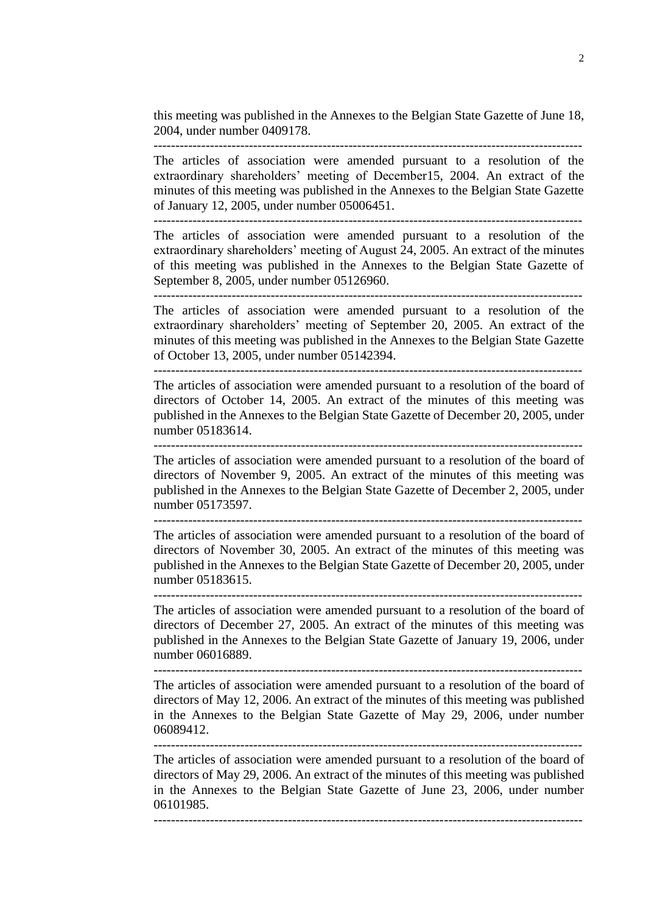this meeting was published in the Annexes to the Belgian State Gazette of June 18, 2004, under number 0409178.

---

The articles of association were amended pursuant to a resolution of the extraordinary shareholders' meeting of December15, 2004. An extract of the minutes of this meeting was published in the Annexes to the Belgian State Gazette of January 12, 2005, under number 05006451.

---

The articles of association were amended pursuant to a resolution of the extraordinary shareholders' meeting of August 24, 2005. An extract of the minutes of this meeting was published in the Annexes to the Belgian State Gazette of September 8, 2005, under number 05126960.

---

The articles of association were amended pursuant to a resolution of the extraordinary shareholders' meeting of September 20, 2005. An extract of the minutes of this meeting was published in the Annexes to the Belgian State Gazette of October 13, 2005, under number 05142394.

---

The articles of association were amended pursuant to a resolution of the board of directors of October 14, 2005. An extract of the minutes of this meeting was published in the Annexes to the Belgian State Gazette of December 20, 2005, under number 05183614.

---

The articles of association were amended pursuant to a resolution of the board of directors of November 9, 2005. An extract of the minutes of this meeting was published in the Annexes to the Belgian State Gazette of December 2, 2005, under number 05173597.

---

The articles of association were amended pursuant to a resolution of the board of directors of November 30, 2005. An extract of the minutes of this meeting was published in the Annexes to the Belgian State Gazette of December 20, 2005, under number 05183615.

---

The articles of association were amended pursuant to a resolution of the board of directors of December 27, 2005. An extract of the minutes of this meeting was published in the Annexes to the Belgian State Gazette of January 19, 2006, under number 06016889.

---

The articles of association were amended pursuant to a resolution of the board of directors of May 12, 2006. An extract of the minutes of this meeting was published in the Annexes to the Belgian State Gazette of May 29, 2006, under number 06089412.

---

The articles of association were amended pursuant to a resolution of the board of directors of May 29, 2006. An extract of the minutes of this meeting was published in the Annexes to the Belgian State Gazette of June 23, 2006, under number 06101985.

---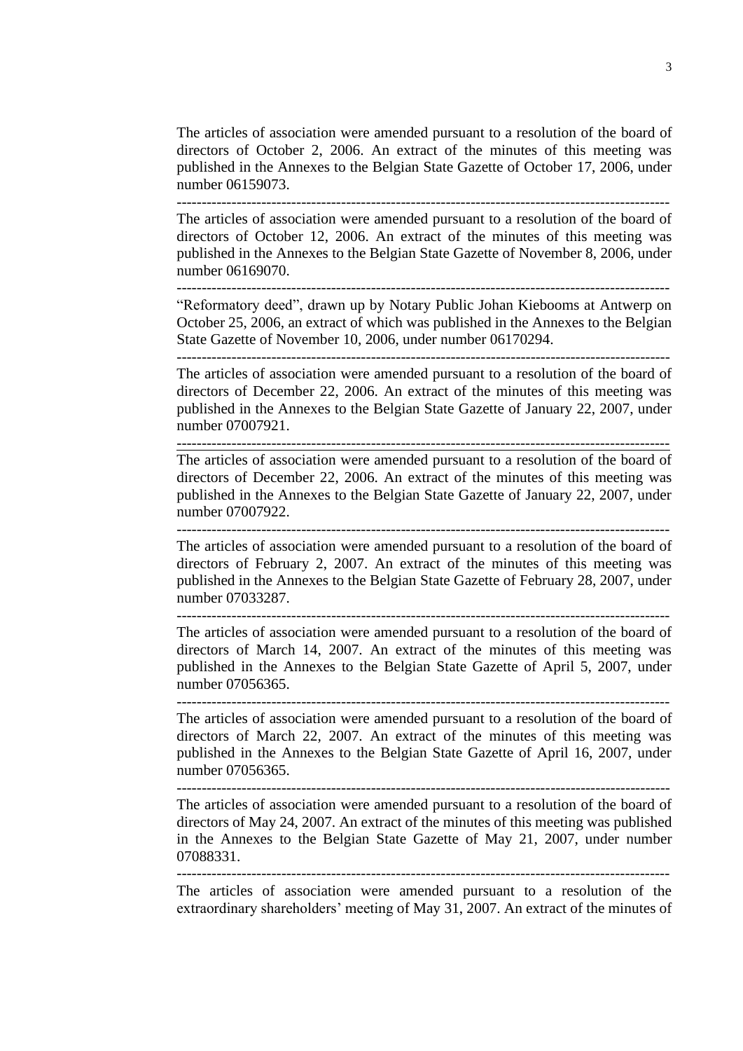The articles of association were amended pursuant to a resolution of the board of directors of October 2, 2006. An extract of the minutes of this meeting was published in the Annexes to the Belgian State Gazette of October 17, 2006, under number 06159073.

-----------------------------------------------------------------------------------------------

The articles of association were amended pursuant to a resolution of the board of directors of October 12, 2006. An extract of the minutes of this meeting was published in the Annexes to the Belgian State Gazette of November 8, 2006, under number 06169070.

-----------------------------------------------------------------------------------------------

"Reformatory deed", drawn up by Notary Public Johan Kiebooms at Antwerp on October 25, 2006, an extract of which was published in the Annexes to the Belgian State Gazette of November 10, 2006, under number 06170294.

-----------------------------------------------------------------------------------------------

The articles of association were amended pursuant to a resolution of the board of directors of December 22, 2006. An extract of the minutes of this meeting was published in the Annexes to the Belgian State Gazette of January 22, 2007, under number 07007921.

-----------------------------------------------------------------------------------------------

The articles of association were amended pursuant to a resolution of the board of directors of December 22, 2006. An extract of the minutes of this meeting was published in the Annexes to the Belgian State Gazette of January 22, 2007, under number 07007922.

-----------------------------------------------------------------------------------------------

The articles of association were amended pursuant to a resolution of the board of directors of February 2, 2007. An extract of the minutes of this meeting was published in the Annexes to the Belgian State Gazette of February 28, 2007, under number 07033287.

-----------------------------------------------------------------------------------------------

The articles of association were amended pursuant to a resolution of the board of directors of March 14, 2007. An extract of the minutes of this meeting was published in the Annexes to the Belgian State Gazette of April 5, 2007, under number 07056365.

-----------------------------------------------------------------------------------------------

The articles of association were amended pursuant to a resolution of the board of directors of March 22, 2007. An extract of the minutes of this meeting was published in the Annexes to the Belgian State Gazette of April 16, 2007, under number 07056365.

-----------------------------------------------------------------------------------------------

The articles of association were amended pursuant to a resolution of the board of directors of May 24, 2007. An extract of the minutes of this meeting was published in the Annexes to the Belgian State Gazette of May 21, 2007, under number 07088331.

-----------------------------------------------------------------------------------------------

The articles of association were amended pursuant to a resolution of the extraordinary shareholders' meeting of May 31, 2007. An extract of the minutes of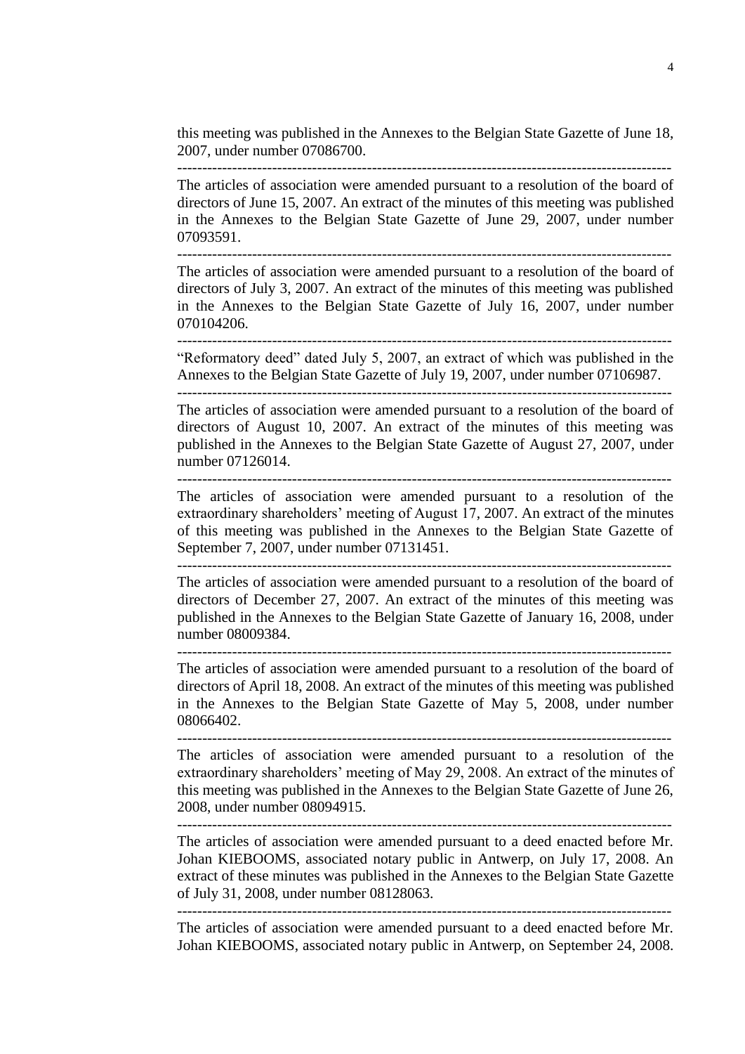this meeting was published in the Annexes to the Belgian State Gazette of June 18, 2007, under number 07086700.

---

The articles of association were amended pursuant to a resolution of the board of directors of June 15, 2007. An extract of the minutes of this meeting was published in the Annexes to the Belgian State Gazette of June 29, 2007, under number 07093591.

---

The articles of association were amended pursuant to a resolution of the board of directors of July 3, 2007. An extract of the minutes of this meeting was published in the Annexes to the Belgian State Gazette of July 16, 2007, under number 070104206.

---

"Reformatory deed" dated July 5, 2007, an extract of which was published in the Annexes to the Belgian State Gazette of July 19, 2007, under number 07106987.

---

The articles of association were amended pursuant to a resolution of the board of directors of August 10, 2007. An extract of the minutes of this meeting was published in the Annexes to the Belgian State Gazette of August 27, 2007, under number 07126014.

---

The articles of association were amended pursuant to a resolution of the extraordinary shareholders' meeting of August 17, 2007. An extract of the minutes of this meeting was published in the Annexes to the Belgian State Gazette of September 7, 2007, under number 07131451.

---

The articles of association were amended pursuant to a resolution of the board of directors of December 27, 2007. An extract of the minutes of this meeting was published in the Annexes to the Belgian State Gazette of January 16, 2008, under number 08009384.

---

The articles of association were amended pursuant to a resolution of the board of directors of April 18, 2008. An extract of the minutes of this meeting was published in the Annexes to the Belgian State Gazette of May 5, 2008, under number 08066402.

---

The articles of association were amended pursuant to a resolution of the extraordinary shareholders' meeting of May 29, 2008. An extract of the minutes of this meeting was published in the Annexes to the Belgian State Gazette of June 26, 2008, under number 08094915.

---

The articles of association were amended pursuant to a deed enacted before Mr. Johan KIEBOOMS, associated notary public in Antwerp, on July 17, 2008. An extract of these minutes was published in the Annexes to the Belgian State Gazette of July 31, 2008, under number 08128063.

---

The articles of association were amended pursuant to a deed enacted before Mr. Johan KIEBOOMS, associated notary public in Antwerp, on September 24, 2008.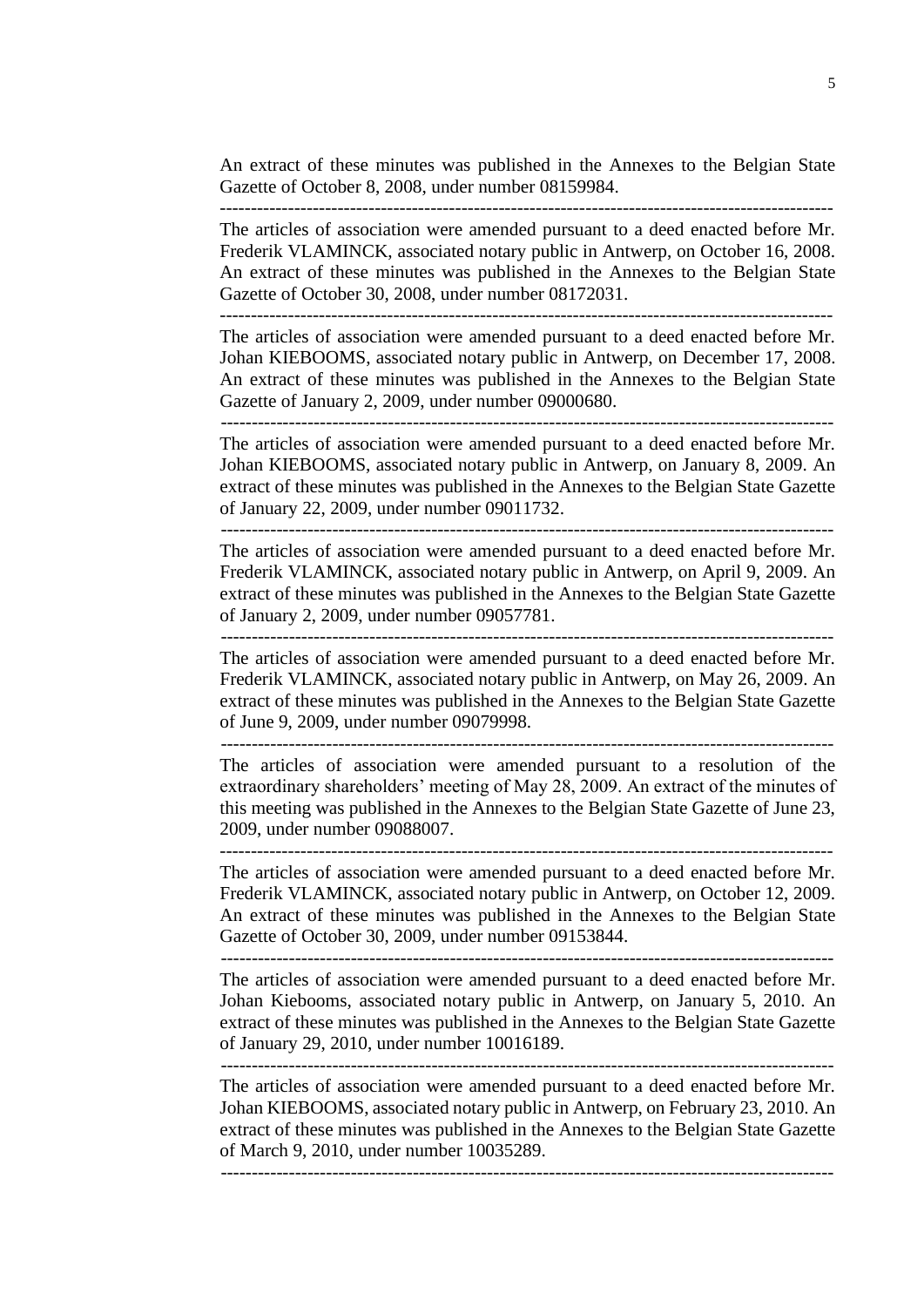An extract of these minutes was published in the Annexes to the Belgian State Gazette of October 8, 2008, under number 08159984.

---

The articles of association were amended pursuant to a deed enacted before Mr. Frederik VLAMINCK, associated notary public in Antwerp, on October 16, 2008. An extract of these minutes was published in the Annexes to the Belgian State Gazette of October 30, 2008, under number 08172031.

---

The articles of association were amended pursuant to a deed enacted before Mr. Johan KIEBOOMS, associated notary public in Antwerp, on December 17, 2008. An extract of these minutes was published in the Annexes to the Belgian State Gazette of January 2, 2009, under number 09000680.

---

The articles of association were amended pursuant to a deed enacted before Mr. Johan KIEBOOMS, associated notary public in Antwerp, on January 8, 2009. An extract of these minutes was published in the Annexes to the Belgian State Gazette of January 22, 2009, under number 09011732.

---

The articles of association were amended pursuant to a deed enacted before Mr. Frederik VLAMINCK, associated notary public in Antwerp, on April 9, 2009. An extract of these minutes was published in the Annexes to the Belgian State Gazette of January 2, 2009, under number 09057781.

---

The articles of association were amended pursuant to a deed enacted before Mr. Frederik VLAMINCK, associated notary public in Antwerp, on May 26, 2009. An extract of these minutes was published in the Annexes to the Belgian State Gazette of June 9, 2009, under number 09079998.

---

The articles of association were amended pursuant to a resolution of the extraordinary shareholders' meeting of May 28, 2009. An extract of the minutes of this meeting was published in the Annexes to the Belgian State Gazette of June 23, 2009, under number 09088007.

---

The articles of association were amended pursuant to a deed enacted before Mr. Frederik VLAMINCK, associated notary public in Antwerp, on October 12, 2009. An extract of these minutes was published in the Annexes to the Belgian State Gazette of October 30, 2009, under number 09153844.

---

The articles of association were amended pursuant to a deed enacted before Mr. Johan Kiebooms, associated notary public in Antwerp, on January 5, 2010. An extract of these minutes was published in the Annexes to the Belgian State Gazette of January 29, 2010, under number 10016189.

---

The articles of association were amended pursuant to a deed enacted before Mr. Johan KIEBOOMS, associated notary public in Antwerp, on February 23, 2010. An extract of these minutes was published in the Annexes to the Belgian State Gazette of March 9, 2010, under number 10035289.

---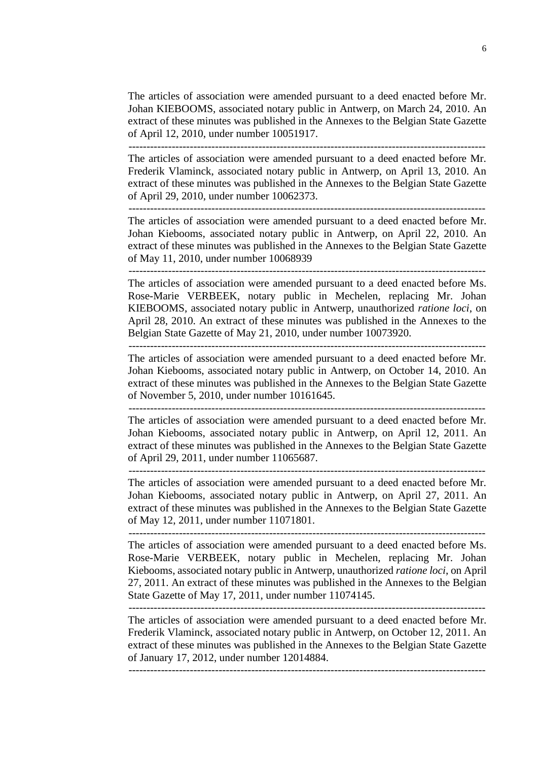The articles of association were amended pursuant to a deed enacted before Mr. Johan KIEBOOMS, associated notary public in Antwerp, on March 24, 2010. An extract of these minutes was published in the Annexes to the Belgian State Gazette of April 12, 2010, under number 10051917.

---

The articles of association were amended pursuant to a deed enacted before Mr. Frederik Vlaminck, associated notary public in Antwerp, on April 13, 2010. An extract of these minutes was published in the Annexes to the Belgian State Gazette of April 29, 2010, under number 10062373.

---

The articles of association were amended pursuant to a deed enacted before Mr. Johan Kiebooms, associated notary public in Antwerp, on April 22, 2010. An extract of these minutes was published in the Annexes to the Belgian State Gazette of May 11, 2010, under number 10068939

---

The articles of association were amended pursuant to a deed enacted before Ms. Rose-Marie VERBEEK, notary public in Mechelen, replacing Mr. Johan KIEBOOMS, associated notary public in Antwerp, unauthorized *ratione loci*, on April 28, 2010. An extract of these minutes was published in the Annexes to the Belgian State Gazette of May 21, 2010, under number 10073920.

---

The articles of association were amended pursuant to a deed enacted before Mr. Johan Kiebooms, associated notary public in Antwerp, on October 14, 2010. An extract of these minutes was published in the Annexes to the Belgian State Gazette of November 5, 2010, under number 10161645.

---

The articles of association were amended pursuant to a deed enacted before Mr. Johan Kiebooms, associated notary public in Antwerp, on April 12, 2011. An extract of these minutes was published in the Annexes to the Belgian State Gazette of April 29, 2011, under number 11065687.

---

The articles of association were amended pursuant to a deed enacted before Mr. Johan Kiebooms, associated notary public in Antwerp, on April 27, 2011. An extract of these minutes was published in the Annexes to the Belgian State Gazette of May 12, 2011, under number 11071801.

---

The articles of association were amended pursuant to a deed enacted before Ms. Rose-Marie VERBEEK, notary public in Mechelen, replacing Mr. Johan Kiebooms, associated notary public in Antwerp, unauthorized *ratione loci*, on April 27, 2011. An extract of these minutes was published in the Annexes to the Belgian State Gazette of May 17, 2011, under number 11074145.

---

The articles of association were amended pursuant to a deed enacted before Mr. Frederik Vlaminck, associated notary public in Antwerp, on October 12, 2011. An extract of these minutes was published in the Annexes to the Belgian State Gazette of January 17, 2012, under number 12014884.

---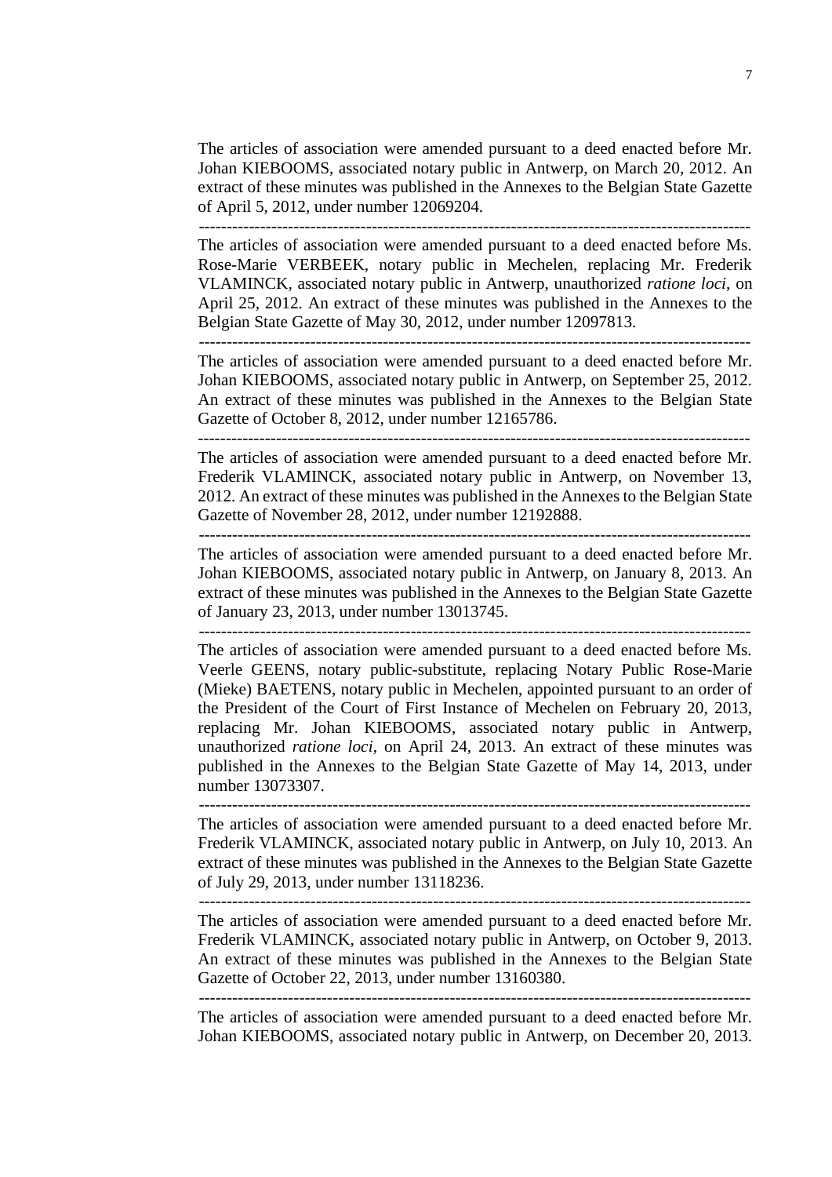The articles of association were amended pursuant to a deed enacted before Mr. Johan KIEBOOMS, associated notary public in Antwerp, on March 20, 2012. An extract of these minutes was published in the Annexes to the Belgian State Gazette of April 5, 2012, under number 12069204.

-----------------------------------------------------------------------------------------------

The articles of association were amended pursuant to a deed enacted before Ms. Rose-Marie VERBEEK, notary public in Mechelen, replacing Mr. Frederik VLAMINCK, associated notary public in Antwerp, unauthorized *ratione loci*, on April 25, 2012. An extract of these minutes was published in the Annexes to the Belgian State Gazette of May 30, 2012, under number 12097813.

-----------------------------------------------------------------------------------------------

The articles of association were amended pursuant to a deed enacted before Mr. Johan KIEBOOMS, associated notary public in Antwerp, on September 25, 2012. An extract of these minutes was published in the Annexes to the Belgian State Gazette of October 8, 2012, under number 12165786.

-----------------------------------------------------------------------------------------------

The articles of association were amended pursuant to a deed enacted before Mr. Frederik VLAMINCK, associated notary public in Antwerp, on November 13, 2012. An extract of these minutes was published in the Annexes to the Belgian State Gazette of November 28, 2012, under number 12192888.

-----------------------------------------------------------------------------------------------

The articles of association were amended pursuant to a deed enacted before Mr. Johan KIEBOOMS, associated notary public in Antwerp, on January 8, 2013. An extract of these minutes was published in the Annexes to the Belgian State Gazette of January 23, 2013, under number 13013745.

-----------------------------------------------------------------------------------------------

The articles of association were amended pursuant to a deed enacted before Ms. Veerle GEENS, notary public-substitute, replacing Notary Public Rose-Marie (Mieke) BAETENS, notary public in Mechelen, appointed pursuant to an order of the President of the Court of First Instance of Mechelen on February 20, 2013, replacing Mr. Johan KIEBOOMS, associated notary public in Antwerp, unauthorized *ratione loci*, on April 24, 2013. An extract of these minutes was published in the Annexes to the Belgian State Gazette of May 14, 2013, under number 13073307.

-----------------------------------------------------------------------------------------------

The articles of association were amended pursuant to a deed enacted before Mr. Frederik VLAMINCK, associated notary public in Antwerp, on July 10, 2013. An extract of these minutes was published in the Annexes to the Belgian State Gazette of July 29, 2013, under number 13118236.

-----------------------------------------------------------------------------------------------

The articles of association were amended pursuant to a deed enacted before Mr. Frederik VLAMINCK, associated notary public in Antwerp, on October 9, 2013. An extract of these minutes was published in the Annexes to the Belgian State Gazette of October 22, 2013, under number 13160380.

-----------------------------------------------------------------------------------------------

The articles of association were amended pursuant to a deed enacted before Mr. Johan KIEBOOMS, associated notary public in Antwerp, on December 20, 2013.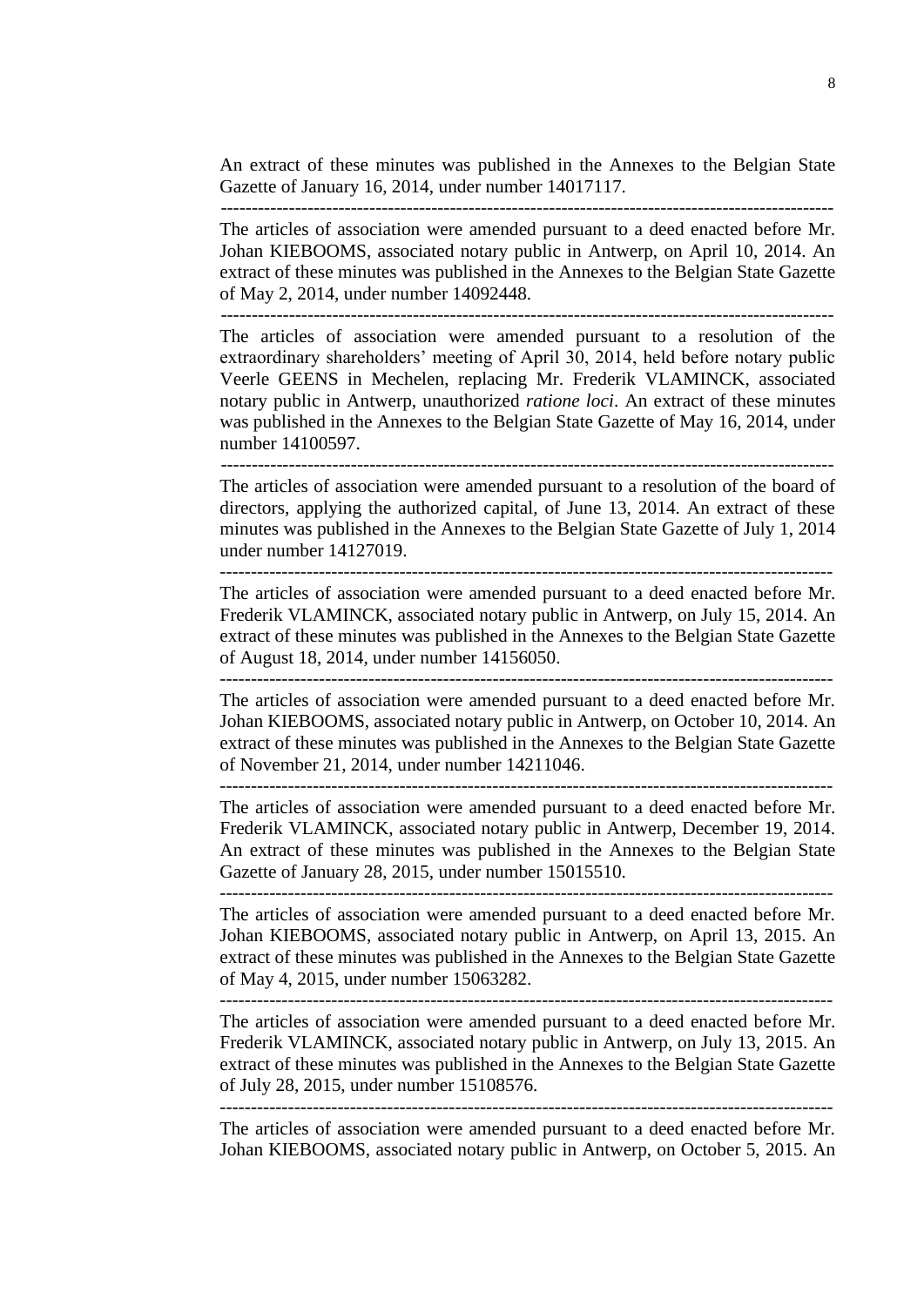An extract of these minutes was published in the Annexes to the Belgian State Gazette of January 16, 2014, under number 14017117.

---

The articles of association were amended pursuant to a deed enacted before Mr. Johan KIEBOOMS, associated notary public in Antwerp, on April 10, 2014. An extract of these minutes was published in the Annexes to the Belgian State Gazette of May 2, 2014, under number 14092448.

---

The articles of association were amended pursuant to a resolution of the extraordinary shareholders' meeting of April 30, 2014, held before notary public Veerle GEENS in Mechelen, replacing Mr. Frederik VLAMINCK, associated notary public in Antwerp, unauthorized *ratione loci*. An extract of these minutes was published in the Annexes to the Belgian State Gazette of May 16, 2014, under number 14100597.

---

The articles of association were amended pursuant to a resolution of the board of directors, applying the authorized capital, of June 13, 2014. An extract of these minutes was published in the Annexes to the Belgian State Gazette of July 1, 2014 under number 14127019.

---

The articles of association were amended pursuant to a deed enacted before Mr. Frederik VLAMINCK, associated notary public in Antwerp, on July 15, 2014. An extract of these minutes was published in the Annexes to the Belgian State Gazette of August 18, 2014, under number 14156050.

---

The articles of association were amended pursuant to a deed enacted before Mr. Johan KIEBOOMS, associated notary public in Antwerp, on October 10, 2014. An extract of these minutes was published in the Annexes to the Belgian State Gazette of November 21, 2014, under number 14211046.

---

The articles of association were amended pursuant to a deed enacted before Mr. Frederik VLAMINCK, associated notary public in Antwerp, December 19, 2014. An extract of these minutes was published in the Annexes to the Belgian State Gazette of January 28, 2015, under number 15015510.

---

The articles of association were amended pursuant to a deed enacted before Mr. Johan KIEBOOMS, associated notary public in Antwerp, on April 13, 2015. An extract of these minutes was published in the Annexes to the Belgian State Gazette of May 4, 2015, under number 15063282.

---

The articles of association were amended pursuant to a deed enacted before Mr. Frederik VLAMINCK, associated notary public in Antwerp, on July 13, 2015. An extract of these minutes was published in the Annexes to the Belgian State Gazette of July 28, 2015, under number 15108576.

---

The articles of association were amended pursuant to a deed enacted before Mr. Johan KIEBOOMS, associated notary public in Antwerp, on October 5, 2015. An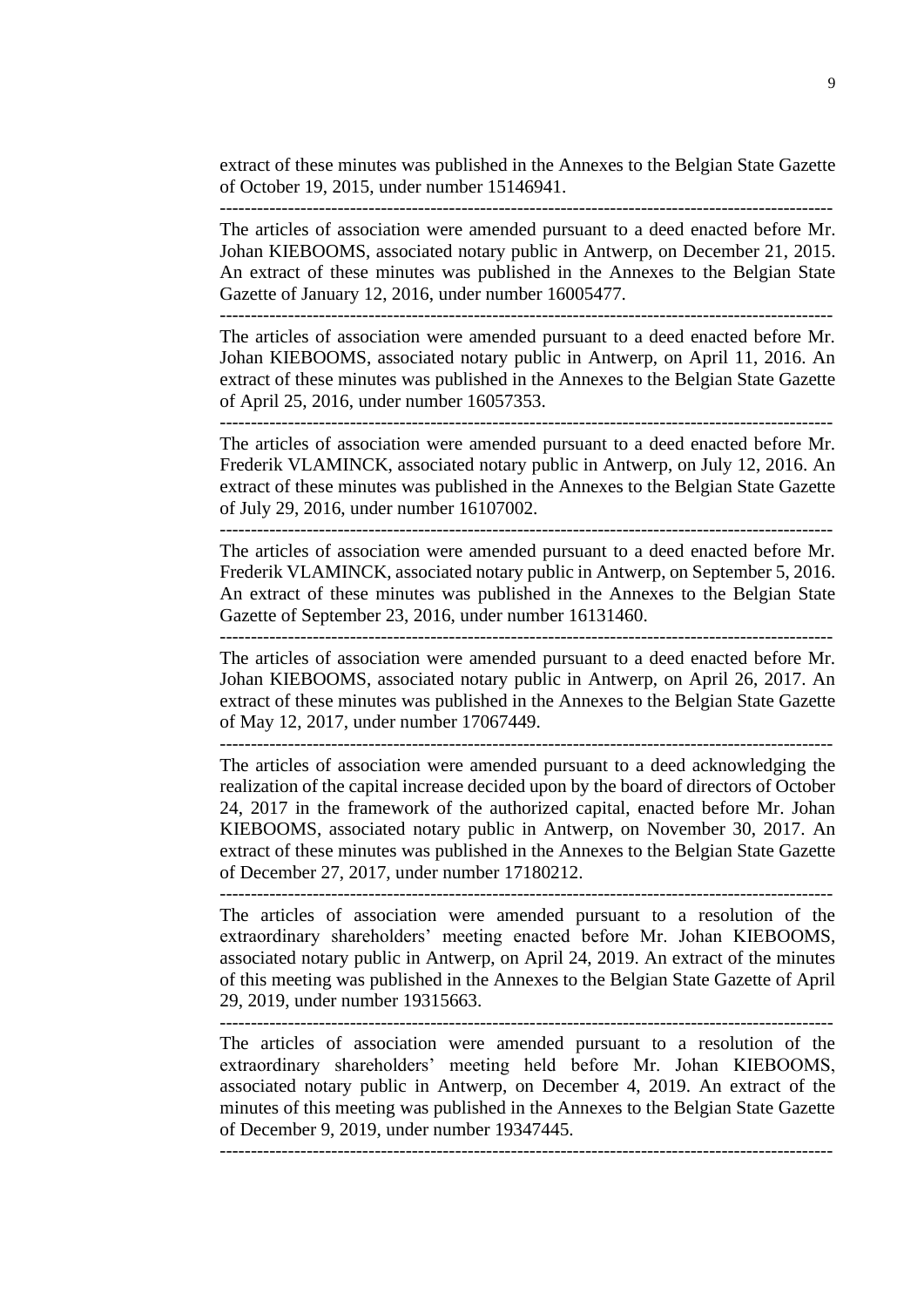extract of these minutes was published in the Annexes to the Belgian State Gazette of October 19, 2015, under number 15146941.

---

The articles of association were amended pursuant to a deed enacted before Mr. Johan KIEBOOMS, associated notary public in Antwerp, on December 21, 2015. An extract of these minutes was published in the Annexes to the Belgian State Gazette of January 12, 2016, under number 16005477.

---

The articles of association were amended pursuant to a deed enacted before Mr. Johan KIEBOOMS, associated notary public in Antwerp, on April 11, 2016. An extract of these minutes was published in the Annexes to the Belgian State Gazette of April 25, 2016, under number 16057353.

---

The articles of association were amended pursuant to a deed enacted before Mr. Frederik VLAMINCK, associated notary public in Antwerp, on July 12, 2016. An extract of these minutes was published in the Annexes to the Belgian State Gazette of July 29, 2016, under number 16107002.

---

The articles of association were amended pursuant to a deed enacted before Mr. Frederik VLAMINCK, associated notary public in Antwerp, on September 5, 2016. An extract of these minutes was published in the Annexes to the Belgian State Gazette of September 23, 2016, under number 16131460.

---

The articles of association were amended pursuant to a deed enacted before Mr. Johan KIEBOOMS, associated notary public in Antwerp, on April 26, 2017. An extract of these minutes was published in the Annexes to the Belgian State Gazette of May 12, 2017, under number 17067449.

---

The articles of association were amended pursuant to a deed acknowledging the realization of the capital increase decided upon by the board of directors of October 24, 2017 in the framework of the authorized capital, enacted before Mr. Johan KIEBOOMS, associated notary public in Antwerp, on November 30, 2017. An extract of these minutes was published in the Annexes to the Belgian State Gazette of December 27, 2017, under number 17180212.

---

The articles of association were amended pursuant to a resolution of the extraordinary shareholders' meeting enacted before Mr. Johan KIEBOOMS, associated notary public in Antwerp, on April 24, 2019. An extract of the minutes of this meeting was published in the Annexes to the Belgian State Gazette of April 29, 2019, under number 19315663.

---

The articles of association were amended pursuant to a resolution of the extraordinary shareholders' meeting held before Mr. Johan KIEBOOMS, associated notary public in Antwerp, on December 4, 2019. An extract of the minutes of this meeting was published in the Annexes to the Belgian State Gazette of December 9, 2019, under number 19347445.

---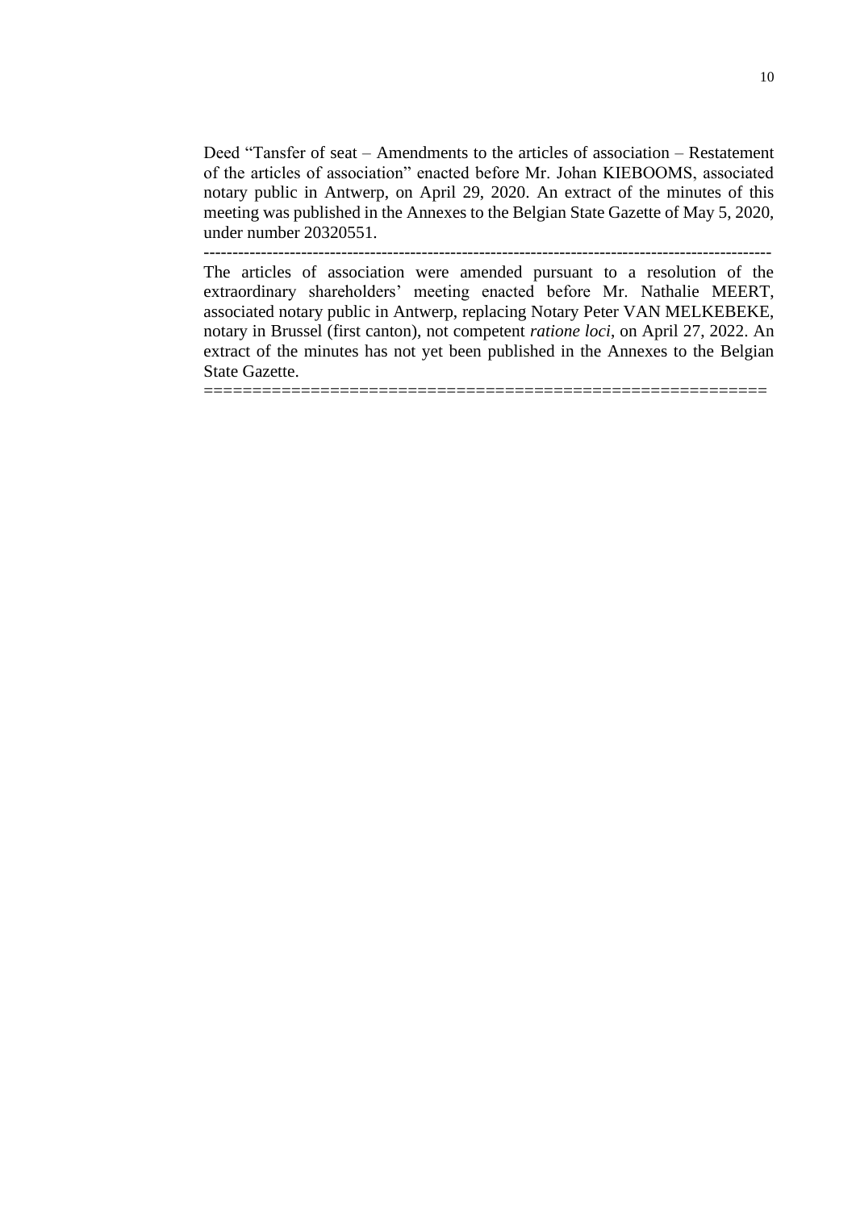Deed "Tansfer of seat – Amendments to the articles of association – Restatement of the articles of association" enacted before Mr. Johan KIEBOOMS, associated notary public in Antwerp, on April 29, 2020. An extract of the minutes of this meeting was published in the Annexes to the Belgian State Gazette of May 5, 2020, under number 20320551.

------------------------------------------------------------------------------------------------

The articles of association were amended pursuant to a resolution of the extraordinary shareholders' meeting enacted before Mr. Nathalie MEERT, associated notary public in Antwerp, replacing Notary Peter VAN MELKEBEKE, notary in Brussel (first canton), not competent *ratione loci*, on April 27, 2022. An extract of the minutes has not yet been published in the Annexes to the Belgian State Gazette.

============================================================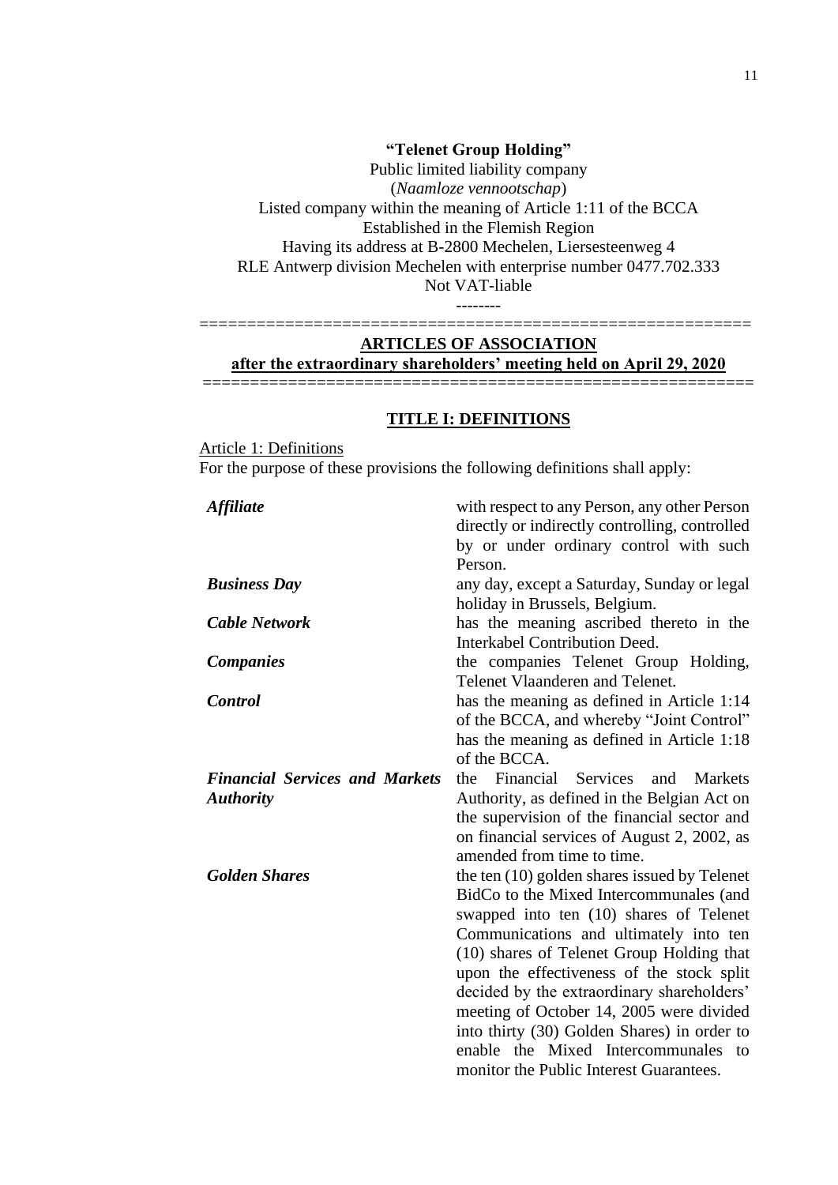**"Telenet Group Holding"**

Public limited liability company

(*Naamloze vennootschap*)

Listed company within the meaning of Article 1:11 of the BCCA

Established in the Flemish Region

Having its address at B-2800 Mechelen, Liersesteenweg 4

RLE Antwerp division Mechelen with enterprise number 0477.702.333

Not VAT-liable

--------

========================================================

## ARTICLES OF ASSOCIATION

**after the extraordinary shareholders' meeting held on April 29, 2020**

========================================================

## TITLE I: DEFINITIONS

Article 1: Definitions

For the purpose of these provisions the following definitions shall apply:

| | |
|---|---|
| ***Affiliate*** | with respect to any Person, any other Person directly or indirectly controlling, controlled by or under ordinary control with such Person. |
| ***Business Day*** | any day, except a Saturday, Sunday or legal holiday in Brussels, Belgium. |
| ***Cable Network*** | has the meaning ascribed thereto in the Interkabel Contribution Deed. |
| ***Companies*** | the companies Telenet Group Holding, Telenet Vlaanderen and Telenet. |
| ***Control*** | has the meaning as defined in Article 1:14 of the BCCA, and whereby "Joint Control" has the meaning as defined in Article 1:18 of the BCCA. |
| ***Financial Services and Markets Authority*** | the Financial Services and Markets Authority, as defined in the Belgian Act on the supervision of the financial sector and on financial services of August 2, 2002, as amended from time to time. |
| ***Golden Shares*** | the ten (10) golden shares issued by Telenet BidCo to the Mixed Intercommunales (and swapped into ten (10) shares of Telenet Communications and ultimately into ten (10) shares of Telenet Group Holding that upon the effectiveness of the stock split decided by the extraordinary shareholders' meeting of October 14, 2005 were divided into thirty (30) Golden Shares) in order to enable the Mixed Intercommunales to monitor the Public Interest Guarantees. |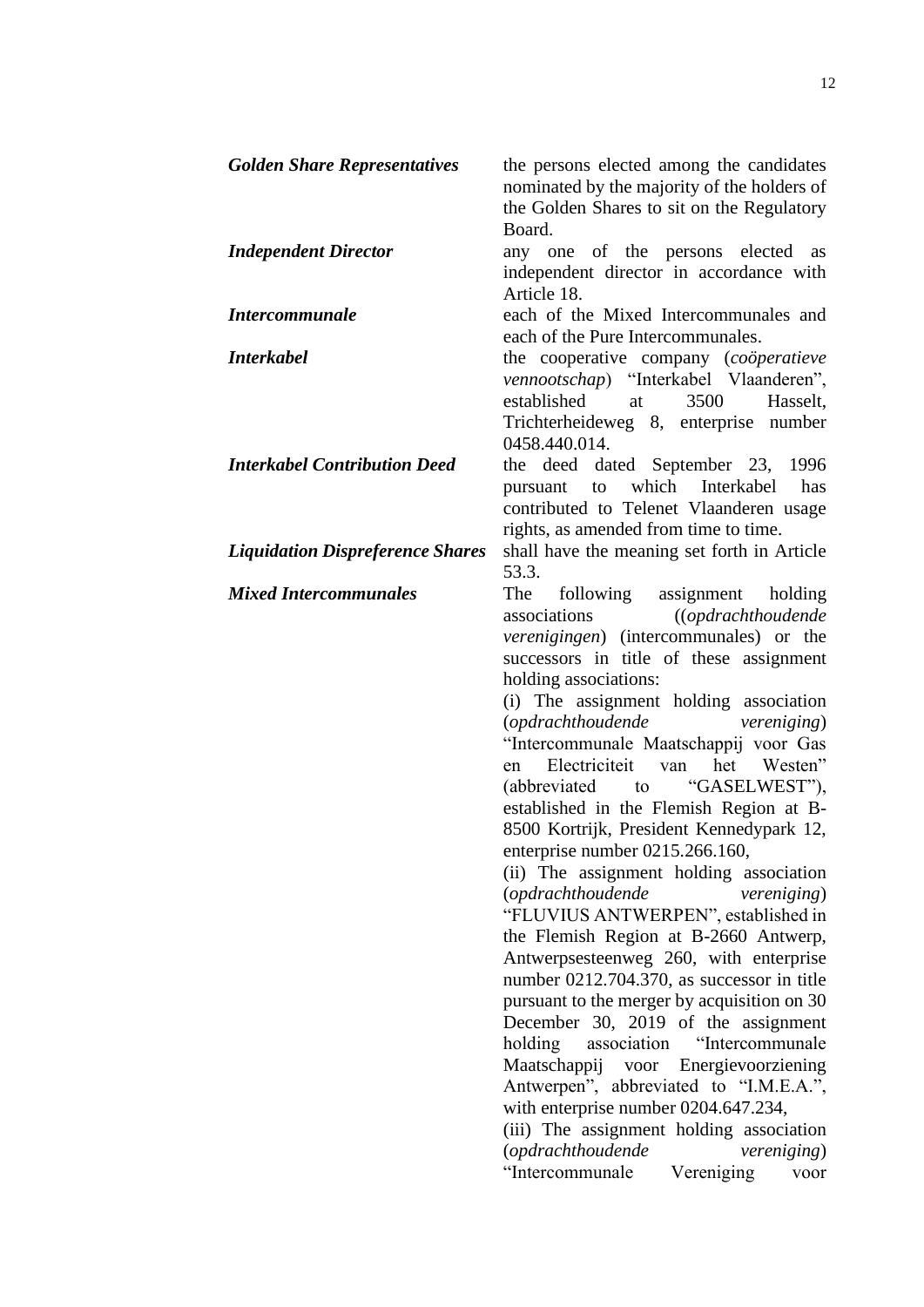| | |
|---|---|
| ***Golden Share Representatives*** | the persons elected among the candidates nominated by the majority of the holders of the Golden Shares to sit on the Regulatory Board. |
| ***Independent Director*** | any one of the persons elected as independent director in accordance with Article 18. |
| ***Intercommunale*** | each of the Mixed Intercommunales and each of the Pure Intercommunales. |
| ***Interkabel*** | the cooperative company (*coöperatieve vennootschap*) "Interkabel Vlaanderen", established at 3500 Hasselt, Trichterheideweg 8, enterprise number 0458.440.014. |
| ***Interkabel Contribution Deed*** | the deed dated September 23, 1996 pursuant to which Interkabel has contributed to Telenet Vlaanderen usage rights, as amended from time to time. |
| ***Liquidation Dispreference Shares*** | shall have the meaning set forth in Article 53.3. |
| ***Mixed Intercommunales*** | The following assignment holding associations ((*opdrachthoudende verenigingen*) (intercommunales) or the successors in title of these assignment holding associations:<br>(i) The assignment holding association (*opdrachthoudende vereniging*) "Intercommunale Maatschappij voor Gas en Electriciteit van het Westen" (abbreviated to "GASELWEST"), established in the Flemish Region at B-8500 Kortrijk, President Kennedypark 12, enterprise number 0215.266.160,<br>(ii) The assignment holding association (*opdrachthoudende vereniging*) "FLUVIUS ANTWERPEN", established in the Flemish Region at B-2660 Antwerp, Antwerpsesteenweg 260, with enterprise number 0212.704.370, as successor in title pursuant to the merger by acquisition on 30 December 30, 2019 of the assignment holding association "Intercommunale Maatschappij voor Energievoorziening Antwerpen", abbreviated to "I.M.E.A.", with enterprise number 0204.647.234,<br>(iii) The assignment holding association (*opdrachthoudende vereniging*) "Intercommunale Vereniging voor |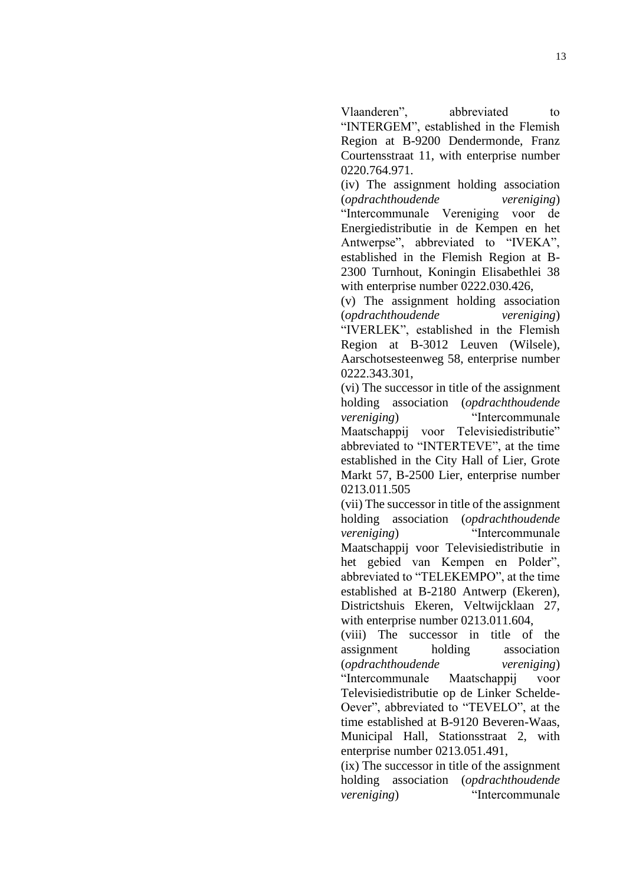Vlaanderen", abbreviated to "INTERGEM", established in the Flemish Region at B-9200 Dendermonde, Franz Courtensstraat 11, with enterprise number 0220.764.971.

(iv) The assignment holding association (*opdrachthoudende vereniging*) "Intercommunale Vereniging voor de Energiedistributie in de Kempen en het Antwerpse", abbreviated to "IVEKA", established in the Flemish Region at B-2300 Turnhout, Koningin Elisabethlei 38 with enterprise number 0222.030.426,

(v) The assignment holding association (*opdrachthoudende vereniging*) "IVERLEK", established in the Flemish Region at B-3012 Leuven (Wilsele), Aarschotsesteenweg 58, enterprise number 0222.343.301,

(vi) The successor in title of the assignment holding association (*opdrachthoudende vereniging*) "Intercommunale Maatschappij voor Televisiedistributie" abbreviated to "INTERTEVE", at the time established in the City Hall of Lier, Grote Markt 57, B-2500 Lier, enterprise number 0213.011.505

(vii) The successor in title of the assignment holding association (*opdrachthoudende vereniging*) "Intercommunale Maatschappij voor Televisiedistributie in het gebied van Kempen en Polder", abbreviated to "TELEKEMPO", at the time established at B-2180 Antwerp (Ekeren), Districtshuis Ekeren, Veltwijcklaan 27, with enterprise number 0213.011.604,

(viii) The successor in title of the assignment holding association (*opdrachthoudende vereniging*) "Intercommunale Maatschappij voor Televisiedistributie op de Linker Schelde-Oever", abbreviated to "TEVELO", at the time established at B-9120 Beveren-Waas, Municipal Hall, Stationsstraat 2, with enterprise number 0213.051.491,

(ix) The successor in title of the assignment holding association (*opdrachthoudende vereniging*) "Intercommunale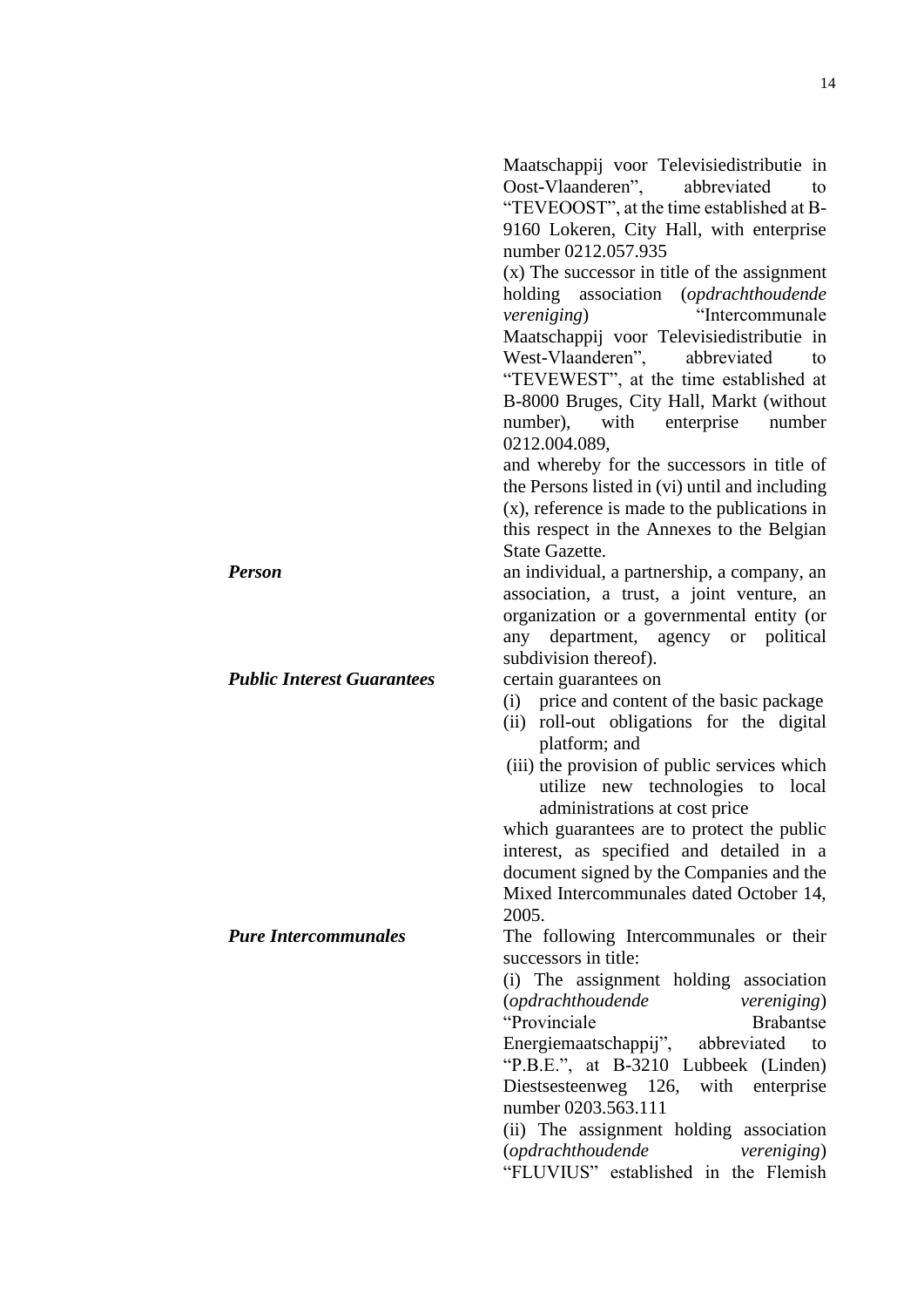Maatschappij voor Televisiedistributie in Oost-Vlaanderen", abbreviated to "TEVEOOST", at the time established at B-9160 Lokeren, City Hall, with enterprise number 0212.057.935

(x) The successor in title of the assignment holding association (*opdrachthoudende vereniging*) "Intercommunale Maatschappij voor Televisiedistributie in West-Vlaanderen", abbreviated to "TEVEWEST", at the time established at B-8000 Bruges, City Hall, Markt (without number), with enterprise number 0212.004.089,

and whereby for the successors in title of the Persons listed in (vi) until and including (x), reference is made to the publications in this respect in the Annexes to the Belgian State Gazette.

***Person*** an individual, a partnership, a company, an association, a trust, a joint venture, an organization or a governmental entity (or any department, agency or political subdivision thereof).

***Public Interest Guarantees*** certain guarantees on

(i) price and content of the basic package
(ii) roll-out obligations for the digital platform; and
(iii) the provision of public services which utilize new technologies to local administrations at cost price

which guarantees are to protect the public interest, as specified and detailed in a document signed by the Companies and the Mixed Intercommunales dated October 14, 2005.

***Pure Intercommunales*** The following Intercommunales or their successors in title:

(i) The assignment holding association (*opdrachthoudende vereniging*) "Provinciale Brabantse Energiemaatschappij", abbreviated to "P.B.E.", at B-3210 Lubbeek (Linden) Diestsesteenweg 126, with enterprise number 0203.563.111

(ii) The assignment holding association (*opdrachthoudende vereniging*) "FLUVIUS" established in the Flemish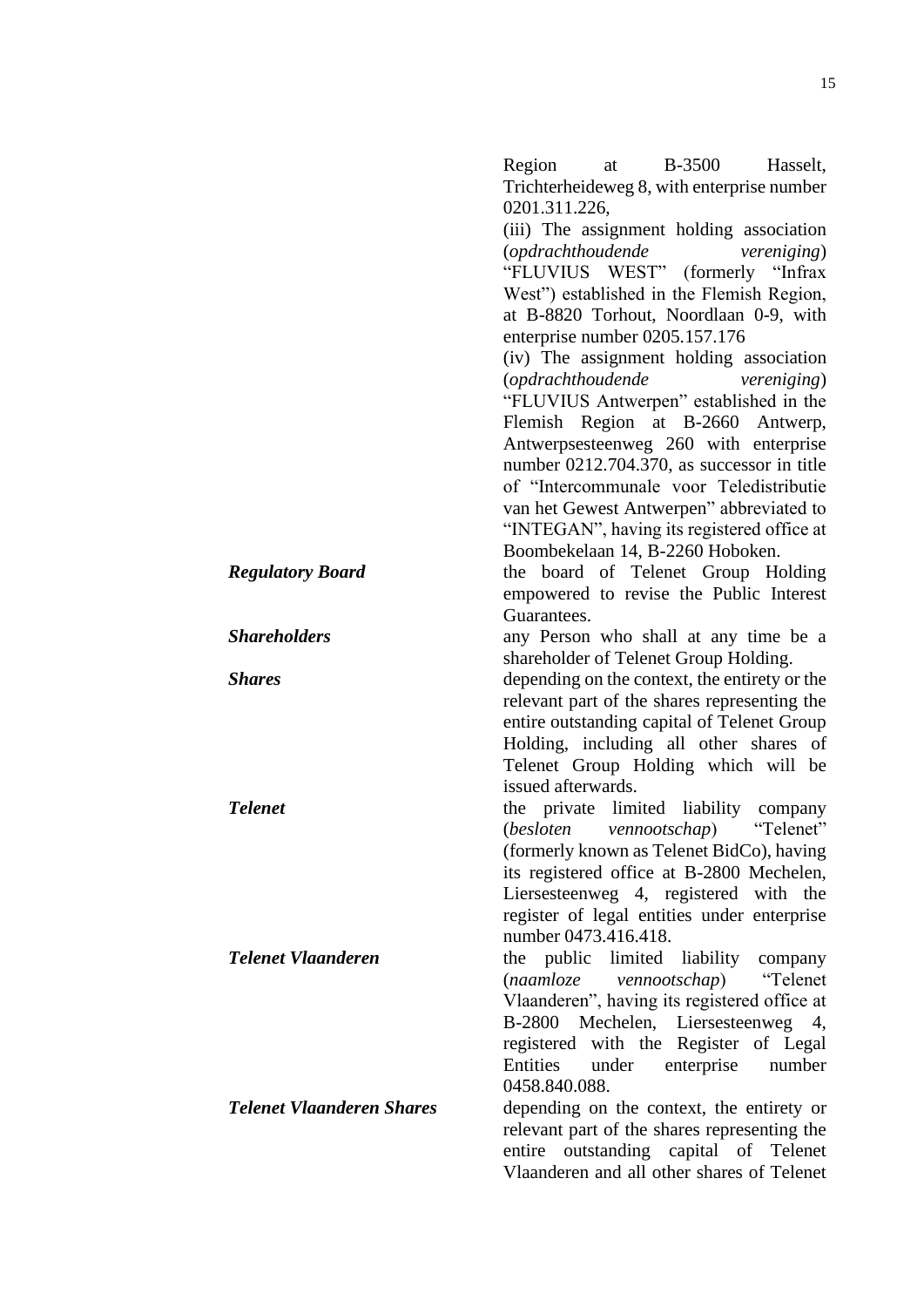Region at B-3500 Hasselt, Trichterheideweg 8, with enterprise number 0201.311.226,

(iii) The assignment holding association (*opdrachthoudende vereniging*) “FLUVIUS WEST” (formerly “Infrax West”) established in the Flemish Region, at B-8820 Torhout, Noordlaan 0-9, with enterprise number 0205.157.176

(iv) The assignment holding association (*opdrachthoudende vereniging*) “FLUVIUS Antwerpen” established in the Flemish Region at B-2660 Antwerp, Antwerpsesteenweg 260 with enterprise number 0212.704.370, as successor in title of “Intercommunale voor Teledistributie van het Gewest Antwerpen” abbreviated to “INTEGAN”, having its registered office at Boombekelaan 14, B-2260 Hoboken.

***Regulatory Board*** — the board of Telenet Group Holding empowered to revise the Public Interest Guarantees.

***Shareholders*** — any Person who shall at any time be a shareholder of Telenet Group Holding.

***Shares*** — depending on the context, the entirety or the relevant part of the shares representing the entire outstanding capital of Telenet Group Holding, including all other shares of Telenet Group Holding which will be issued afterwards.

***Telenet*** — the private limited liability company (*besloten vennootschap*) “Telenet” (formerly known as Telenet BidCo), having its registered office at B-2800 Mechelen, Liersesteenweg 4, registered with the register of legal entities under enterprise number 0473.416.418.

***Telenet Vlaanderen*** — the public limited liability company (*naamloze vennootschap*) “Telenet Vlaanderen”, having its registered office at B-2800 Mechelen, Liersesteenweg 4, registered with the Register of Legal Entities under enterprise number 0458.840.088.

***Telenet Vlaanderen Shares*** — depending on the context, the entirety or relevant part of the shares representing the entire outstanding capital of Telenet Vlaanderen and all other shares of Telenet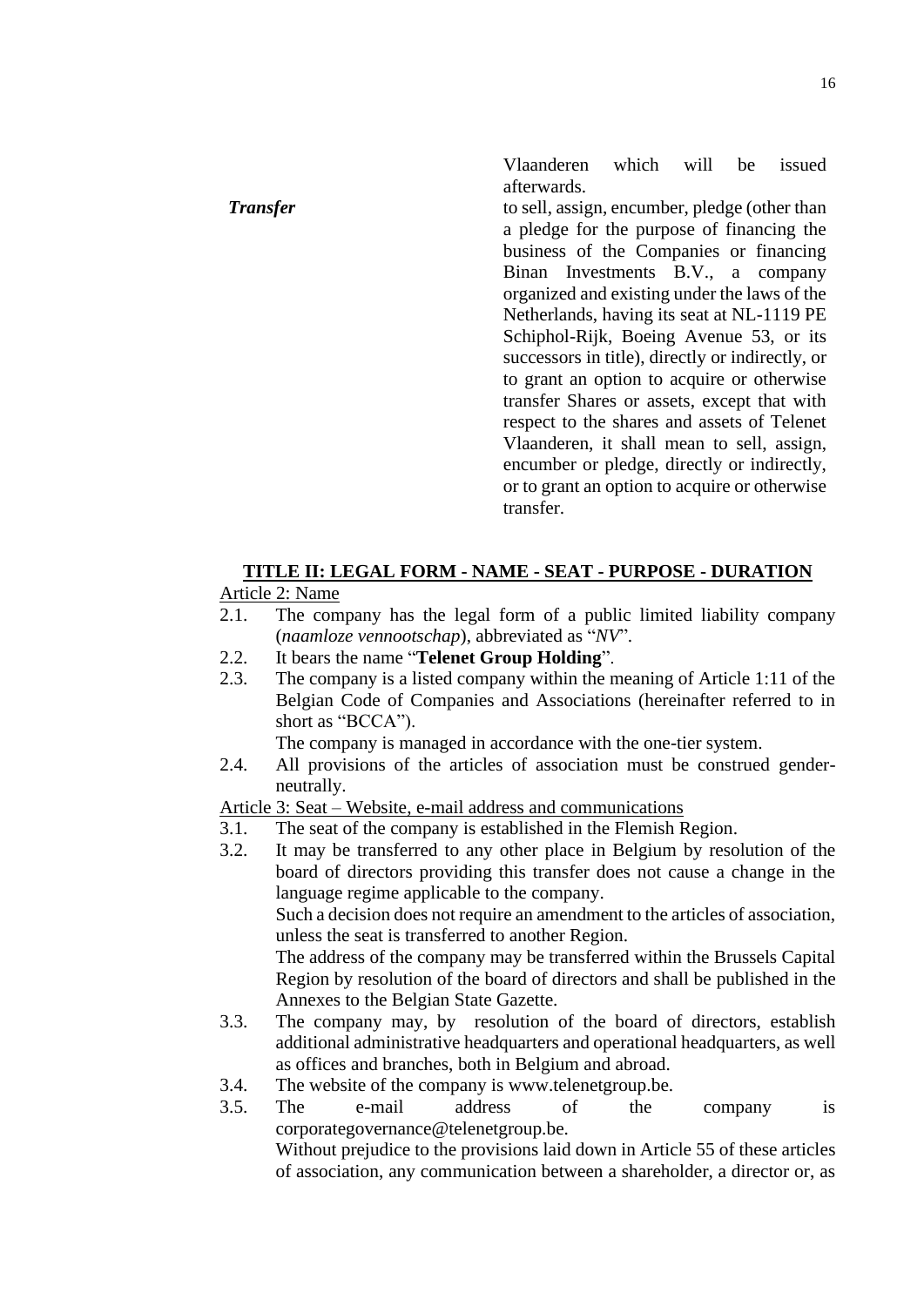Vlaanderen which will be issued afterwards.

***Transfer*** to sell, assign, encumber, pledge (other than a pledge for the purpose of financing the business of the Companies or financing Binan Investments B.V., a company organized and existing under the laws of the Netherlands, having its seat at NL-1119 PE Schiphol-Rijk, Boeing Avenue 53, or its successors in title), directly or indirectly, or to grant an option to acquire or otherwise transfer Shares or assets, except that with respect to the shares and assets of Telenet Vlaanderen, it shall mean to sell, assign, encumber or pledge, directly or indirectly, or to grant an option to acquire or otherwise transfer.

## TITLE II: LEGAL FORM - NAME - SEAT - PURPOSE - DURATION

Article 2: Name

2.1. The company has the legal form of a public limited liability company (*naamloze vennootschap*), abbreviated as "*NV*".

2.2. It bears the name "**Telenet Group Holding**".

2.3. The company is a listed company within the meaning of Article 1:11 of the Belgian Code of Companies and Associations (hereinafter referred to in short as "BCCA").
The company is managed in accordance with the one-tier system.

2.4. All provisions of the articles of association must be construed gender-neutrally.

Article 3: Seat – Website, e-mail address and communications

3.1. The seat of the company is established in the Flemish Region.

3.2. It may be transferred to any other place in Belgium by resolution of the board of directors providing this transfer does not cause a change in the language regime applicable to the company.
Such a decision does not require an amendment to the articles of association, unless the seat is transferred to another Region.
The address of the company may be transferred within the Brussels Capital Region by resolution of the board of directors and shall be published in the Annexes to the Belgian State Gazette.

3.3. The company may, by resolution of the board of directors, establish additional administrative headquarters and operational headquarters, as well as offices and branches, both in Belgium and abroad.

3.4. The website of the company is www.telenetgroup.be.

3.5. The e-mail address of the company is corporategovernance@telenetgroup.be.
Without prejudice to the provisions laid down in Article 55 of these articles of association, any communication between a shareholder, a director or, as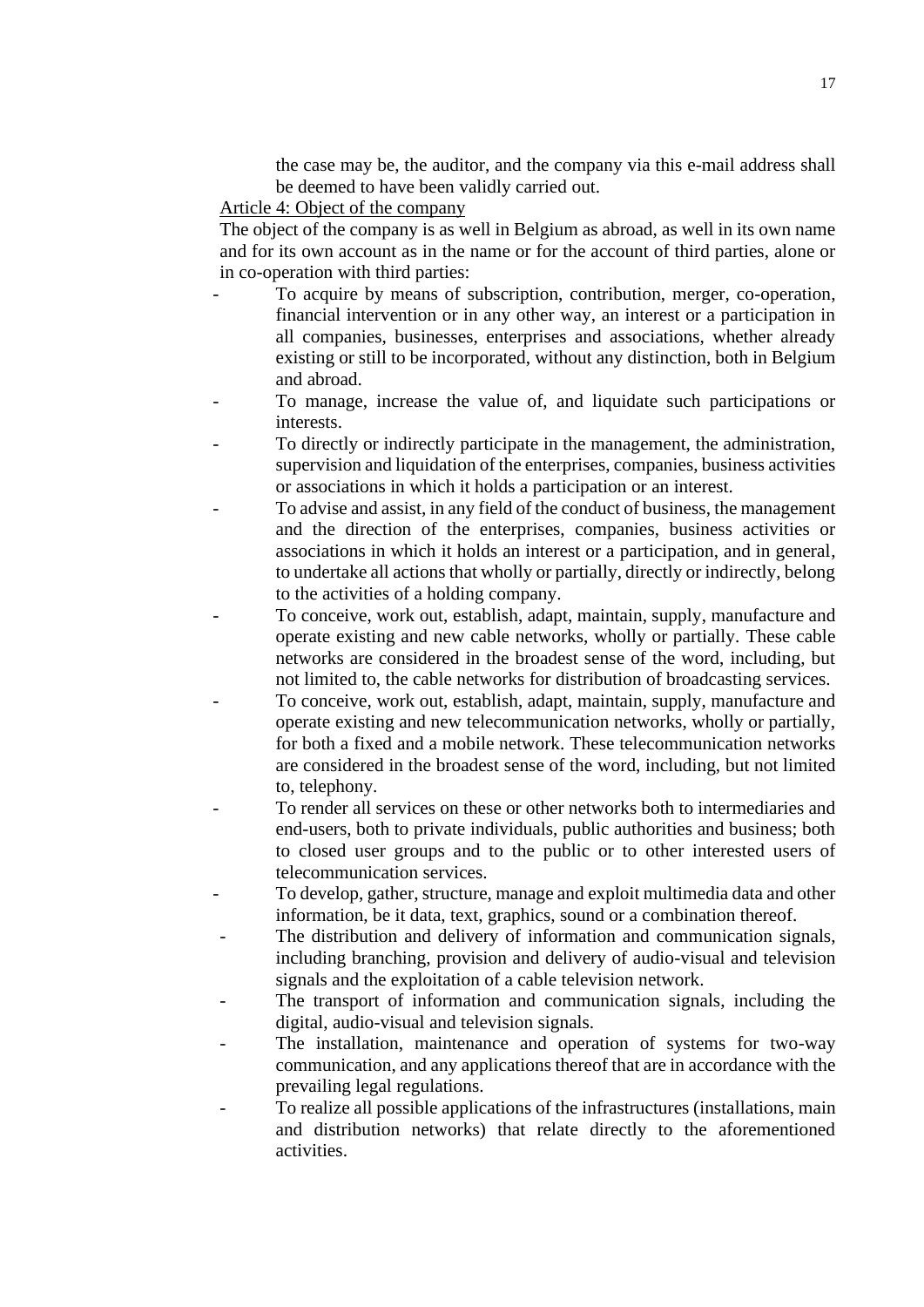the case may be, the auditor, and the company via this e-mail address shall be deemed to have been validly carried out.

Article 4: Object of the company

The object of the company is as well in Belgium as abroad, as well in its own name and for its own account as in the name or for the account of third parties, alone or in co-operation with third parties:

- To acquire by means of subscription, contribution, merger, co-operation, financial intervention or in any other way, an interest or a participation in all companies, businesses, enterprises and associations, whether already existing or still to be incorporated, without any distinction, both in Belgium and abroad.
- To manage, increase the value of, and liquidate such participations or interests.
- To directly or indirectly participate in the management, the administration, supervision and liquidation of the enterprises, companies, business activities or associations in which it holds a participation or an interest.
- To advise and assist, in any field of the conduct of business, the management and the direction of the enterprises, companies, business activities or associations in which it holds an interest or a participation, and in general, to undertake all actions that wholly or partially, directly or indirectly, belong to the activities of a holding company.
- To conceive, work out, establish, adapt, maintain, supply, manufacture and operate existing and new cable networks, wholly or partially. These cable networks are considered in the broadest sense of the word, including, but not limited to, the cable networks for distribution of broadcasting services.
- To conceive, work out, establish, adapt, maintain, supply, manufacture and operate existing and new telecommunication networks, wholly or partially, for both a fixed and a mobile network. These telecommunication networks are considered in the broadest sense of the word, including, but not limited to, telephony.
- To render all services on these or other networks both to intermediaries and end-users, both to private individuals, public authorities and business; both to closed user groups and to the public or to other interested users of telecommunication services.
- To develop, gather, structure, manage and exploit multimedia data and other information, be it data, text, graphics, sound or a combination thereof.
- The distribution and delivery of information and communication signals, including branching, provision and delivery of audio-visual and television signals and the exploitation of a cable television network.
- The transport of information and communication signals, including the digital, audio-visual and television signals.
- The installation, maintenance and operation of systems for two-way communication, and any applications thereof that are in accordance with the prevailing legal regulations.
- To realize all possible applications of the infrastructures (installations, main and distribution networks) that relate directly to the aforementioned activities.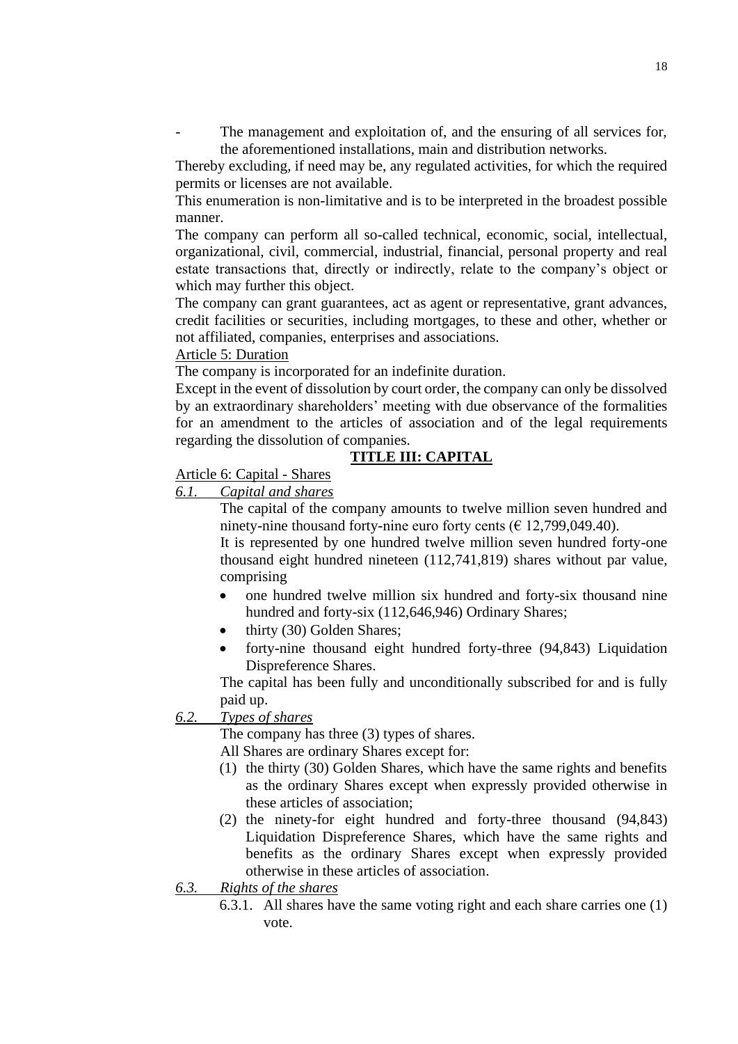- The management and exploitation of, and the ensuring of all services for, the aforementioned installations, main and distribution networks.

Thereby excluding, if need may be, any regulated activities, for which the required permits or licenses are not available.

This enumeration is non-limitative and is to be interpreted in the broadest possible manner.

The company can perform all so-called technical, economic, social, intellectual, organizational, civil, commercial, industrial, financial, personal property and real estate transactions that, directly or indirectly, relate to the company's object or which may further this object.

The company can grant guarantees, act as agent or representative, grant advances, credit facilities or securities, including mortgages, to these and other, whether or not affiliated, companies, enterprises and associations.

Article 5: Duration

The company is incorporated for an indefinite duration.

Except in the event of dissolution by court order, the company can only be dissolved by an extraordinary shareholders' meeting with due observance of the formalities for an amendment to the articles of association and of the legal requirements regarding the dissolution of companies.

## TITLE III: CAPITAL

Article 6: Capital - Shares

*6.1. Capital and shares*

The capital of the company amounts to twelve million seven hundred and ninety-nine thousand forty-nine euro forty cents (€ 12,799,049.40).

It is represented by one hundred twelve million seven hundred forty-one thousand eight hundred nineteen (112,741,819) shares without par value, comprising

- one hundred twelve million six hundred and forty-six thousand nine hundred and forty-six (112,646,946) Ordinary Shares;
- thirty (30) Golden Shares;
- forty-nine thousand eight hundred forty-three (94,843) Liquidation Dispreference Shares.

The capital has been fully and unconditionally subscribed for and is fully paid up.

*6.2. Types of shares*

The company has three (3) types of shares.

All Shares are ordinary Shares except for:

(1) the thirty (30) Golden Shares, which have the same rights and benefits as the ordinary Shares except when expressly provided otherwise in these articles of association;

(2) the ninety-for eight hundred and forty-three thousand (94,843) Liquidation Dispreference Shares, which have the same rights and benefits as the ordinary Shares except when expressly provided otherwise in these articles of association.

*6.3. Rights of the shares*

6.3.1. All shares have the same voting right and each share carries one (1) vote.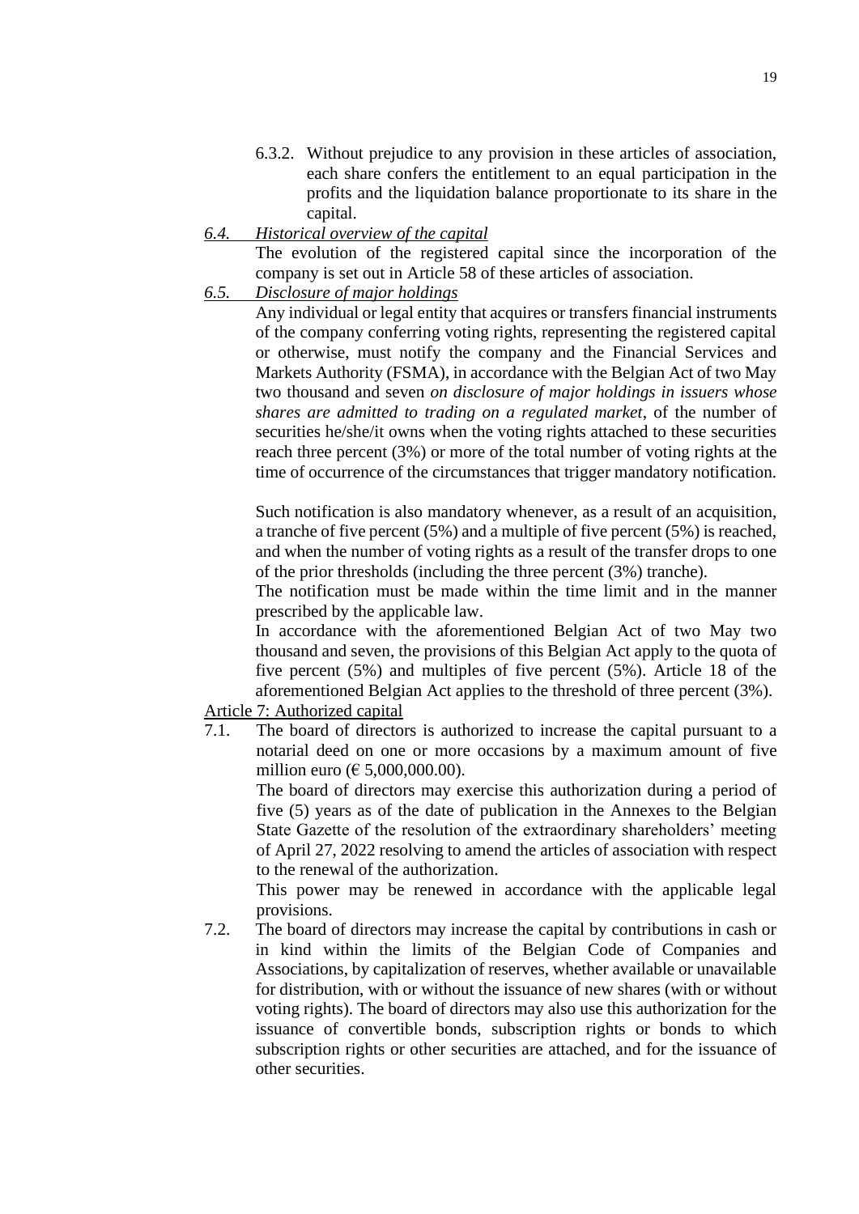6.3.2. Without prejudice to any provision in these articles of association, each share confers the entitlement to an equal participation in the profits and the liquidation balance proportionate to its share in the capital.

*6.4. Historical overview of the capital*

The evolution of the registered capital since the incorporation of the company is set out in Article 58 of these articles of association.

*6.5. Disclosure of major holdings*

Any individual or legal entity that acquires or transfers financial instruments of the company conferring voting rights, representing the registered capital or otherwise, must notify the company and the Financial Services and Markets Authority (FSMA), in accordance with the Belgian Act of two May two thousand and seven *on disclosure of major holdings in issuers whose shares are admitted to trading on a regulated market*, of the number of securities he/she/it owns when the voting rights attached to these securities reach three percent (3%) or more of the total number of voting rights at the time of occurrence of the circumstances that trigger mandatory notification.

Such notification is also mandatory whenever, as a result of an acquisition, a tranche of five percent (5%) and a multiple of five percent (5%) is reached, and when the number of voting rights as a result of the transfer drops to one of the prior thresholds (including the three percent (3%) tranche).

The notification must be made within the time limit and in the manner prescribed by the applicable law.

In accordance with the aforementioned Belgian Act of two May two thousand and seven, the provisions of this Belgian Act apply to the quota of five percent (5%) and multiples of five percent (5%). Article 18 of the aforementioned Belgian Act applies to the threshold of three percent (3%).

Article 7: Authorized capital

7.1. The board of directors is authorized to increase the capital pursuant to a notarial deed on one or more occasions by a maximum amount of five million euro (€ 5,000,000.00).

The board of directors may exercise this authorization during a period of five (5) years as of the date of publication in the Annexes to the Belgian State Gazette of the resolution of the extraordinary shareholders' meeting of April 27, 2022 resolving to amend the articles of association with respect to the renewal of the authorization.

This power may be renewed in accordance with the applicable legal provisions.

7.2. The board of directors may increase the capital by contributions in cash or in kind within the limits of the Belgian Code of Companies and Associations, by capitalization of reserves, whether available or unavailable for distribution, with or without the issuance of new shares (with or without voting rights). The board of directors may also use this authorization for the issuance of convertible bonds, subscription rights or bonds to which subscription rights or other securities are attached, and for the issuance of other securities.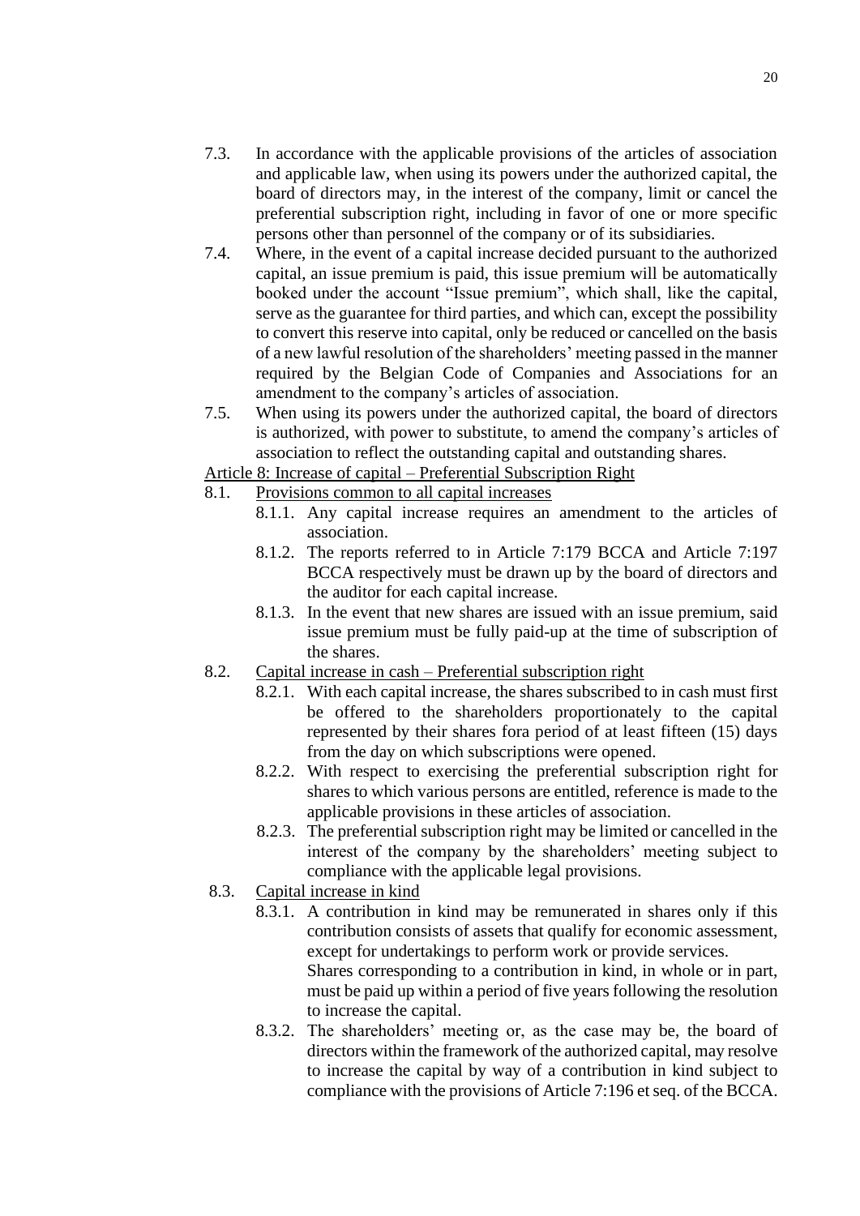7.3. In accordance with the applicable provisions of the articles of association and applicable law, when using its powers under the authorized capital, the board of directors may, in the interest of the company, limit or cancel the preferential subscription right, including in favor of one or more specific persons other than personnel of the company or of its subsidiaries.

7.4. Where, in the event of a capital increase decided pursuant to the authorized capital, an issue premium is paid, this issue premium will be automatically booked under the account "Issue premium", which shall, like the capital, serve as the guarantee for third parties, and which can, except the possibility to convert this reserve into capital, only be reduced or cancelled on the basis of a new lawful resolution of the shareholders' meeting passed in the manner required by the Belgian Code of Companies and Associations for an amendment to the company's articles of association.

7.5. When using its powers under the authorized capital, the board of directors is authorized, with power to substitute, to amend the company's articles of association to reflect the outstanding capital and outstanding shares.

<u>Article 8: Increase of capital – Preferential Subscription Right</u>

8.1. <u>Provisions common to all capital increases</u>

8.1.1. Any capital increase requires an amendment to the articles of association.

8.1.2. The reports referred to in Article 7:179 BCCA and Article 7:197 BCCA respectively must be drawn up by the board of directors and the auditor for each capital increase.

8.1.3. In the event that new shares are issued with an issue premium, said issue premium must be fully paid-up at the time of subscription of the shares.

8.2. <u>Capital increase in cash – Preferential subscription right</u>

8.2.1. With each capital increase, the shares subscribed to in cash must first be offered to the shareholders proportionately to the capital represented by their shares fora period of at least fifteen (15) days from the day on which subscriptions were opened.

8.2.2. With respect to exercising the preferential subscription right for shares to which various persons are entitled, reference is made to the applicable provisions in these articles of association.

8.2.3. The preferential subscription right may be limited or cancelled in the interest of the company by the shareholders' meeting subject to compliance with the applicable legal provisions.

8.3. <u>Capital increase in kind</u>

8.3.1. A contribution in kind may be remunerated in shares only if this contribution consists of assets that qualify for economic assessment, except for undertakings to perform work or provide services.
Shares corresponding to a contribution in kind, in whole or in part, must be paid up within a period of five years following the resolution to increase the capital.

8.3.2. The shareholders' meeting or, as the case may be, the board of directors within the framework of the authorized capital, may resolve to increase the capital by way of a contribution in kind subject to compliance with the provisions of Article 7:196 et seq. of the BCCA.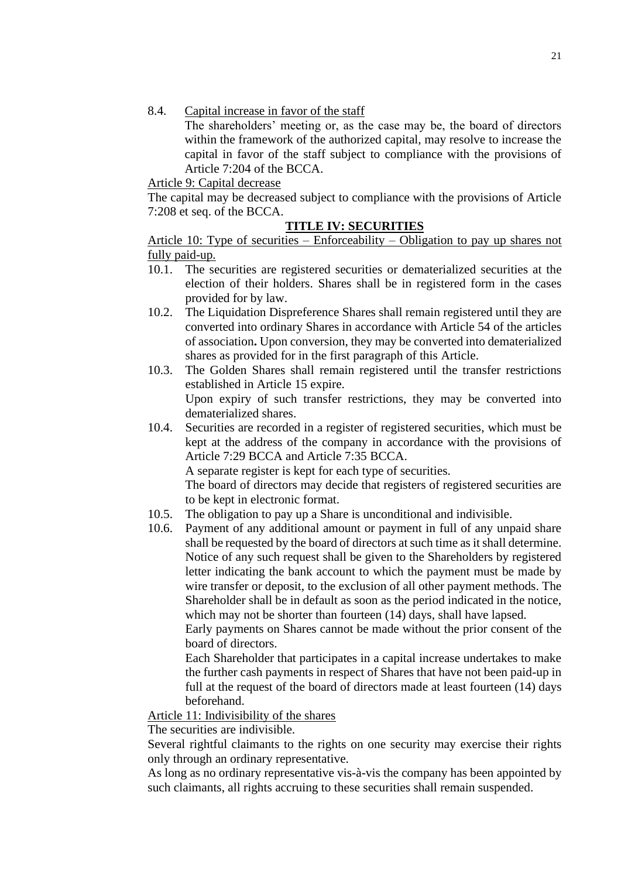8.4. Capital increase in favor of the staff

The shareholders' meeting or, as the case may be, the board of directors within the framework of the authorized capital, may resolve to increase the capital in favor of the staff subject to compliance with the provisions of Article 7:204 of the BCCA.

Article 9: Capital decrease

The capital may be decreased subject to compliance with the provisions of Article 7:208 et seq. of the BCCA.

## TITLE IV: SECURITIES

Article 10: Type of securities – Enforceability – Obligation to pay up shares not fully paid-up.

10.1. The securities are registered securities or dematerialized securities at the election of their holders. Shares shall be in registered form in the cases provided for by law.

10.2. The Liquidation Dispreference Shares shall remain registered until they are converted into ordinary Shares in accordance with Article 54 of the articles of association**.** Upon conversion, they may be converted into dematerialized shares as provided for in the first paragraph of this Article.

10.3. The Golden Shares shall remain registered until the transfer restrictions established in Article 15 expire.

Upon expiry of such transfer restrictions, they may be converted into dematerialized shares.

10.4. Securities are recorded in a register of registered securities, which must be kept at the address of the company in accordance with the provisions of Article 7:29 BCCA and Article 7:35 BCCA.

A separate register is kept for each type of securities.

The board of directors may decide that registers of registered securities are to be kept in electronic format.

10.5. The obligation to pay up a Share is unconditional and indivisible.

10.6. Payment of any additional amount or payment in full of any unpaid share shall be requested by the board of directors at such time as it shall determine. Notice of any such request shall be given to the Shareholders by registered letter indicating the bank account to which the payment must be made by wire transfer or deposit, to the exclusion of all other payment methods. The Shareholder shall be in default as soon as the period indicated in the notice, which may not be shorter than fourteen (14) days, shall have lapsed.

Early payments on Shares cannot be made without the prior consent of the board of directors.

Each Shareholder that participates in a capital increase undertakes to make the further cash payments in respect of Shares that have not been paid-up in full at the request of the board of directors made at least fourteen (14) days beforehand.

Article 11: Indivisibility of the shares

The securities are indivisible.

Several rightful claimants to the rights on one security may exercise their rights only through an ordinary representative.

As long as no ordinary representative vis-à-vis the company has been appointed by such claimants, all rights accruing to these securities shall remain suspended.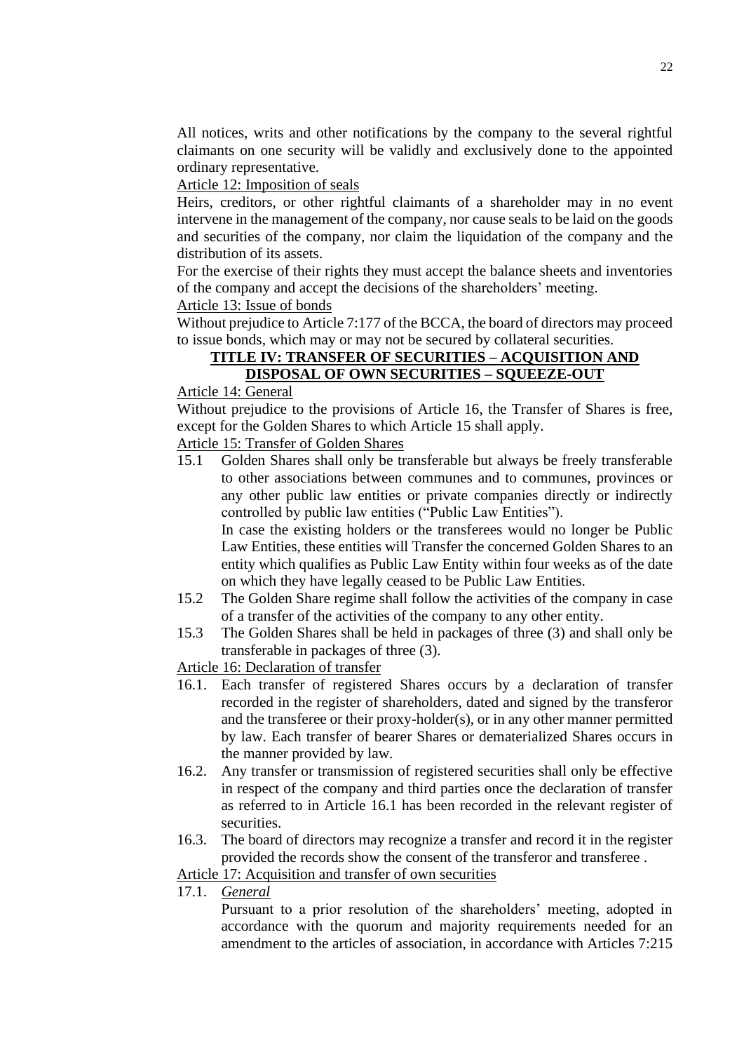All notices, writs and other notifications by the company to the several rightful claimants on one security will be validly and exclusively done to the appointed ordinary representative.

Article 12: Imposition of seals

Heirs, creditors, or other rightful claimants of a shareholder may in no event intervene in the management of the company, nor cause seals to be laid on the goods and securities of the company, nor claim the liquidation of the company and the distribution of its assets.

For the exercise of their rights they must accept the balance sheets and inventories of the company and accept the decisions of the shareholders' meeting.

Article 13: Issue of bonds

Without prejudice to Article 7:177 of the BCCA, the board of directors may proceed to issue bonds, which may or may not be secured by collateral securities.

## TITLE IV: TRANSFER OF SECURITIES – ACQUISITION AND DISPOSAL OF OWN SECURITIES – SQUEEZE-OUT

Article 14: General

Without prejudice to the provisions of Article 16, the Transfer of Shares is free, except for the Golden Shares to which Article 15 shall apply.

Article 15: Transfer of Golden Shares

15.1 Golden Shares shall only be transferable but always be freely transferable to other associations between communes and to communes, provinces or any other public law entities or private companies directly or indirectly controlled by public law entities ("Public Law Entities").

In case the existing holders or the transferees would no longer be Public Law Entities, these entities will Transfer the concerned Golden Shares to an entity which qualifies as Public Law Entity within four weeks as of the date on which they have legally ceased to be Public Law Entities.

15.2 The Golden Share regime shall follow the activities of the company in case of a transfer of the activities of the company to any other entity.

15.3 The Golden Shares shall be held in packages of three (3) and shall only be transferable in packages of three (3).

Article 16: Declaration of transfer

16.1. Each transfer of registered Shares occurs by a declaration of transfer recorded in the register of shareholders, dated and signed by the transferor and the transferee or their proxy-holder(s), or in any other manner permitted by law. Each transfer of bearer Shares or dematerialized Shares occurs in the manner provided by law.

16.2. Any transfer or transmission of registered securities shall only be effective in respect of the company and third parties once the declaration of transfer as referred to in Article 16.1 has been recorded in the relevant register of securities.

16.3. The board of directors may recognize a transfer and record it in the register provided the records show the consent of the transferor and transferee .

Article 17: Acquisition and transfer of own securities

17.1. *General*

Pursuant to a prior resolution of the shareholders' meeting, adopted in accordance with the quorum and majority requirements needed for an amendment to the articles of association, in accordance with Articles 7:215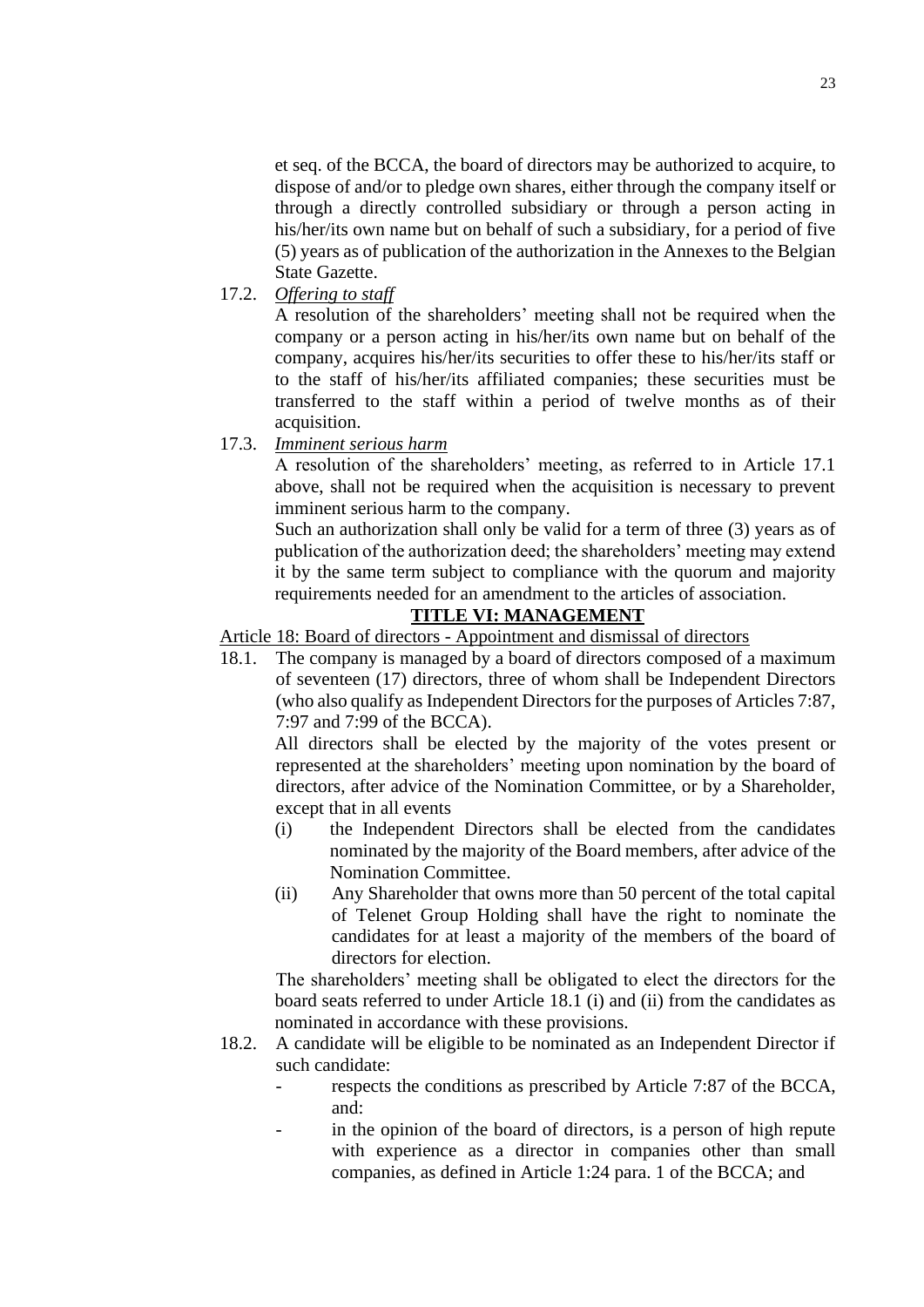et seq. of the BCCA, the board of directors may be authorized to acquire, to dispose of and/or to pledge own shares, either through the company itself or through a directly controlled subsidiary or through a person acting in his/her/its own name but on behalf of such a subsidiary, for a period of five (5) years as of publication of the authorization in the Annexes to the Belgian State Gazette.

17.2. *Offering to staff*

A resolution of the shareholders' meeting shall not be required when the company or a person acting in his/her/its own name but on behalf of the company, acquires his/her/its securities to offer these to his/her/its staff or to the staff of his/her/its affiliated companies; these securities must be transferred to the staff within a period of twelve months as of their acquisition.

17.3. *Imminent serious harm*

A resolution of the shareholders' meeting, as referred to in Article 17.1 above, shall not be required when the acquisition is necessary to prevent imminent serious harm to the company.

Such an authorization shall only be valid for a term of three (3) years as of publication of the authorization deed; the shareholders' meeting may extend it by the same term subject to compliance with the quorum and majority requirements needed for an amendment to the articles of association.

## TITLE VI: MANAGEMENT

Article 18: Board of directors - Appointment and dismissal of directors

18.1. The company is managed by a board of directors composed of a maximum of seventeen (17) directors, three of whom shall be Independent Directors (who also qualify as Independent Directors for the purposes of Articles 7:87, 7:97 and 7:99 of the BCCA).

All directors shall be elected by the majority of the votes present or represented at the shareholders' meeting upon nomination by the board of directors, after advice of the Nomination Committee, or by a Shareholder, except that in all events

(i) the Independent Directors shall be elected from the candidates nominated by the majority of the Board members, after advice of the Nomination Committee.

(ii) Any Shareholder that owns more than 50 percent of the total capital of Telenet Group Holding shall have the right to nominate the candidates for at least a majority of the members of the board of directors for election.

The shareholders' meeting shall be obligated to elect the directors for the board seats referred to under Article 18.1 (i) and (ii) from the candidates as nominated in accordance with these provisions.

18.2. A candidate will be eligible to be nominated as an Independent Director if such candidate:

- respects the conditions as prescribed by Article 7:87 of the BCCA, and:
- in the opinion of the board of directors, is a person of high repute with experience as a director in companies other than small companies, as defined in Article 1:24 para. 1 of the BCCA; and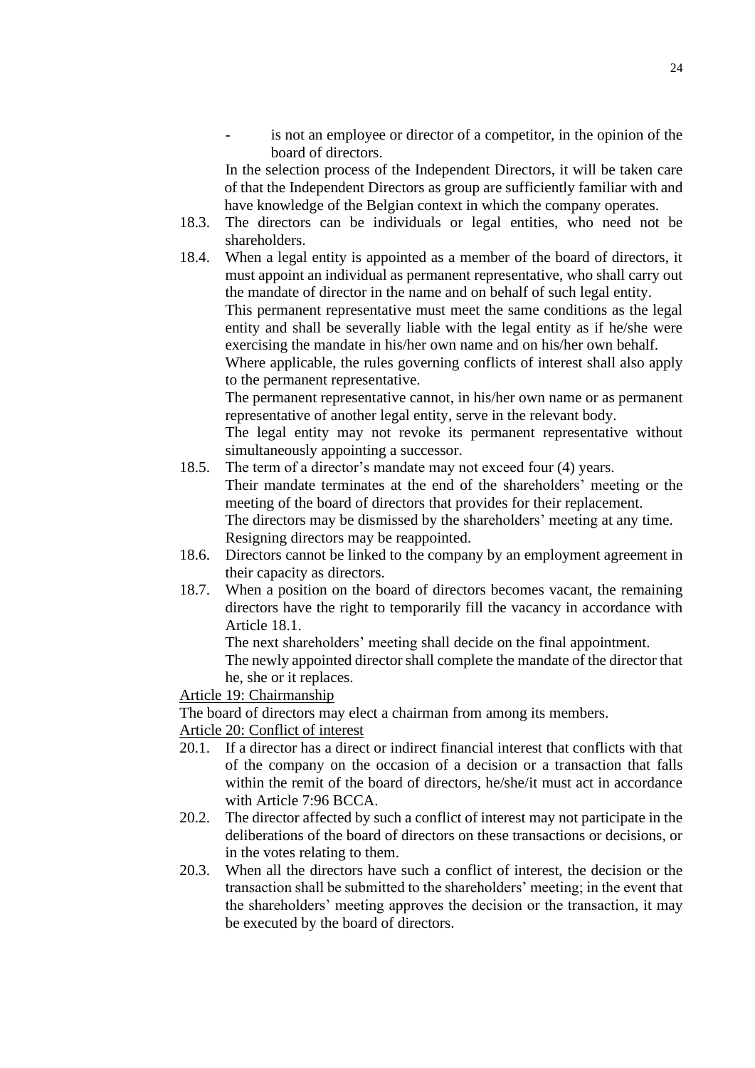- is not an employee or director of a competitor, in the opinion of the board of directors.

In the selection process of the Independent Directors, it will be taken care of that the Independent Directors as group are sufficiently familiar with and have knowledge of the Belgian context in which the company operates.

18.3. The directors can be individuals or legal entities, who need not be shareholders.

18.4. When a legal entity is appointed as a member of the board of directors, it must appoint an individual as permanent representative, who shall carry out the mandate of director in the name and on behalf of such legal entity.

This permanent representative must meet the same conditions as the legal entity and shall be severally liable with the legal entity as if he/she were exercising the mandate in his/her own name and on his/her own behalf.

Where applicable, the rules governing conflicts of interest shall also apply to the permanent representative.

The permanent representative cannot, in his/her own name or as permanent representative of another legal entity, serve in the relevant body.

The legal entity may not revoke its permanent representative without simultaneously appointing a successor.

18.5. The term of a director's mandate may not exceed four (4) years.

Their mandate terminates at the end of the shareholders' meeting or the meeting of the board of directors that provides for their replacement.

The directors may be dismissed by the shareholders' meeting at any time.

Resigning directors may be reappointed.

18.6. Directors cannot be linked to the company by an employment agreement in their capacity as directors.

18.7. When a position on the board of directors becomes vacant, the remaining directors have the right to temporarily fill the vacancy in accordance with Article 18.1.

The next shareholders' meeting shall decide on the final appointment.

The newly appointed director shall complete the mandate of the director that he, she or it replaces.

Article 19: Chairmanship

The board of directors may elect a chairman from among its members.

Article 20: Conflict of interest

20.1. If a director has a direct or indirect financial interest that conflicts with that of the company on the occasion of a decision or a transaction that falls within the remit of the board of directors, he/she/it must act in accordance with Article 7:96 BCCA.

20.2. The director affected by such a conflict of interest may not participate in the deliberations of the board of directors on these transactions or decisions, or in the votes relating to them.

20.3. When all the directors have such a conflict of interest, the decision or the transaction shall be submitted to the shareholders' meeting; in the event that the shareholders' meeting approves the decision or the transaction, it may be executed by the board of directors.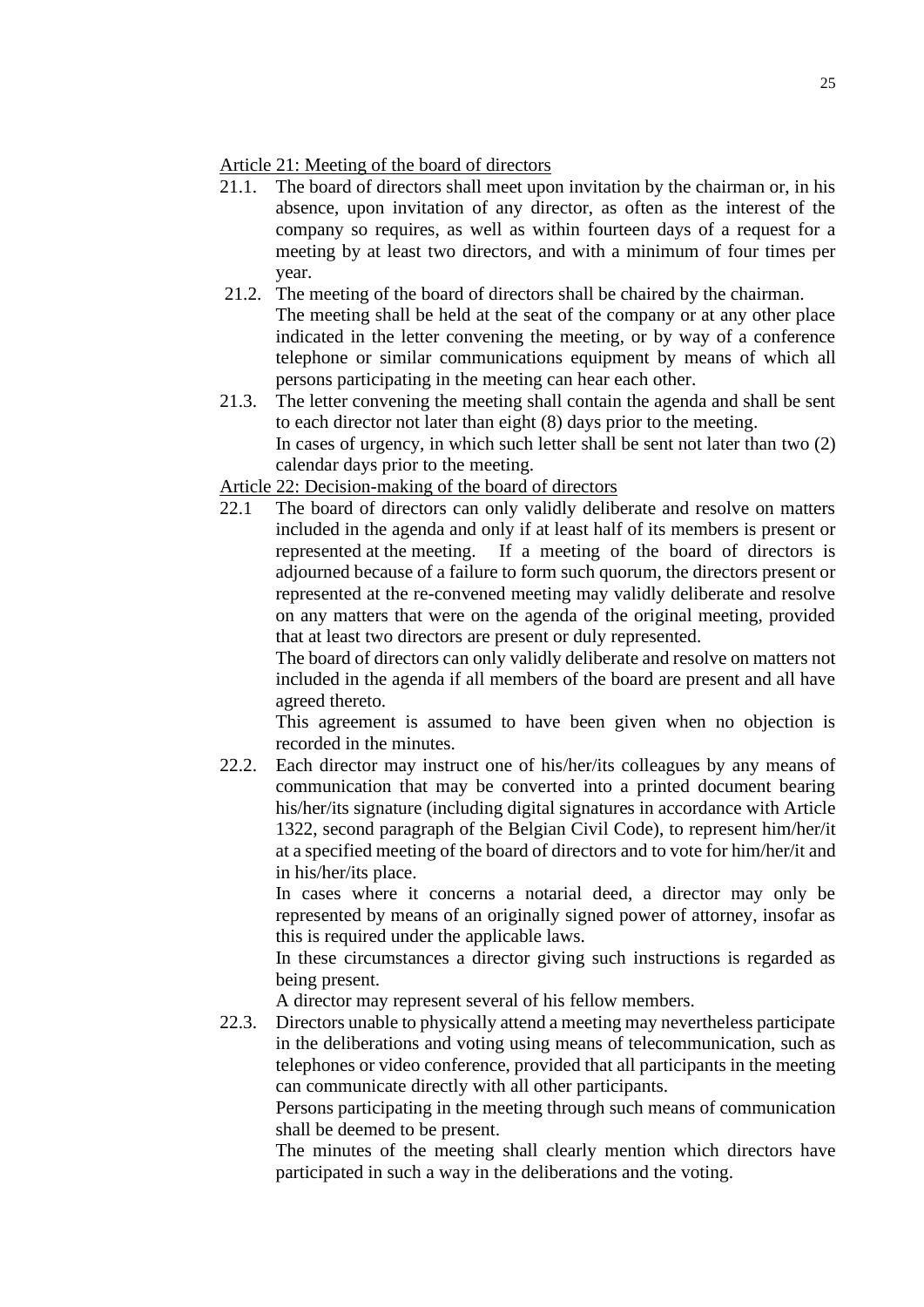Article 21: Meeting of the board of directors

21.1. The board of directors shall meet upon invitation by the chairman or, in his absence, upon invitation of any director, as often as the interest of the company so requires, as well as within fourteen days of a request for a meeting by at least two directors, and with a minimum of four times per year.

21.2. The meeting of the board of directors shall be chaired by the chairman.
The meeting shall be held at the seat of the company or at any other place indicated in the letter convening the meeting, or by way of a conference telephone or similar communications equipment by means of which all persons participating in the meeting can hear each other.

21.3. The letter convening the meeting shall contain the agenda and shall be sent to each director not later than eight (8) days prior to the meeting.
In cases of urgency, in which such letter shall be sent not later than two (2) calendar days prior to the meeting.

Article 22: Decision-making of the board of directors

22.1 The board of directors can only validly deliberate and resolve on matters included in the agenda and only if at least half of its members is present or represented at the meeting. If a meeting of the board of directors is adjourned because of a failure to form such quorum, the directors present or represented at the re-convened meeting may validly deliberate and resolve on any matters that were on the agenda of the original meeting, provided that at least two directors are present or duly represented.
The board of directors can only validly deliberate and resolve on matters not included in the agenda if all members of the board are present and all have agreed thereto.
This agreement is assumed to have been given when no objection is recorded in the minutes.

22.2. Each director may instruct one of his/her/its colleagues by any means of communication that may be converted into a printed document bearing his/her/its signature (including digital signatures in accordance with Article 1322, second paragraph of the Belgian Civil Code), to represent him/her/it at a specified meeting of the board of directors and to vote for him/her/it and in his/her/its place.
In cases where it concerns a notarial deed, a director may only be represented by means of an originally signed power of attorney, insofar as this is required under the applicable laws.
In these circumstances a director giving such instructions is regarded as being present.
A director may represent several of his fellow members.

22.3. Directors unable to physically attend a meeting may nevertheless participate in the deliberations and voting using means of telecommunication, such as telephones or video conference, provided that all participants in the meeting can communicate directly with all other participants.
Persons participating in the meeting through such means of communication shall be deemed to be present.
The minutes of the meeting shall clearly mention which directors have participated in such a way in the deliberations and the voting.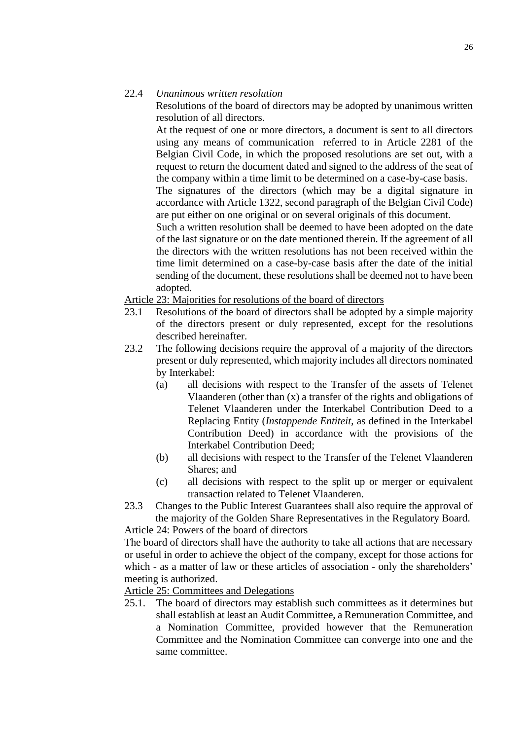22.4 *Unanimous written resolution*

Resolutions of the board of directors may be adopted by unanimous written resolution of all directors.

At the request of one or more directors, a document is sent to all directors using any means of communication referred to in Article 2281 of the Belgian Civil Code, in which the proposed resolutions are set out, with a request to return the document dated and signed to the address of the seat of the company within a time limit to be determined on a case-by-case basis.

The signatures of the directors (which may be a digital signature in accordance with Article 1322, second paragraph of the Belgian Civil Code) are put either on one original or on several originals of this document.

Such a written resolution shall be deemed to have been adopted on the date of the last signature or on the date mentioned therein. If the agreement of all the directors with the written resolutions has not been received within the time limit determined on a case-by-case basis after the date of the initial sending of the document, these resolutions shall be deemed not to have been adopted.

Article 23: Majorities for resolutions of the board of directors

23.1 Resolutions of the board of directors shall be adopted by a simple majority of the directors present or duly represented, except for the resolutions described hereinafter.

23.2 The following decisions require the approval of a majority of the directors present or duly represented, which majority includes all directors nominated by Interkabel:

(a) all decisions with respect to the Transfer of the assets of Telenet Vlaanderen (other than (x) a transfer of the rights and obligations of Telenet Vlaanderen under the Interkabel Contribution Deed to a Replacing Entity (*Instappende Entiteit*, as defined in the Interkabel Contribution Deed) in accordance with the provisions of the Interkabel Contribution Deed;

(b) all decisions with respect to the Transfer of the Telenet Vlaanderen Shares; and

(c) all decisions with respect to the split up or merger or equivalent transaction related to Telenet Vlaanderen.

23.3 Changes to the Public Interest Guarantees shall also require the approval of the majority of the Golden Share Representatives in the Regulatory Board.

Article 24: Powers of the board of directors

The board of directors shall have the authority to take all actions that are necessary or useful in order to achieve the object of the company, except for those actions for which - as a matter of law or these articles of association - only the shareholders' meeting is authorized.

Article 25: Committees and Delegations

25.1. The board of directors may establish such committees as it determines but shall establish at least an Audit Committee, a Remuneration Committee, and a Nomination Committee, provided however that the Remuneration Committee and the Nomination Committee can converge into one and the same committee.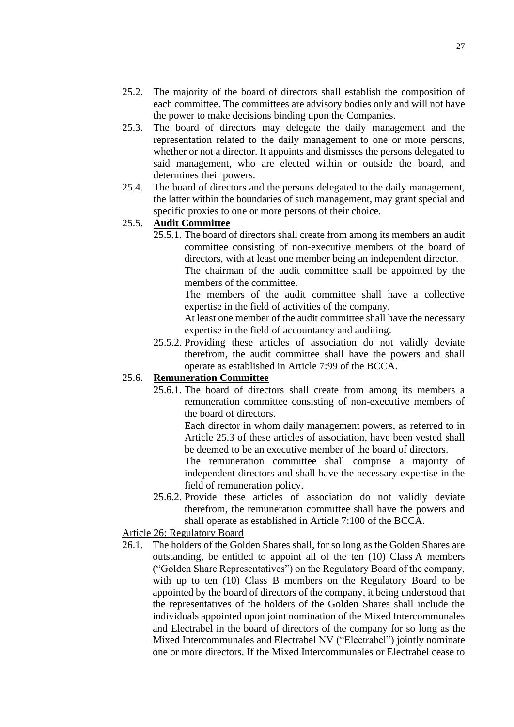25.2. The majority of the board of directors shall establish the composition of each committee. The committees are advisory bodies only and will not have the power to make decisions binding upon the Companies.

25.3. The board of directors may delegate the daily management and the representation related to the daily management to one or more persons, whether or not a director. It appoints and dismisses the persons delegated to said management, who are elected within or outside the board, and determines their powers.

25.4. The board of directors and the persons delegated to the daily management, the latter within the boundaries of such management, may grant special and specific proxies to one or more persons of their choice.

25.5. **Audit Committee**

25.5.1. The board of directors shall create from among its members an audit committee consisting of non-executive members of the board of directors, with at least one member being an independent director.

The chairman of the audit committee shall be appointed by the members of the committee.

The members of the audit committee shall have a collective expertise in the field of activities of the company.

At least one member of the audit committee shall have the necessary expertise in the field of accountancy and auditing.

25.5.2. Providing these articles of association do not validly deviate therefrom, the audit committee shall have the powers and shall operate as established in Article 7:99 of the BCCA.

25.6. **Remuneration Committee**

25.6.1. The board of directors shall create from among its members a remuneration committee consisting of non-executive members of the board of directors.

Each director in whom daily management powers, as referred to in Article 25.3 of these articles of association, have been vested shall be deemed to be an executive member of the board of directors.

The remuneration committee shall comprise a majority of independent directors and shall have the necessary expertise in the field of remuneration policy.

25.6.2. Provide these articles of association do not validly deviate therefrom, the remuneration committee shall have the powers and shall operate as established in Article 7:100 of the BCCA.

Article 26: Regulatory Board

26.1. The holders of the Golden Shares shall, for so long as the Golden Shares are outstanding, be entitled to appoint all of the ten (10) Class A members ("Golden Share Representatives") on the Regulatory Board of the company, with up to ten (10) Class B members on the Regulatory Board to be appointed by the board of directors of the company, it being understood that the representatives of the holders of the Golden Shares shall include the individuals appointed upon joint nomination of the Mixed Intercommunales and Electrabel in the board of directors of the company for so long as the Mixed Intercommunales and Electrabel NV ("Electrabel") jointly nominate one or more directors. If the Mixed Intercommunales or Electrabel cease to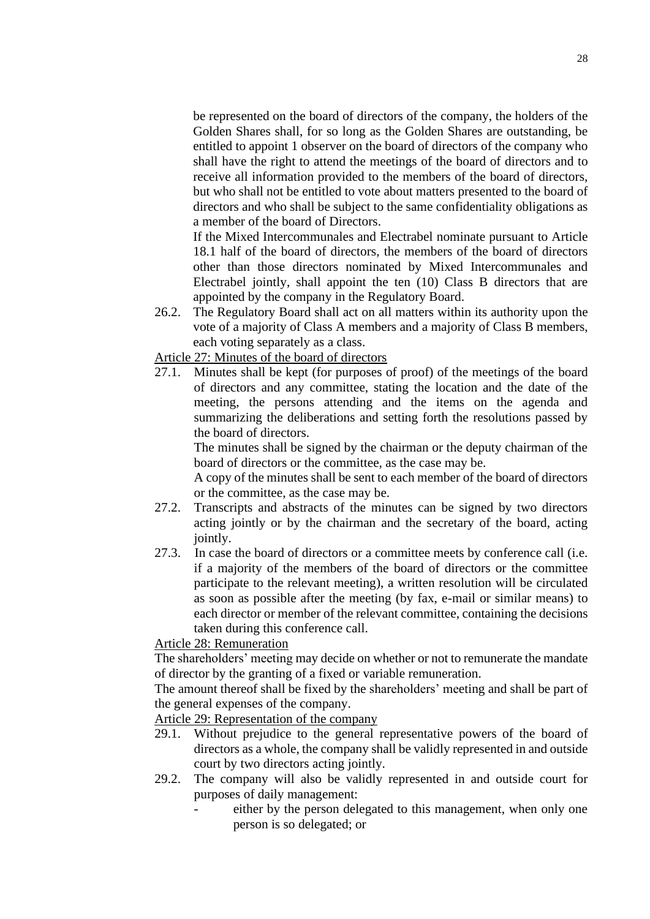be represented on the board of directors of the company, the holders of the Golden Shares shall, for so long as the Golden Shares are outstanding, be entitled to appoint 1 observer on the board of directors of the company who shall have the right to attend the meetings of the board of directors and to receive all information provided to the members of the board of directors, but who shall not be entitled to vote about matters presented to the board of directors and who shall be subject to the same confidentiality obligations as a member of the board of Directors.

If the Mixed Intercommunales and Electrabel nominate pursuant to Article 18.1 half of the board of directors, the members of the board of directors other than those directors nominated by Mixed Intercommunales and Electrabel jointly, shall appoint the ten (10) Class B directors that are appointed by the company in the Regulatory Board.

26.2. The Regulatory Board shall act on all matters within its authority upon the vote of a majority of Class A members and a majority of Class B members, each voting separately as a class.

Article 27: Minutes of the board of directors

27.1. Minutes shall be kept (for purposes of proof) of the meetings of the board of directors and any committee, stating the location and the date of the meeting, the persons attending and the items on the agenda and summarizing the deliberations and setting forth the resolutions passed by the board of directors.

The minutes shall be signed by the chairman or the deputy chairman of the board of directors or the committee, as the case may be.

A copy of the minutes shall be sent to each member of the board of directors or the committee, as the case may be.

27.2. Transcripts and abstracts of the minutes can be signed by two directors acting jointly or by the chairman and the secretary of the board, acting jointly.

27.3. In case the board of directors or a committee meets by conference call (i.e. if a majority of the members of the board of directors or the committee participate to the relevant meeting), a written resolution will be circulated as soon as possible after the meeting (by fax, e-mail or similar means) to each director or member of the relevant committee, containing the decisions taken during this conference call.

Article 28: Remuneration

The shareholders' meeting may decide on whether or not to remunerate the mandate of director by the granting of a fixed or variable remuneration.

The amount thereof shall be fixed by the shareholders' meeting and shall be part of the general expenses of the company.

Article 29: Representation of the company

29.1. Without prejudice to the general representative powers of the board of directors as a whole, the company shall be validly represented in and outside court by two directors acting jointly.

29.2. The company will also be validly represented in and outside court for purposes of daily management:

- either by the person delegated to this management, when only one person is so delegated; or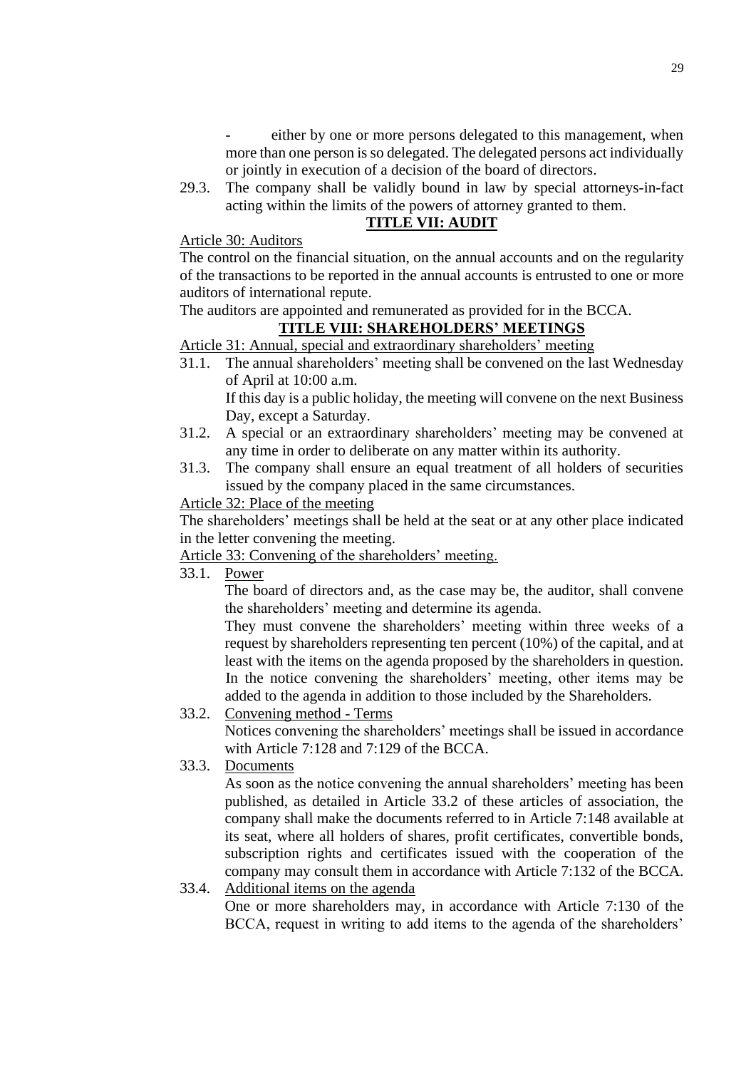- either by one or more persons delegated to this management, when more than one person is so delegated. The delegated persons act individually or jointly in execution of a decision of the board of directors.

29.3. The company shall be validly bound in law by special attorneys-in-fact acting within the limits of the powers of attorney granted to them.

## TITLE VII: AUDIT

Article 30: Auditors

The control on the financial situation, on the annual accounts and on the regularity of the transactions to be reported in the annual accounts is entrusted to one or more auditors of international repute.

The auditors are appointed and remunerated as provided for in the BCCA.

## TITLE VIII: SHAREHOLDERS' MEETINGS

Article 31: Annual, special and extraordinary shareholders' meeting

31.1. The annual shareholders' meeting shall be convened on the last Wednesday of April at 10:00 a.m.

If this day is a public holiday, the meeting will convene on the next Business Day, except a Saturday.

31.2. A special or an extraordinary shareholders' meeting may be convened at any time in order to deliberate on any matter within its authority.

31.3. The company shall ensure an equal treatment of all holders of securities issued by the company placed in the same circumstances.

Article 32: Place of the meeting

The shareholders' meetings shall be held at the seat or at any other place indicated in the letter convening the meeting.

Article 33: Convening of the shareholders' meeting.

33.1. Power

The board of directors and, as the case may be, the auditor, shall convene the shareholders' meeting and determine its agenda.

They must convene the shareholders' meeting within three weeks of a request by shareholders representing ten percent (10%) of the capital, and at least with the items on the agenda proposed by the shareholders in question. In the notice convening the shareholders' meeting, other items may be added to the agenda in addition to those included by the Shareholders.

33.2. Convening method - Terms

Notices convening the shareholders' meetings shall be issued in accordance with Article 7:128 and 7:129 of the BCCA.

33.3. Documents

As soon as the notice convening the annual shareholders' meeting has been published, as detailed in Article 33.2 of these articles of association, the company shall make the documents referred to in Article 7:148 available at its seat, where all holders of shares, profit certificates, convertible bonds, subscription rights and certificates issued with the cooperation of the company may consult them in accordance with Article 7:132 of the BCCA.

33.4. Additional items on the agenda

One or more shareholders may, in accordance with Article 7:130 of the BCCA, request in writing to add items to the agenda of the shareholders'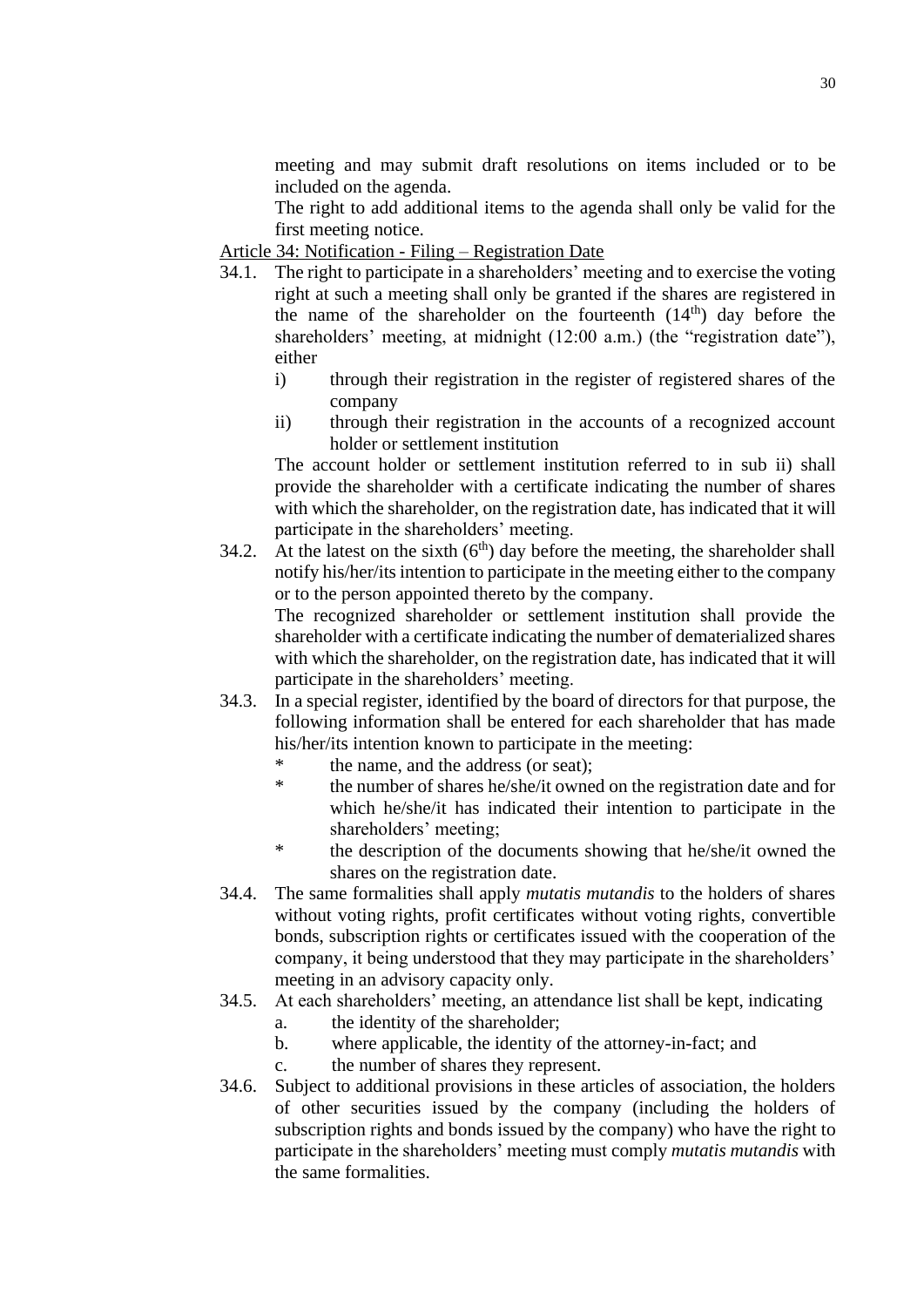meeting and may submit draft resolutions on items included or to be included on the agenda.

The right to add additional items to the agenda shall only be valid for the first meeting notice.

Article 34: Notification - Filing – Registration Date

34.1. The right to participate in a shareholders' meeting and to exercise the voting right at such a meeting shall only be granted if the shares are registered in the name of the shareholder on the fourteenth (14th) day before the shareholders' meeting, at midnight (12:00 a.m.) (the "registration date"), either

i) through their registration in the register of registered shares of the company

ii) through their registration in the accounts of a recognized account holder or settlement institution

The account holder or settlement institution referred to in sub ii) shall provide the shareholder with a certificate indicating the number of shares with which the shareholder, on the registration date, has indicated that it will participate in the shareholders' meeting.

34.2. At the latest on the sixth (6th) day before the meeting, the shareholder shall notify his/her/its intention to participate in the meeting either to the company or to the person appointed thereto by the company.

The recognized shareholder or settlement institution shall provide the shareholder with a certificate indicating the number of dematerialized shares with which the shareholder, on the registration date, has indicated that it will participate in the shareholders' meeting.

34.3. In a special register, identified by the board of directors for that purpose, the following information shall be entered for each shareholder that has made his/her/its intention known to participate in the meeting:

* the name, and the address (or seat);
* the number of shares he/she/it owned on the registration date and for which he/she/it has indicated their intention to participate in the shareholders' meeting;
* the description of the documents showing that he/she/it owned the shares on the registration date.

34.4. The same formalities shall apply *mutatis mutandis* to the holders of shares without voting rights, profit certificates without voting rights, convertible bonds, subscription rights or certificates issued with the cooperation of the company, it being understood that they may participate in the shareholders' meeting in an advisory capacity only.

34.5. At each shareholders' meeting, an attendance list shall be kept, indicating

a. the identity of the shareholder;

b. where applicable, the identity of the attorney-in-fact; and

c. the number of shares they represent.

34.6. Subject to additional provisions in these articles of association, the holders of other securities issued by the company (including the holders of subscription rights and bonds issued by the company) who have the right to participate in the shareholders' meeting must comply *mutatis mutandis* with the same formalities.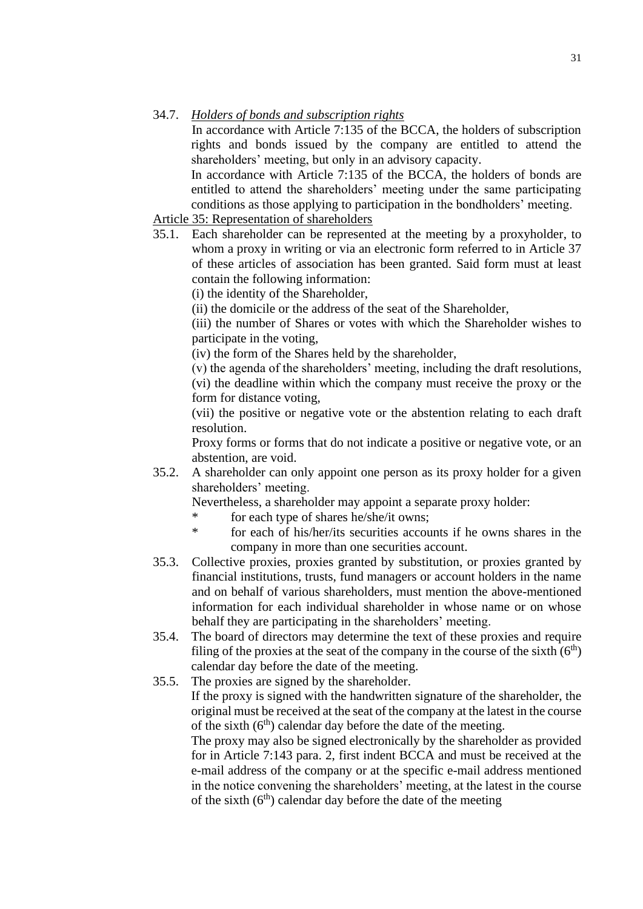34.7. *Holders of bonds and subscription rights*

In accordance with Article 7:135 of the BCCA, the holders of subscription rights and bonds issued by the company are entitled to attend the shareholders' meeting, but only in an advisory capacity.

In accordance with Article 7:135 of the BCCA, the holders of bonds are entitled to attend the shareholders' meeting under the same participating conditions as those applying to participation in the bondholders' meeting.

Article 35: Representation of shareholders

35.1. Each shareholder can be represented at the meeting by a proxyholder, to whom a proxy in writing or via an electronic form referred to in Article 37 of these articles of association has been granted. Said form must at least contain the following information:

(i) the identity of the Shareholder,

(ii) the domicile or the address of the seat of the Shareholder,

(iii) the number of Shares or votes with which the Shareholder wishes to participate in the voting,

(iv) the form of the Shares held by the shareholder,

(v) the agenda of the shareholders' meeting, including the draft resolutions,

(vi) the deadline within which the company must receive the proxy or the form for distance voting,

(vii) the positive or negative vote or the abstention relating to each draft resolution.

Proxy forms or forms that do not indicate a positive or negative vote, or an abstention, are void.

35.2. A shareholder can only appoint one person as its proxy holder for a given shareholders' meeting.

Nevertheless, a shareholder may appoint a separate proxy holder:

- for each type of shares he/she/it owns;
- for each of his/her/its securities accounts if he owns shares in the company in more than one securities account.

35.3. Collective proxies, proxies granted by substitution, or proxies granted by financial institutions, trusts, fund managers or account holders in the name and on behalf of various shareholders, must mention the above-mentioned information for each individual shareholder in whose name or on whose behalf they are participating in the shareholders' meeting.

35.4. The board of directors may determine the text of these proxies and require filing of the proxies at the seat of the company in the course of the sixth ($6^{th}$) calendar day before the date of the meeting.

35.5. The proxies are signed by the shareholder.

If the proxy is signed with the handwritten signature of the shareholder, the original must be received at the seat of the company at the latest in the course of the sixth ($6^{th}$) calendar day before the date of the meeting.

The proxy may also be signed electronically by the shareholder as provided for in Article 7:143 para. 2, first indent BCCA and must be received at the e-mail address of the company or at the specific e-mail address mentioned in the notice convening the shareholders' meeting, at the latest in the course of the sixth ($6^{th}$) calendar day before the date of the meeting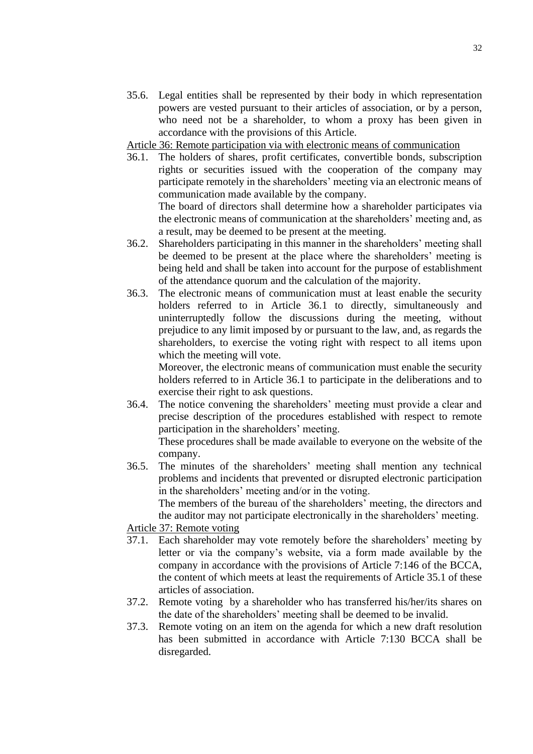35.6. Legal entities shall be represented by their body in which representation powers are vested pursuant to their articles of association, or by a person, who need not be a shareholder, to whom a proxy has been given in accordance with the provisions of this Article.

Article 36: Remote participation via with electronic means of communication

36.1. The holders of shares, profit certificates, convertible bonds, subscription rights or securities issued with the cooperation of the company may participate remotely in the shareholders' meeting via an electronic means of communication made available by the company.

The board of directors shall determine how a shareholder participates via the electronic means of communication at the shareholders' meeting and, as a result, may be deemed to be present at the meeting.

36.2. Shareholders participating in this manner in the shareholders' meeting shall be deemed to be present at the place where the shareholders' meeting is being held and shall be taken into account for the purpose of establishment of the attendance quorum and the calculation of the majority.

36.3. The electronic means of communication must at least enable the security holders referred to in Article 36.1 to directly, simultaneously and uninterruptedly follow the discussions during the meeting, without prejudice to any limit imposed by or pursuant to the law, and, as regards the shareholders, to exercise the voting right with respect to all items upon which the meeting will vote.

Moreover, the electronic means of communication must enable the security holders referred to in Article 36.1 to participate in the deliberations and to exercise their right to ask questions.

36.4. The notice convening the shareholders' meeting must provide a clear and precise description of the procedures established with respect to remote participation in the shareholders' meeting.

These procedures shall be made available to everyone on the website of the company.

36.5. The minutes of the shareholders' meeting shall mention any technical problems and incidents that prevented or disrupted electronic participation in the shareholders' meeting and/or in the voting.

The members of the bureau of the shareholders' meeting, the directors and the auditor may not participate electronically in the shareholders' meeting.

Article 37: Remote voting

37.1. Each shareholder may vote remotely before the shareholders' meeting by letter or via the company's website, via a form made available by the company in accordance with the provisions of Article 7:146 of the BCCA, the content of which meets at least the requirements of Article 35.1 of these articles of association.

37.2. Remote voting by a shareholder who has transferred his/her/its shares on the date of the shareholders' meeting shall be deemed to be invalid.

37.3. Remote voting on an item on the agenda for which a new draft resolution has been submitted in accordance with Article 7:130 BCCA shall be disregarded.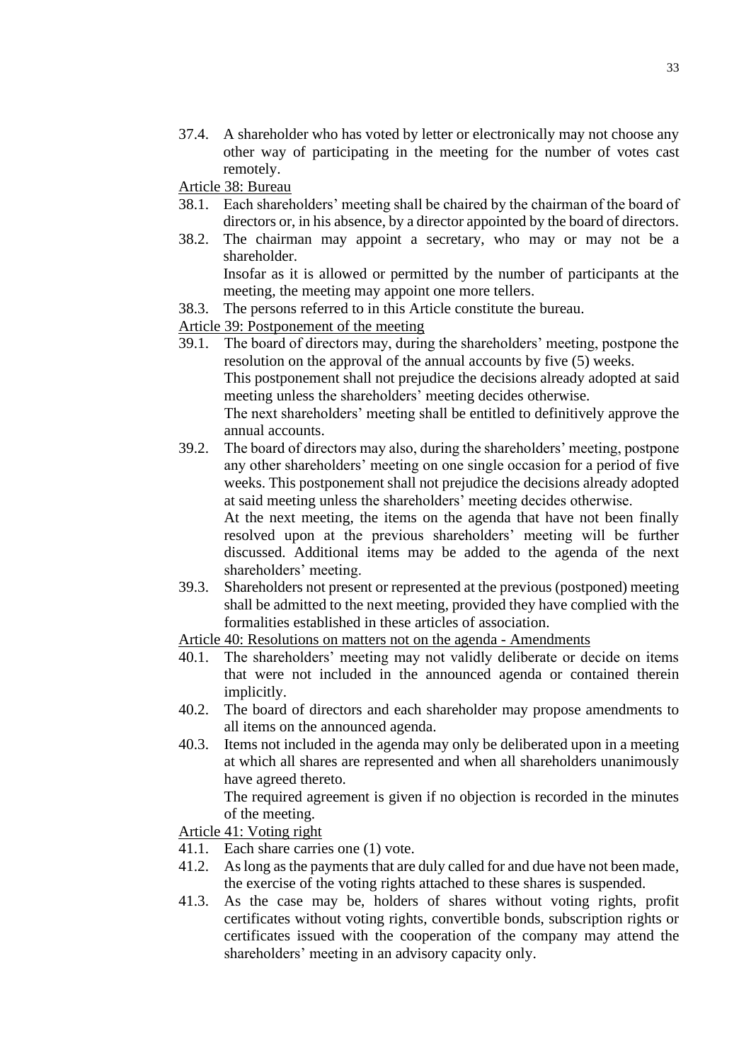37.4. A shareholder who has voted by letter or electronically may not choose any other way of participating in the meeting for the number of votes cast remotely.

Article 38: Bureau

38.1. Each shareholders' meeting shall be chaired by the chairman of the board of directors or, in his absence, by a director appointed by the board of directors.

38.2. The chairman may appoint a secretary, who may or may not be a shareholder.

Insofar as it is allowed or permitted by the number of participants at the meeting, the meeting may appoint one more tellers.

38.3. The persons referred to in this Article constitute the bureau.

Article 39: Postponement of the meeting

39.1. The board of directors may, during the shareholders' meeting, postpone the resolution on the approval of the annual accounts by five (5) weeks.

This postponement shall not prejudice the decisions already adopted at said meeting unless the shareholders' meeting decides otherwise.

The next shareholders' meeting shall be entitled to definitively approve the annual accounts.

39.2. The board of directors may also, during the shareholders' meeting, postpone any other shareholders' meeting on one single occasion for a period of five weeks. This postponement shall not prejudice the decisions already adopted at said meeting unless the shareholders' meeting decides otherwise.

At the next meeting, the items on the agenda that have not been finally resolved upon at the previous shareholders' meeting will be further discussed. Additional items may be added to the agenda of the next shareholders' meeting.

39.3. Shareholders not present or represented at the previous (postponed) meeting shall be admitted to the next meeting, provided they have complied with the formalities established in these articles of association.

Article 40: Resolutions on matters not on the agenda - Amendments

40.1. The shareholders' meeting may not validly deliberate or decide on items that were not included in the announced agenda or contained therein implicitly.

40.2. The board of directors and each shareholder may propose amendments to all items on the announced agenda.

40.3. Items not included in the agenda may only be deliberated upon in a meeting at which all shares are represented and when all shareholders unanimously have agreed thereto.

The required agreement is given if no objection is recorded in the minutes of the meeting.

Article 41: Voting right

41.1. Each share carries one (1) vote.

41.2. As long as the payments that are duly called for and due have not been made, the exercise of the voting rights attached to these shares is suspended.

41.3. As the case may be, holders of shares without voting rights, profit certificates without voting rights, convertible bonds, subscription rights or certificates issued with the cooperation of the company may attend the shareholders' meeting in an advisory capacity only.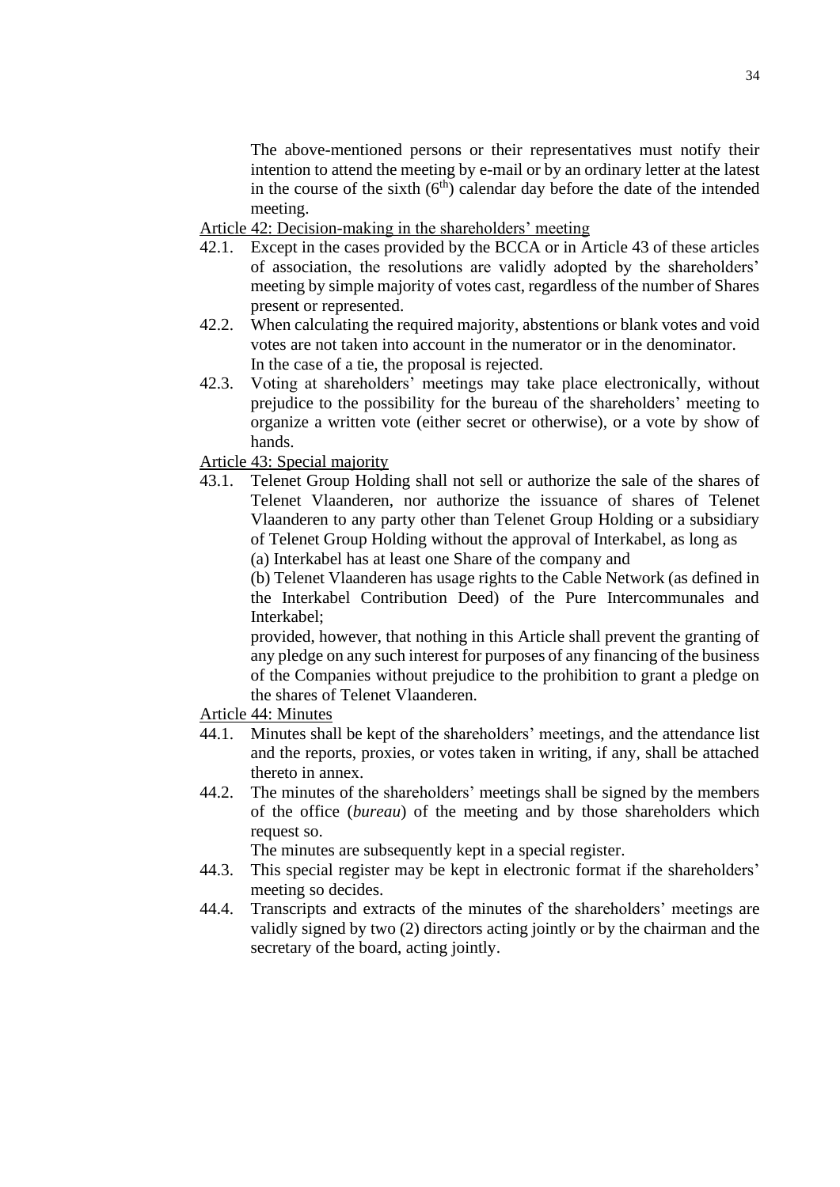The above-mentioned persons or their representatives must notify their intention to attend the meeting by e-mail or by an ordinary letter at the latest in the course of the sixth ($6^{th}$) calendar day before the date of the intended meeting.

Article 42: Decision-making in the shareholders' meeting

42.1. Except in the cases provided by the BCCA or in Article 43 of these articles of association, the resolutions are validly adopted by the shareholders' meeting by simple majority of votes cast, regardless of the number of Shares present or represented.

42.2. When calculating the required majority, abstentions or blank votes and void votes are not taken into account in the numerator or in the denominator. In the case of a tie, the proposal is rejected.

42.3. Voting at shareholders' meetings may take place electronically, without prejudice to the possibility for the bureau of the shareholders' meeting to organize a written vote (either secret or otherwise), or a vote by show of hands.

Article 43: Special majority

43.1. Telenet Group Holding shall not sell or authorize the sale of the shares of Telenet Vlaanderen, nor authorize the issuance of shares of Telenet Vlaanderen to any party other than Telenet Group Holding or a subsidiary of Telenet Group Holding without the approval of Interkabel, as long as

(a) Interkabel has at least one Share of the company and

(b) Telenet Vlaanderen has usage rights to the Cable Network (as defined in the Interkabel Contribution Deed) of the Pure Intercommunales and Interkabel;

provided, however, that nothing in this Article shall prevent the granting of any pledge on any such interest for purposes of any financing of the business of the Companies without prejudice to the prohibition to grant a pledge on the shares of Telenet Vlaanderen.

Article 44: Minutes

44.1. Minutes shall be kept of the shareholders' meetings, and the attendance list and the reports, proxies, or votes taken in writing, if any, shall be attached thereto in annex.

44.2. The minutes of the shareholders' meetings shall be signed by the members of the office (*bureau*) of the meeting and by those shareholders which request so.

The minutes are subsequently kept in a special register.

44.3. This special register may be kept in electronic format if the shareholders' meeting so decides.

44.4. Transcripts and extracts of the minutes of the shareholders' meetings are validly signed by two (2) directors acting jointly or by the chairman and the secretary of the board, acting jointly.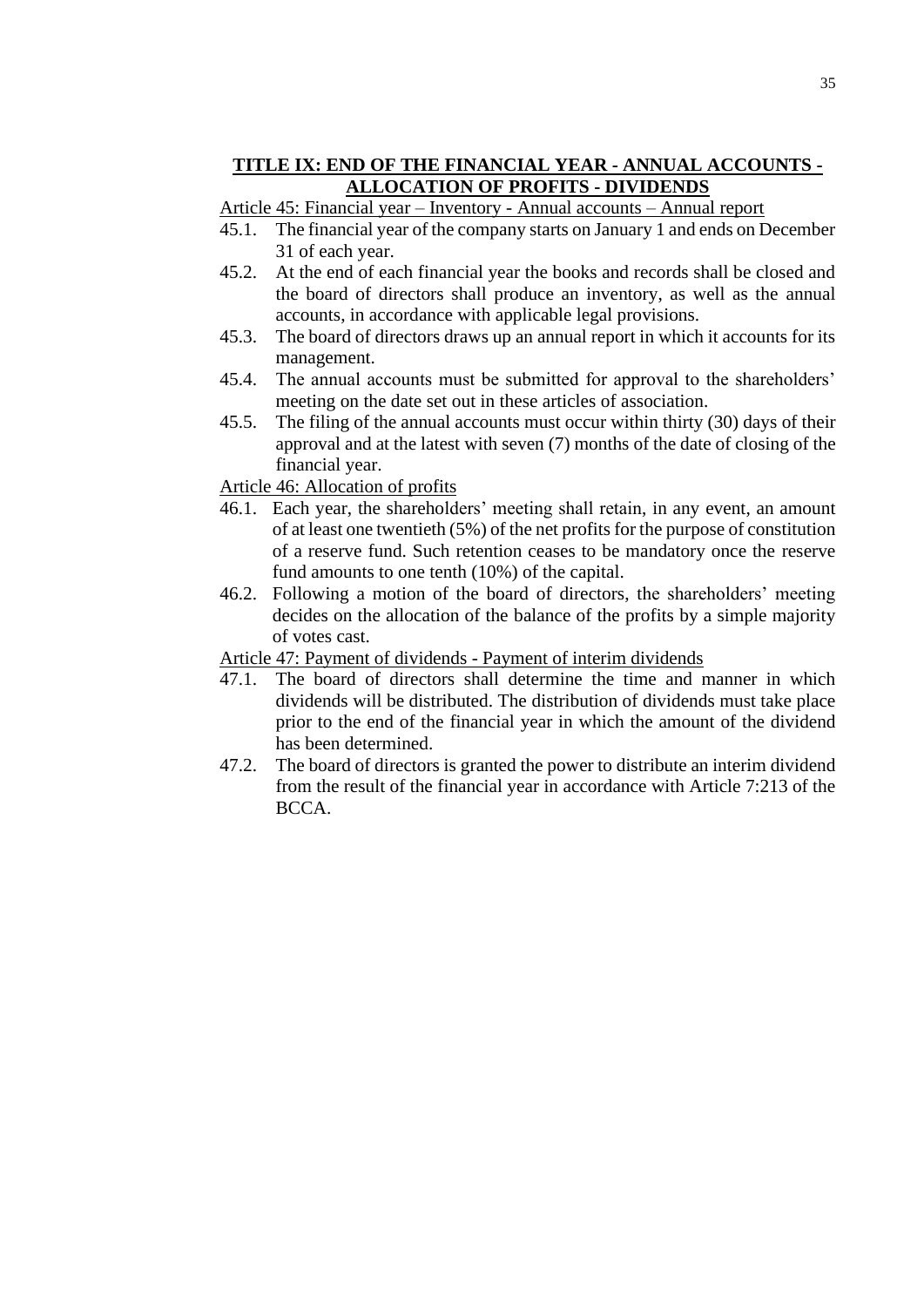## TITLE IX: END OF THE FINANCIAL YEAR - ANNUAL ACCOUNTS - ALLOCATION OF PROFITS - DIVIDENDS

Article 45: Financial year – Inventory - Annual accounts – Annual report

45.1. The financial year of the company starts on January 1 and ends on December 31 of each year.

45.2. At the end of each financial year the books and records shall be closed and the board of directors shall produce an inventory, as well as the annual accounts, in accordance with applicable legal provisions.

45.3. The board of directors draws up an annual report in which it accounts for its management.

45.4. The annual accounts must be submitted for approval to the shareholders' meeting on the date set out in these articles of association.

45.5. The filing of the annual accounts must occur within thirty (30) days of their approval and at the latest with seven (7) months of the date of closing of the financial year.

Article 46: Allocation of profits

46.1. Each year, the shareholders' meeting shall retain, in any event, an amount of at least one twentieth (5%) of the net profits for the purpose of constitution of a reserve fund. Such retention ceases to be mandatory once the reserve fund amounts to one tenth (10%) of the capital.

46.2. Following a motion of the board of directors, the shareholders' meeting decides on the allocation of the balance of the profits by a simple majority of votes cast.

Article 47: Payment of dividends - Payment of interim dividends

47.1. The board of directors shall determine the time and manner in which dividends will be distributed. The distribution of dividends must take place prior to the end of the financial year in which the amount of the dividend has been determined.

47.2. The board of directors is granted the power to distribute an interim dividend from the result of the financial year in accordance with Article 7:213 of the BCCA.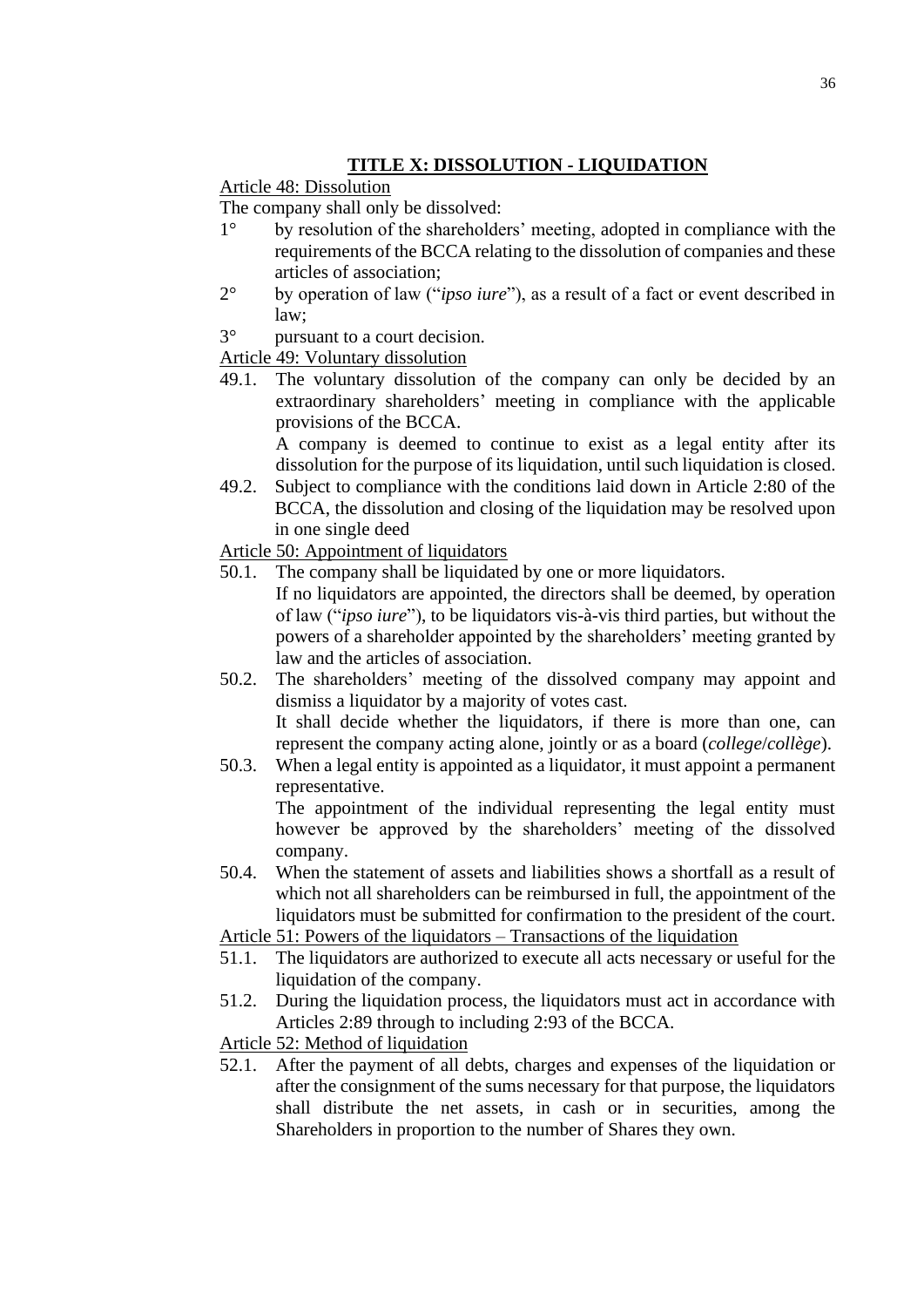## TITLE X: DISSOLUTION - LIQUIDATION

Article 48: Dissolution

The company shall only be dissolved:

1° by resolution of the shareholders' meeting, adopted in compliance with the requirements of the BCCA relating to the dissolution of companies and these articles of association;

2° by operation of law ("*ipso iure*"), as a result of a fact or event described in law;

3° pursuant to a court decision.

Article 49: Voluntary dissolution

49.1. The voluntary dissolution of the company can only be decided by an extraordinary shareholders' meeting in compliance with the applicable provisions of the BCCA.

A company is deemed to continue to exist as a legal entity after its dissolution for the purpose of its liquidation, until such liquidation is closed.

49.2. Subject to compliance with the conditions laid down in Article 2:80 of the BCCA, the dissolution and closing of the liquidation may be resolved upon in one single deed

Article 50: Appointment of liquidators

50.1. The company shall be liquidated by one or more liquidators.

If no liquidators are appointed, the directors shall be deemed, by operation of law ("*ipso iure*"), to be liquidators vis-à-vis third parties, but without the powers of a shareholder appointed by the shareholders' meeting granted by law and the articles of association.

50.2. The shareholders' meeting of the dissolved company may appoint and dismiss a liquidator by a majority of votes cast.

It shall decide whether the liquidators, if there is more than one, can represent the company acting alone, jointly or as a board (*college*/*collège*).

50.3. When a legal entity is appointed as a liquidator, it must appoint a permanent representative.

The appointment of the individual representing the legal entity must however be approved by the shareholders' meeting of the dissolved company.

50.4. When the statement of assets and liabilities shows a shortfall as a result of which not all shareholders can be reimbursed in full, the appointment of the liquidators must be submitted for confirmation to the president of the court.

Article 51: Powers of the liquidators – Transactions of the liquidation

51.1. The liquidators are authorized to execute all acts necessary or useful for the liquidation of the company.

51.2. During the liquidation process, the liquidators must act in accordance with Articles 2:89 through to including 2:93 of the BCCA.

Article 52: Method of liquidation

52.1. After the payment of all debts, charges and expenses of the liquidation or after the consignment of the sums necessary for that purpose, the liquidators shall distribute the net assets, in cash or in securities, among the Shareholders in proportion to the number of Shares they own.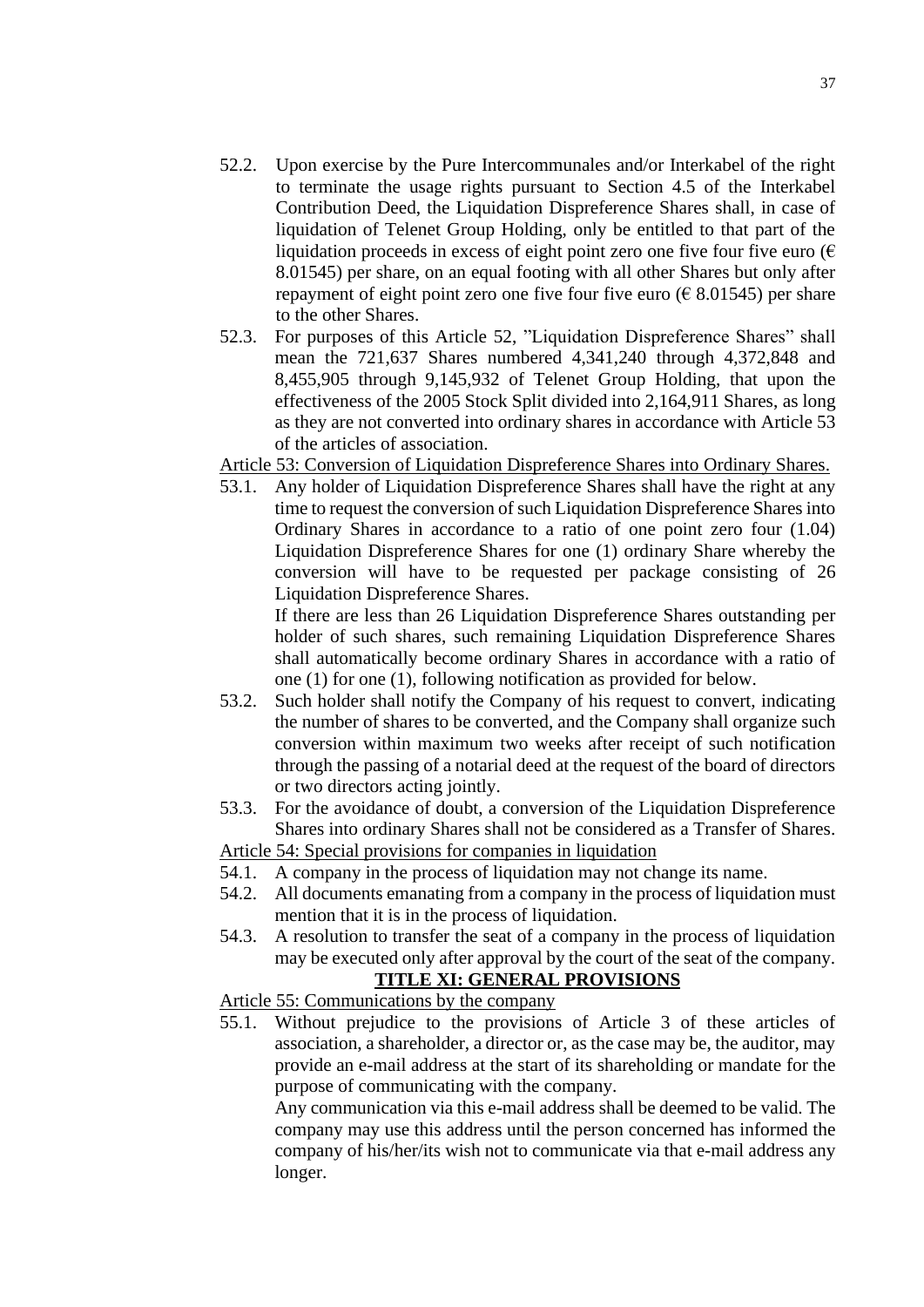52.2. Upon exercise by the Pure Intercommunales and/or Interkabel of the right to terminate the usage rights pursuant to Section 4.5 of the Interkabel Contribution Deed, the Liquidation Dispreference Shares shall, in case of liquidation of Telenet Group Holding, only be entitled to that part of the liquidation proceeds in excess of eight point zero one five four five euro (€ 8.01545) per share, on an equal footing with all other Shares but only after repayment of eight point zero one five four five euro (€ 8.01545) per share to the other Shares.

52.3. For purposes of this Article 52, "Liquidation Dispreference Shares" shall mean the 721,637 Shares numbered 4,341,240 through 4,372,848 and 8,455,905 through 9,145,932 of Telenet Group Holding, that upon the effectiveness of the 2005 Stock Split divided into 2,164,911 Shares, as long as they are not converted into ordinary shares in accordance with Article 53 of the articles of association.

<u>Article 53: Conversion of Liquidation Dispreference Shares into Ordinary Shares.</u>

53.1. Any holder of Liquidation Dispreference Shares shall have the right at any time to request the conversion of such Liquidation Dispreference Shares into Ordinary Shares in accordance to a ratio of one point zero four (1.04) Liquidation Dispreference Shares for one (1) ordinary Share whereby the conversion will have to be requested per package consisting of 26 Liquidation Dispreference Shares.

If there are less than 26 Liquidation Dispreference Shares outstanding per holder of such shares, such remaining Liquidation Dispreference Shares shall automatically become ordinary Shares in accordance with a ratio of one (1) for one (1), following notification as provided for below.

53.2. Such holder shall notify the Company of his request to convert, indicating the number of shares to be converted, and the Company shall organize such conversion within maximum two weeks after receipt of such notification through the passing of a notarial deed at the request of the board of directors or two directors acting jointly.

53.3. For the avoidance of doubt, a conversion of the Liquidation Dispreference Shares into ordinary Shares shall not be considered as a Transfer of Shares.

<u>Article 54: Special provisions for companies in liquidation</u>

54.1. A company in the process of liquidation may not change its name.

54.2. All documents emanating from a company in the process of liquidation must mention that it is in the process of liquidation.

54.3. A resolution to transfer the seat of a company in the process of liquidation may be executed only after approval by the court of the seat of the company.

## TITLE XI: GENERAL PROVISIONS

<u>Article 55: Communications by the company</u>

55.1. Without prejudice to the provisions of Article 3 of these articles of association, a shareholder, a director or, as the case may be, the auditor, may provide an e-mail address at the start of its shareholding or mandate for the purpose of communicating with the company.

Any communication via this e-mail address shall be deemed to be valid. The company may use this address until the person concerned has informed the company of his/her/its wish not to communicate via that e-mail address any longer.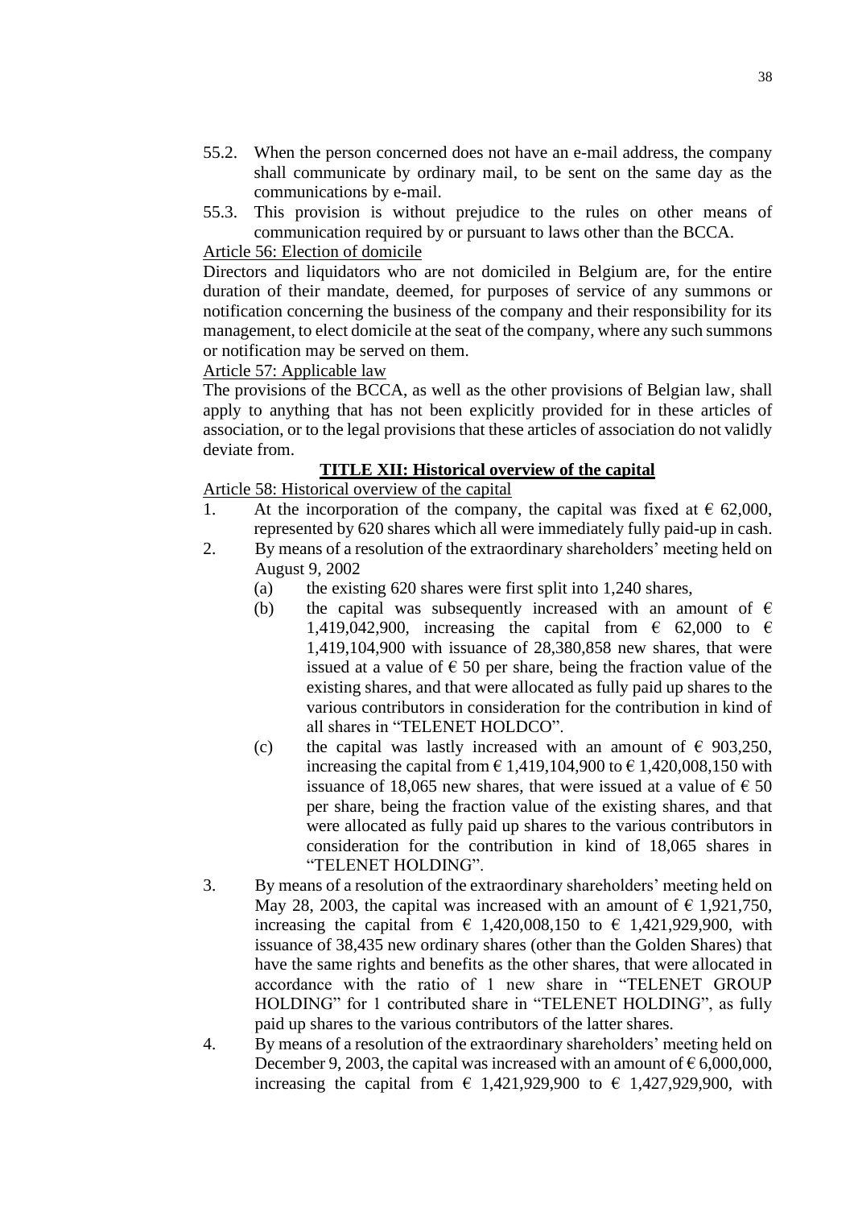55.2. When the person concerned does not have an e-mail address, the company shall communicate by ordinary mail, to be sent on the same day as the communications by e-mail.

55.3. This provision is without prejudice to the rules on other means of communication required by or pursuant to laws other than the BCCA.

Article 56: Election of domicile

Directors and liquidators who are not domiciled in Belgium are, for the entire duration of their mandate, deemed, for purposes of service of any summons or notification concerning the business of the company and their responsibility for its management, to elect domicile at the seat of the company, where any such summons or notification may be served on them.

Article 57: Applicable law

The provisions of the BCCA, as well as the other provisions of Belgian law, shall apply to anything that has not been explicitly provided for in these articles of association, or to the legal provisions that these articles of association do not validly deviate from.

## TITLE XII: Historical overview of the capital

Article 58: Historical overview of the capital

1. At the incorporation of the company, the capital was fixed at € 62,000, represented by 620 shares which all were immediately fully paid-up in cash.
2. By means of a resolution of the extraordinary shareholders' meeting held on August 9, 2002
   (a) the existing 620 shares were first split into 1,240 shares,
   (b) the capital was subsequently increased with an amount of € 1,419,042,900, increasing the capital from € 62,000 to € 1,419,104,900 with issuance of 28,380,858 new shares, that were issued at a value of € 50 per share, being the fraction value of the existing shares, and that were allocated as fully paid up shares to the various contributors in consideration for the contribution in kind of all shares in "TELENET HOLDCO".
   (c) the capital was lastly increased with an amount of € 903,250, increasing the capital from € 1,419,104,900 to € 1,420,008,150 with issuance of 18,065 new shares, that were issued at a value of € 50 per share, being the fraction value of the existing shares, and that were allocated as fully paid up shares to the various contributors in consideration for the contribution in kind of 18,065 shares in "TELENET HOLDING".
3. By means of a resolution of the extraordinary shareholders' meeting held on May 28, 2003, the capital was increased with an amount of € 1,921,750, increasing the capital from € 1,420,008,150 to € 1,421,929,900, with issuance of 38,435 new ordinary shares (other than the Golden Shares) that have the same rights and benefits as the other shares, that were allocated in accordance with the ratio of 1 new share in "TELENET GROUP HOLDING" for 1 contributed share in "TELENET HOLDING", as fully paid up shares to the various contributors of the latter shares.
4. By means of a resolution of the extraordinary shareholders' meeting held on December 9, 2003, the capital was increased with an amount of € 6,000,000, increasing the capital from € 1,421,929,900 to € 1,427,929,900, with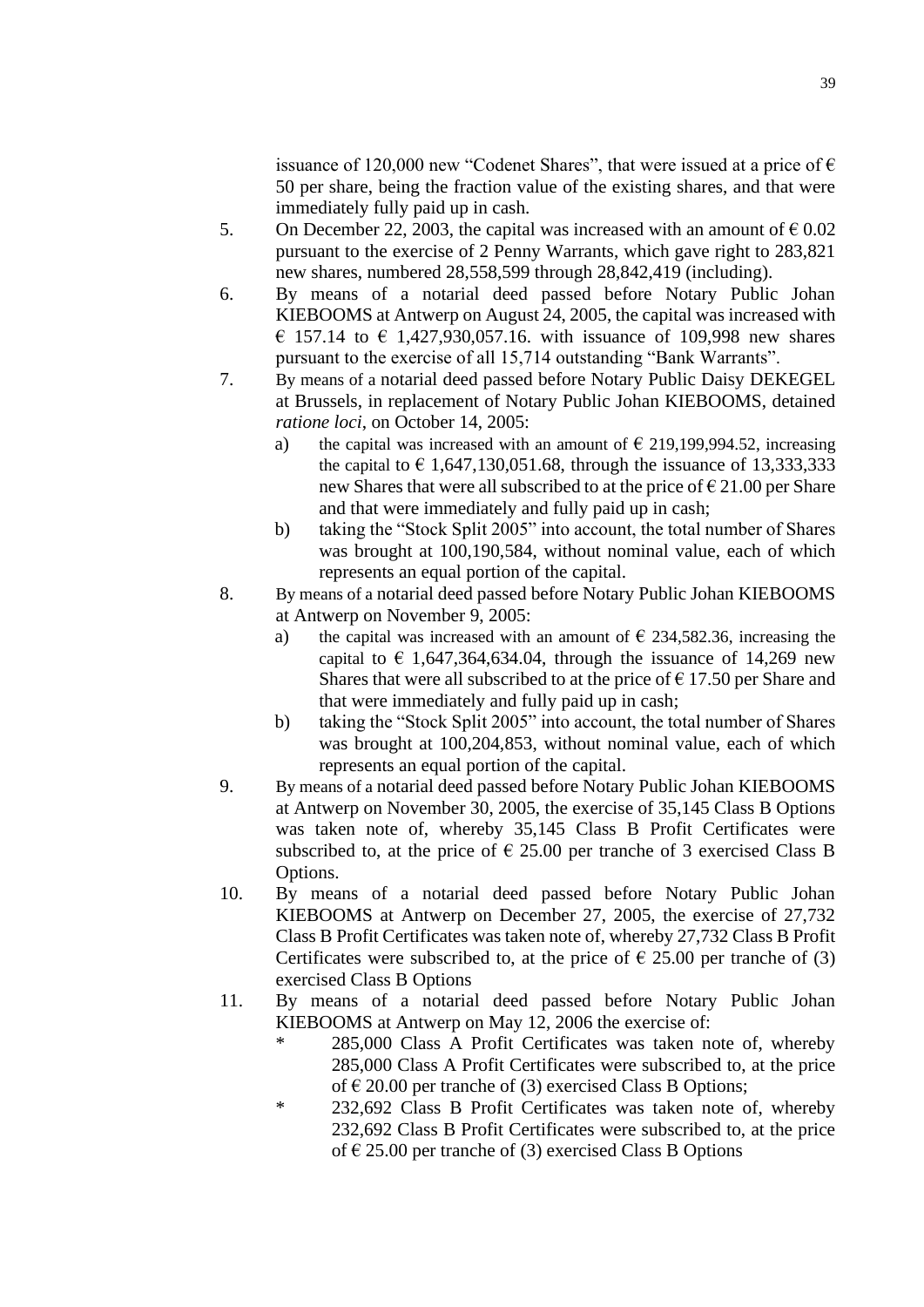issuance of 120,000 new "Codenet Shares", that were issued at a price of € 50 per share, being the fraction value of the existing shares, and that were immediately fully paid up in cash.

5. On December 22, 2003, the capital was increased with an amount of € 0.02 pursuant to the exercise of 2 Penny Warrants, which gave right to 283,821 new shares, numbered 28,558,599 through 28,842,419 (including).

6. By means of a notarial deed passed before Notary Public Johan KIEBOOMS at Antwerp on August 24, 2005, the capital was increased with € 157.14 to € 1,427,930,057.16. with issuance of 109,998 new shares pursuant to the exercise of all 15,714 outstanding "Bank Warrants".

7. By means of a notarial deed passed before Notary Public Daisy DEKEGEL at Brussels, in replacement of Notary Public Johan KIEBOOMS, detained *ratione loci*, on October 14, 2005:
   a) the capital was increased with an amount of € 219,199,994.52, increasing the capital to € 1,647,130,051.68, through the issuance of 13,333,333 new Shares that were all subscribed to at the price of € 21.00 per Share and that were immediately and fully paid up in cash;
   b) taking the "Stock Split 2005" into account, the total number of Shares was brought at 100,190,584, without nominal value, each of which represents an equal portion of the capital.

8. By means of a notarial deed passed before Notary Public Johan KIEBOOMS at Antwerp on November 9, 2005:
   a) the capital was increased with an amount of € 234,582.36, increasing the capital to € 1,647,364,634.04, through the issuance of 14,269 new Shares that were all subscribed to at the price of € 17.50 per Share and that were immediately and fully paid up in cash;
   b) taking the "Stock Split 2005" into account, the total number of Shares was brought at 100,204,853, without nominal value, each of which represents an equal portion of the capital.

9. By means of a notarial deed passed before Notary Public Johan KIEBOOMS at Antwerp on November 30, 2005, the exercise of 35,145 Class B Options was taken note of, whereby 35,145 Class B Profit Certificates were subscribed to, at the price of € 25.00 per tranche of 3 exercised Class B Options.

10. By means of a notarial deed passed before Notary Public Johan KIEBOOMS at Antwerp on December 27, 2005, the exercise of 27,732 Class B Profit Certificates was taken note of, whereby 27,732 Class B Profit Certificates were subscribed to, at the price of € 25.00 per tranche of (3) exercised Class B Options

11. By means of a notarial deed passed before Notary Public Johan KIEBOOMS at Antwerp on May 12, 2006 the exercise of:
    * 285,000 Class A Profit Certificates was taken note of, whereby 285,000 Class A Profit Certificates were subscribed to, at the price of € 20.00 per tranche of (3) exercised Class B Options;
    * 232,692 Class B Profit Certificates was taken note of, whereby 232,692 Class B Profit Certificates were subscribed to, at the price of € 25.00 per tranche of (3) exercised Class B Options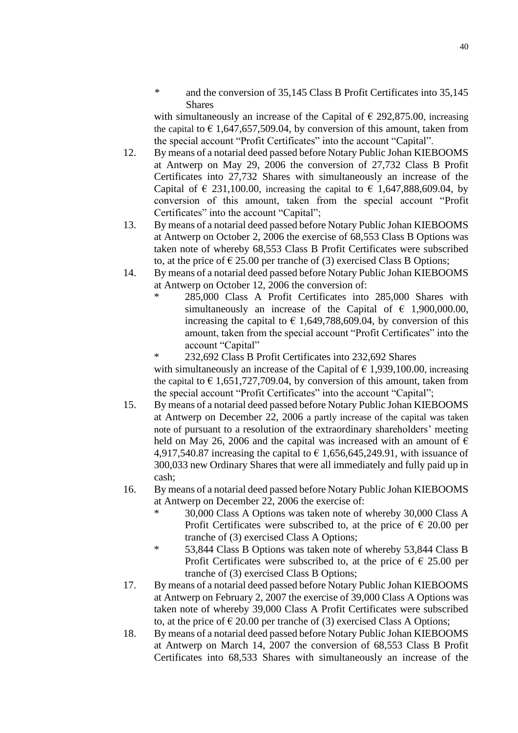- and the conversion of 35,145 Class B Profit Certificates into 35,145 Shares

with simultaneously an increase of the Capital of € 292,875.00, increasing the capital to € 1,647,657,509.04, by conversion of this amount, taken from the special account "Profit Certificates" into the account "Capital".

12. By means of a notarial deed passed before Notary Public Johan KIEBOOMS at Antwerp on May 29, 2006 the conversion of 27,732 Class B Profit Certificates into 27,732 Shares with simultaneously an increase of the Capital of € 231,100.00, increasing the capital to € 1,647,888,609.04, by conversion of this amount, taken from the special account "Profit Certificates" into the account "Capital";
13. By means of a notarial deed passed before Notary Public Johan KIEBOOMS at Antwerp on October 2, 2006 the exercise of 68,553 Class B Options was taken note of whereby 68,553 Class B Profit Certificates were subscribed to, at the price of € 25.00 per tranche of (3) exercised Class B Options;
14. By means of a notarial deed passed before Notary Public Johan KIEBOOMS at Antwerp on October 12, 2006 the conversion of:
    - 285,000 Class A Profit Certificates into 285,000 Shares with simultaneously an increase of the Capital of € 1,900,000.00, increasing the capital to € 1,649,788,609.04, by conversion of this amount, taken from the special account "Profit Certificates" into the account "Capital"
    - 232,692 Class B Profit Certificates into 232,692 Shares

    with simultaneously an increase of the Capital of € 1,939,100.00, increasing the capital to € 1,651,727,709.04, by conversion of this amount, taken from the special account "Profit Certificates" into the account "Capital";
15. By means of a notarial deed passed before Notary Public Johan KIEBOOMS at Antwerp on December 22, 2006 a partly increase of the capital was taken note of pursuant to a resolution of the extraordinary shareholders' meeting held on May 26, 2006 and the capital was increased with an amount of € 4,917,540.87 increasing the capital to € 1,656,645,249.91, with issuance of 300,033 new Ordinary Shares that were all immediately and fully paid up in cash;
16. By means of a notarial deed passed before Notary Public Johan KIEBOOMS at Antwerp on December 22, 2006 the exercise of:
    - 30,000 Class A Options was taken note of whereby 30,000 Class A Profit Certificates were subscribed to, at the price of € 20.00 per tranche of (3) exercised Class A Options;
    - 53,844 Class B Options was taken note of whereby 53,844 Class B Profit Certificates were subscribed to, at the price of € 25.00 per tranche of (3) exercised Class B Options;
17. By means of a notarial deed passed before Notary Public Johan KIEBOOMS at Antwerp on February 2, 2007 the exercise of 39,000 Class A Options was taken note of whereby 39,000 Class A Profit Certificates were subscribed to, at the price of € 20.00 per tranche of (3) exercised Class A Options;
18. By means of a notarial deed passed before Notary Public Johan KIEBOOMS at Antwerp on March 14, 2007 the conversion of 68,553 Class B Profit Certificates into 68,533 Shares with simultaneously an increase of the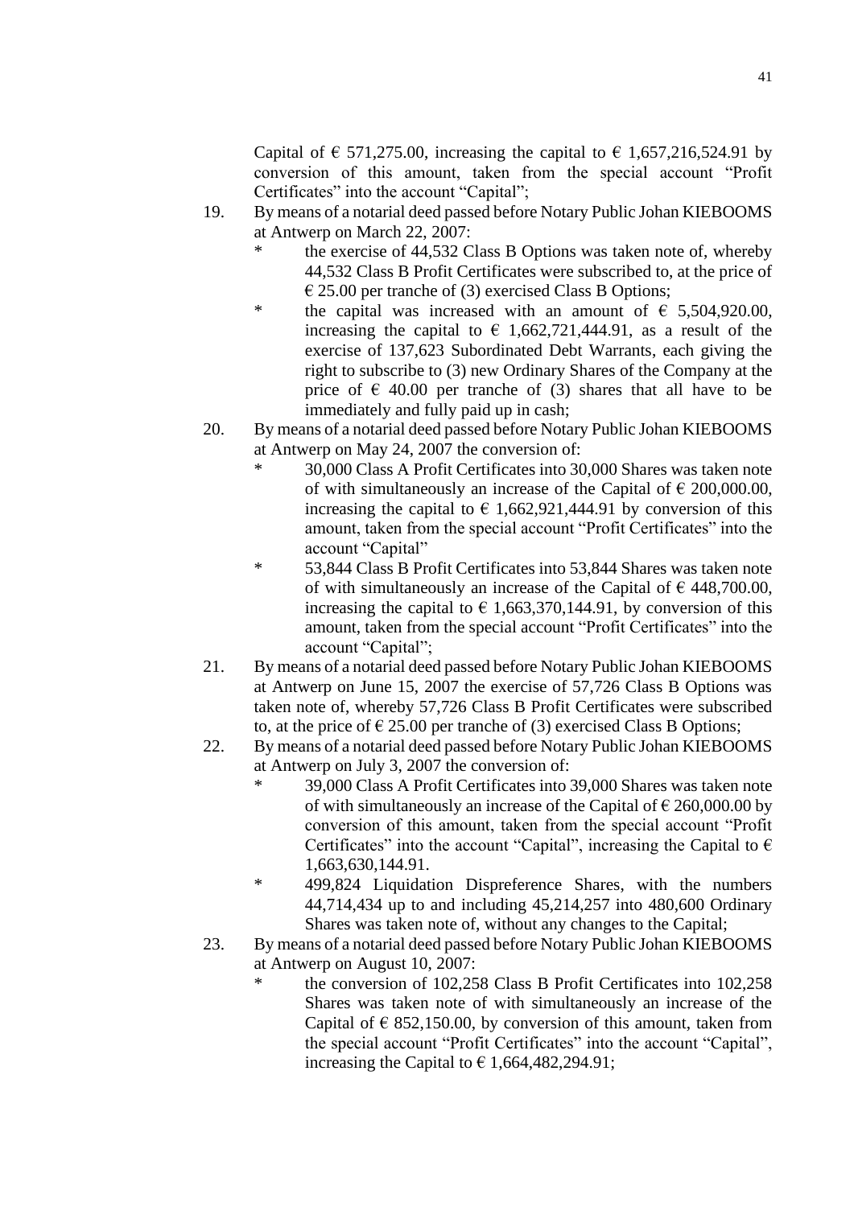Capital of € 571,275.00, increasing the capital to € 1,657,216,524.91 by conversion of this amount, taken from the special account "Profit Certificates" into the account "Capital";

19. By means of a notarial deed passed before Notary Public Johan KIEBOOMS at Antwerp on March 22, 2007:
    * the exercise of 44,532 Class B Options was taken note of, whereby 44,532 Class B Profit Certificates were subscribed to, at the price of € 25.00 per tranche of (3) exercised Class B Options;
    * the capital was increased with an amount of € 5,504,920.00, increasing the capital to € 1,662,721,444.91, as a result of the exercise of 137,623 Subordinated Debt Warrants, each giving the right to subscribe to (3) new Ordinary Shares of the Company at the price of € 40.00 per tranche of (3) shares that all have to be immediately and fully paid up in cash;
20. By means of a notarial deed passed before Notary Public Johan KIEBOOMS at Antwerp on May 24, 2007 the conversion of:
    * 30,000 Class A Profit Certificates into 30,000 Shares was taken note of with simultaneously an increase of the Capital of € 200,000.00, increasing the capital to € 1,662,921,444.91 by conversion of this amount, taken from the special account "Profit Certificates" into the account "Capital"
    * 53,844 Class B Profit Certificates into 53,844 Shares was taken note of with simultaneously an increase of the Capital of € 448,700.00, increasing the capital to € 1,663,370,144.91, by conversion of this amount, taken from the special account "Profit Certificates" into the account "Capital";
21. By means of a notarial deed passed before Notary Public Johan KIEBOOMS at Antwerp on June 15, 2007 the exercise of 57,726 Class B Options was taken note of, whereby 57,726 Class B Profit Certificates were subscribed to, at the price of € 25.00 per tranche of (3) exercised Class B Options;
22. By means of a notarial deed passed before Notary Public Johan KIEBOOMS at Antwerp on July 3, 2007 the conversion of:
    * 39,000 Class A Profit Certificates into 39,000 Shares was taken note of with simultaneously an increase of the Capital of € 260,000.00 by conversion of this amount, taken from the special account "Profit Certificates" into the account "Capital", increasing the Capital to € 1,663,630,144.91.
    * 499,824 Liquidation Dispreference Shares, with the numbers 44,714,434 up to and including 45,214,257 into 480,600 Ordinary Shares was taken note of, without any changes to the Capital;
23. By means of a notarial deed passed before Notary Public Johan KIEBOOMS at Antwerp on August 10, 2007:
    * the conversion of 102,258 Class B Profit Certificates into 102,258 Shares was taken note of with simultaneously an increase of the Capital of € 852,150.00, by conversion of this amount, taken from the special account "Profit Certificates" into the account "Capital", increasing the Capital to € 1,664,482,294.91;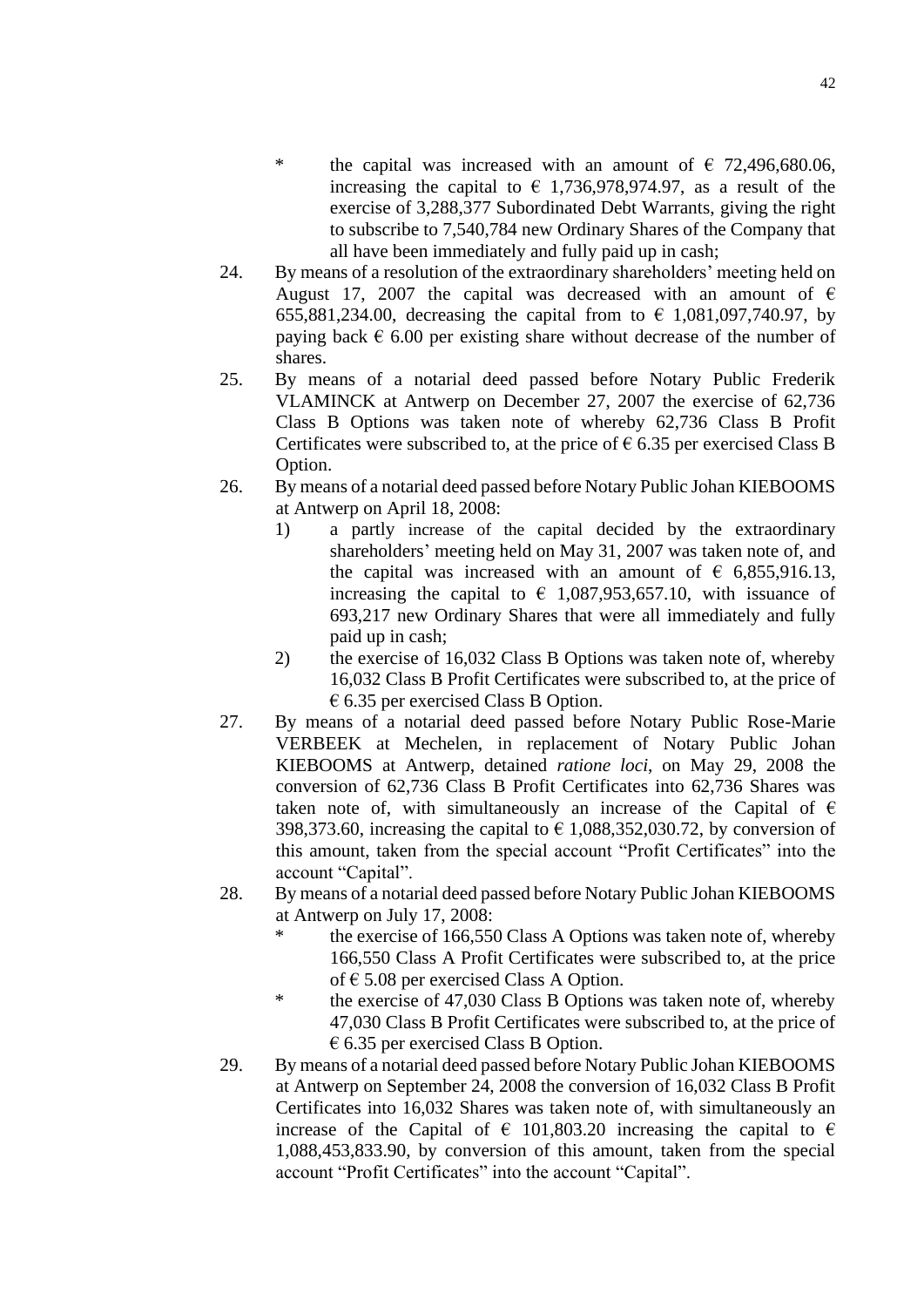* the capital was increased with an amount of € 72,496,680.06, increasing the capital to € 1,736,978,974.97, as a result of the exercise of 3,288,377 Subordinated Debt Warrants, giving the right to subscribe to 7,540,784 new Ordinary Shares of the Company that all have been immediately and fully paid up in cash;

24. By means of a resolution of the extraordinary shareholders' meeting held on August 17, 2007 the capital was decreased with an amount of € 655,881,234.00, decreasing the capital from to € 1,081,097,740.97, by paying back € 6.00 per existing share without decrease of the number of shares.

25. By means of a notarial deed passed before Notary Public Frederik VLAMINCK at Antwerp on December 27, 2007 the exercise of 62,736 Class B Options was taken note of whereby 62,736 Class B Profit Certificates were subscribed to, at the price of € 6.35 per exercised Class B Option.

26. By means of a notarial deed passed before Notary Public Johan KIEBOOMS at Antwerp on April 18, 2008:
    1) a partly increase of the capital decided by the extraordinary shareholders' meeting held on May 31, 2007 was taken note of, and the capital was increased with an amount of € 6,855,916.13, increasing the capital to € 1,087,953,657.10, with issuance of 693,217 new Ordinary Shares that were all immediately and fully paid up in cash;
    2) the exercise of 16,032 Class B Options was taken note of, whereby 16,032 Class B Profit Certificates were subscribed to, at the price of € 6.35 per exercised Class B Option.

27. By means of a notarial deed passed before Notary Public Rose-Marie VERBEEK at Mechelen, in replacement of Notary Public Johan KIEBOOMS at Antwerp, detained *ratione loci*, on May 29, 2008 the conversion of 62,736 Class B Profit Certificates into 62,736 Shares was taken note of, with simultaneously an increase of the Capital of € 398,373.60, increasing the capital to € 1,088,352,030.72, by conversion of this amount, taken from the special account "Profit Certificates" into the account "Capital".

28. By means of a notarial deed passed before Notary Public Johan KIEBOOMS at Antwerp on July 17, 2008:
    * the exercise of 166,550 Class A Options was taken note of, whereby 166,550 Class A Profit Certificates were subscribed to, at the price of € 5.08 per exercised Class A Option.
    * the exercise of 47,030 Class B Options was taken note of, whereby 47,030 Class B Profit Certificates were subscribed to, at the price of € 6.35 per exercised Class B Option.

29. By means of a notarial deed passed before Notary Public Johan KIEBOOMS at Antwerp on September 24, 2008 the conversion of 16,032 Class B Profit Certificates into 16,032 Shares was taken note of, with simultaneously an increase of the Capital of € 101,803.20 increasing the capital to € 1,088,453,833.90, by conversion of this amount, taken from the special account "Profit Certificates" into the account "Capital".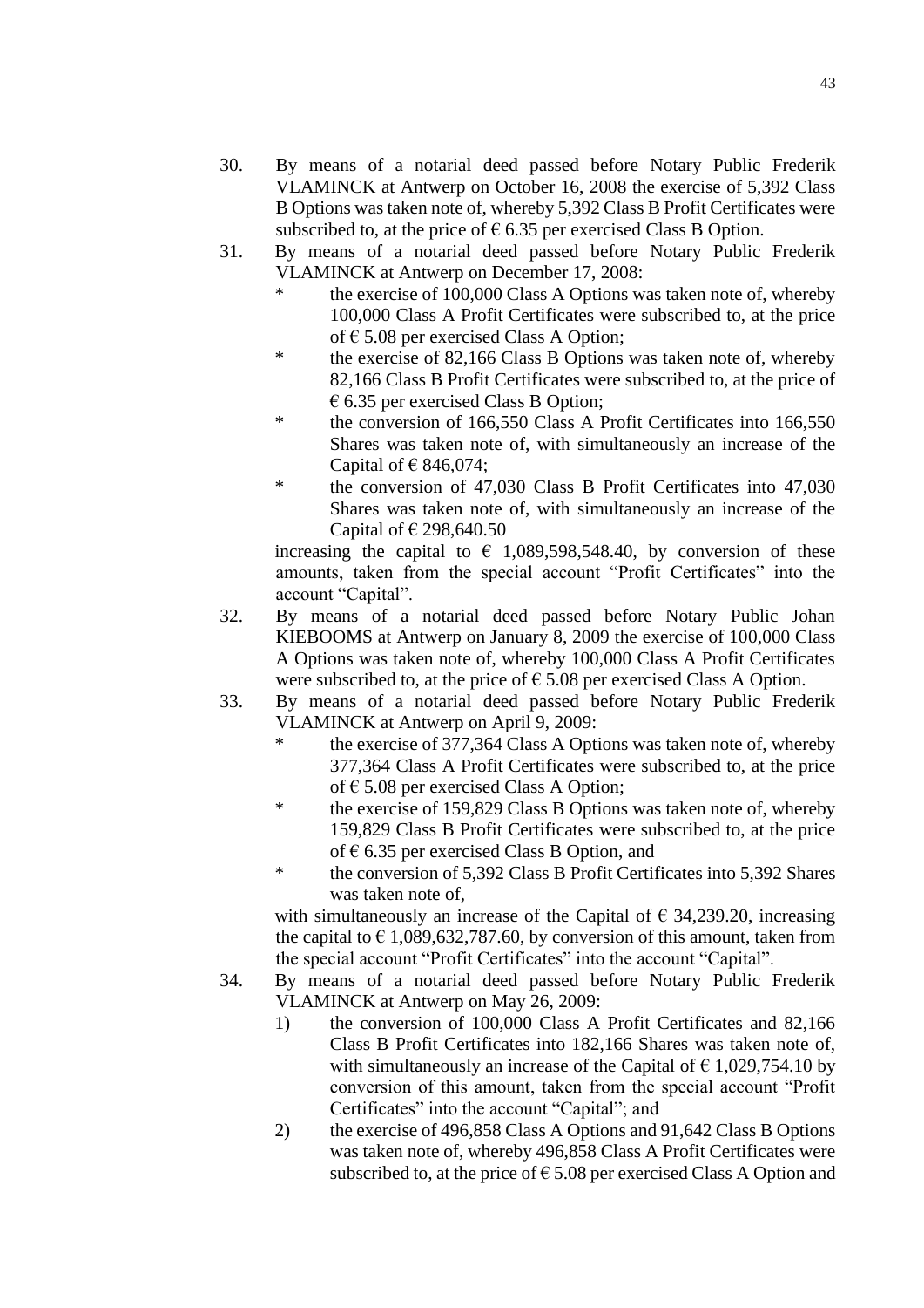30. By means of a notarial deed passed before Notary Public Frederik VLAMINCK at Antwerp on October 16, 2008 the exercise of 5,392 Class B Options was taken note of, whereby 5,392 Class B Profit Certificates were subscribed to, at the price of € 6.35 per exercised Class B Option.

31. By means of a notarial deed passed before Notary Public Frederik VLAMINCK at Antwerp on December 17, 2008:
    * the exercise of 100,000 Class A Options was taken note of, whereby 100,000 Class A Profit Certificates were subscribed to, at the price of € 5.08 per exercised Class A Option;
    * the exercise of 82,166 Class B Options was taken note of, whereby 82,166 Class B Profit Certificates were subscribed to, at the price of € 6.35 per exercised Class B Option;
    * the conversion of 166,550 Class A Profit Certificates into 166,550 Shares was taken note of, with simultaneously an increase of the Capital of € 846,074;
    * the conversion of 47,030 Class B Profit Certificates into 47,030 Shares was taken note of, with simultaneously an increase of the Capital of € 298,640.50

    increasing the capital to € 1,089,598,548.40, by conversion of these amounts, taken from the special account "Profit Certificates" into the account "Capital".

32. By means of a notarial deed passed before Notary Public Johan KIEBOOMS at Antwerp on January 8, 2009 the exercise of 100,000 Class A Options was taken note of, whereby 100,000 Class A Profit Certificates were subscribed to, at the price of € 5.08 per exercised Class A Option.

33. By means of a notarial deed passed before Notary Public Frederik VLAMINCK at Antwerp on April 9, 2009:
    * the exercise of 377,364 Class A Options was taken note of, whereby 377,364 Class A Profit Certificates were subscribed to, at the price of € 5.08 per exercised Class A Option;
    * the exercise of 159,829 Class B Options was taken note of, whereby 159,829 Class B Profit Certificates were subscribed to, at the price of € 6.35 per exercised Class B Option, and
    * the conversion of 5,392 Class B Profit Certificates into 5,392 Shares was taken note of,

    with simultaneously an increase of the Capital of € 34,239.20, increasing the capital to € 1,089,632,787.60, by conversion of this amount, taken from the special account "Profit Certificates" into the account "Capital".

34. By means of a notarial deed passed before Notary Public Frederik VLAMINCK at Antwerp on May 26, 2009:
    1) the conversion of 100,000 Class A Profit Certificates and 82,166 Class B Profit Certificates into 182,166 Shares was taken note of, with simultaneously an increase of the Capital of € 1,029,754.10 by conversion of this amount, taken from the special account "Profit Certificates" into the account "Capital"; and
    2) the exercise of 496,858 Class A Options and 91,642 Class B Options was taken note of, whereby 496,858 Class A Profit Certificates were subscribed to, at the price of € 5.08 per exercised Class A Option and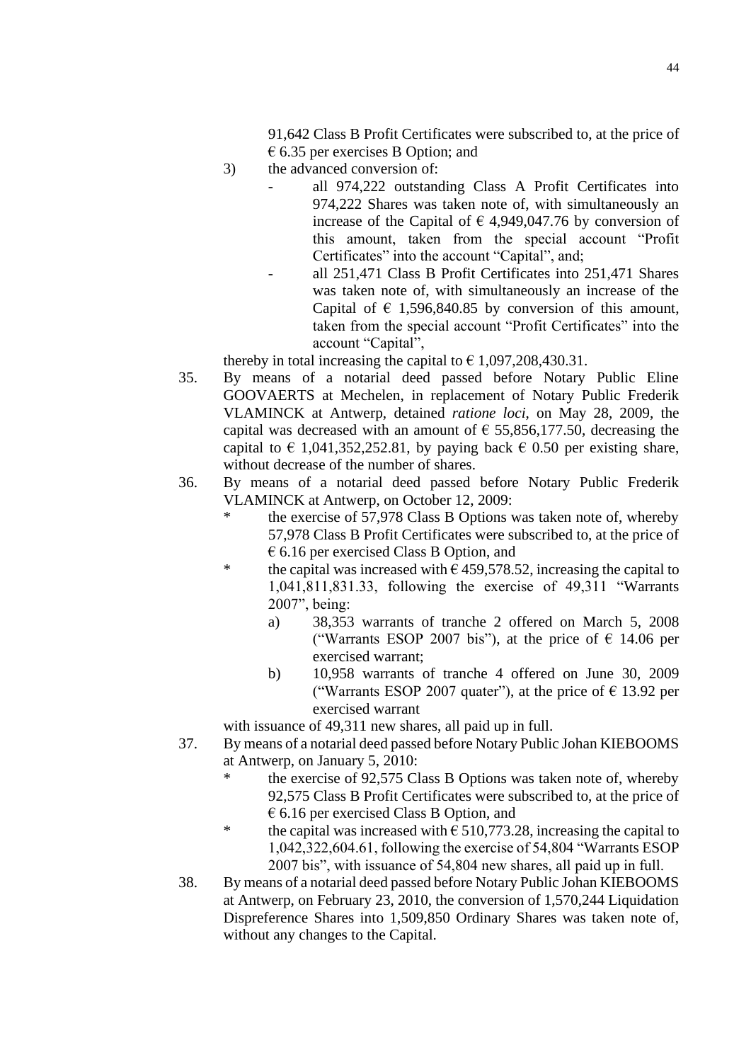91,642 Class B Profit Certificates were subscribed to, at the price of € 6.35 per exercises B Option; and

3) the advanced conversion of:
   - all 974,222 outstanding Class A Profit Certificates into 974,222 Shares was taken note of, with simultaneously an increase of the Capital of € 4,949,047.76 by conversion of this amount, taken from the special account "Profit Certificates" into the account "Capital", and;
   - all 251,471 Class B Profit Certificates into 251,471 Shares was taken note of, with simultaneously an increase of the Capital of € 1,596,840.85 by conversion of this amount, taken from the special account "Profit Certificates" into the account "Capital",

thereby in total increasing the capital to € 1,097,208,430.31.

35. By means of a notarial deed passed before Notary Public Eline GOOVAERTS at Mechelen, in replacement of Notary Public Frederik VLAMINCK at Antwerp, detained *ratione loci*, on May 28, 2009, the capital was decreased with an amount of € 55,856,177.50, decreasing the capital to € 1,041,352,252.81, by paying back € 0.50 per existing share, without decrease of the number of shares.

36. By means of a notarial deed passed before Notary Public Frederik VLAMINCK at Antwerp, on October 12, 2009:
   * the exercise of 57,978 Class B Options was taken note of, whereby 57,978 Class B Profit Certificates were subscribed to, at the price of € 6.16 per exercised Class B Option, and
   * the capital was increased with € 459,578.52, increasing the capital to 1,041,811,831.33, following the exercise of 49,311 "Warrants 2007", being:
     a) 38,353 warrants of tranche 2 offered on March 5, 2008 ("Warrants ESOP 2007 bis"), at the price of € 14.06 per exercised warrant;
     b) 10,958 warrants of tranche 4 offered on June 30, 2009 ("Warrants ESOP 2007 quater"), at the price of € 13.92 per exercised warrant

   with issuance of 49,311 new shares, all paid up in full.

37. By means of a notarial deed passed before Notary Public Johan KIEBOOMS at Antwerp, on January 5, 2010:
   * the exercise of 92,575 Class B Options was taken note of, whereby 92,575 Class B Profit Certificates were subscribed to, at the price of € 6.16 per exercised Class B Option, and
   * the capital was increased with € 510,773.28, increasing the capital to 1,042,322,604.61, following the exercise of 54,804 "Warrants ESOP 2007 bis", with issuance of 54,804 new shares, all paid up in full.

38. By means of a notarial deed passed before Notary Public Johan KIEBOOMS at Antwerp, on February 23, 2010, the conversion of 1,570,244 Liquidation Dispreference Shares into 1,509,850 Ordinary Shares was taken note of, without any changes to the Capital.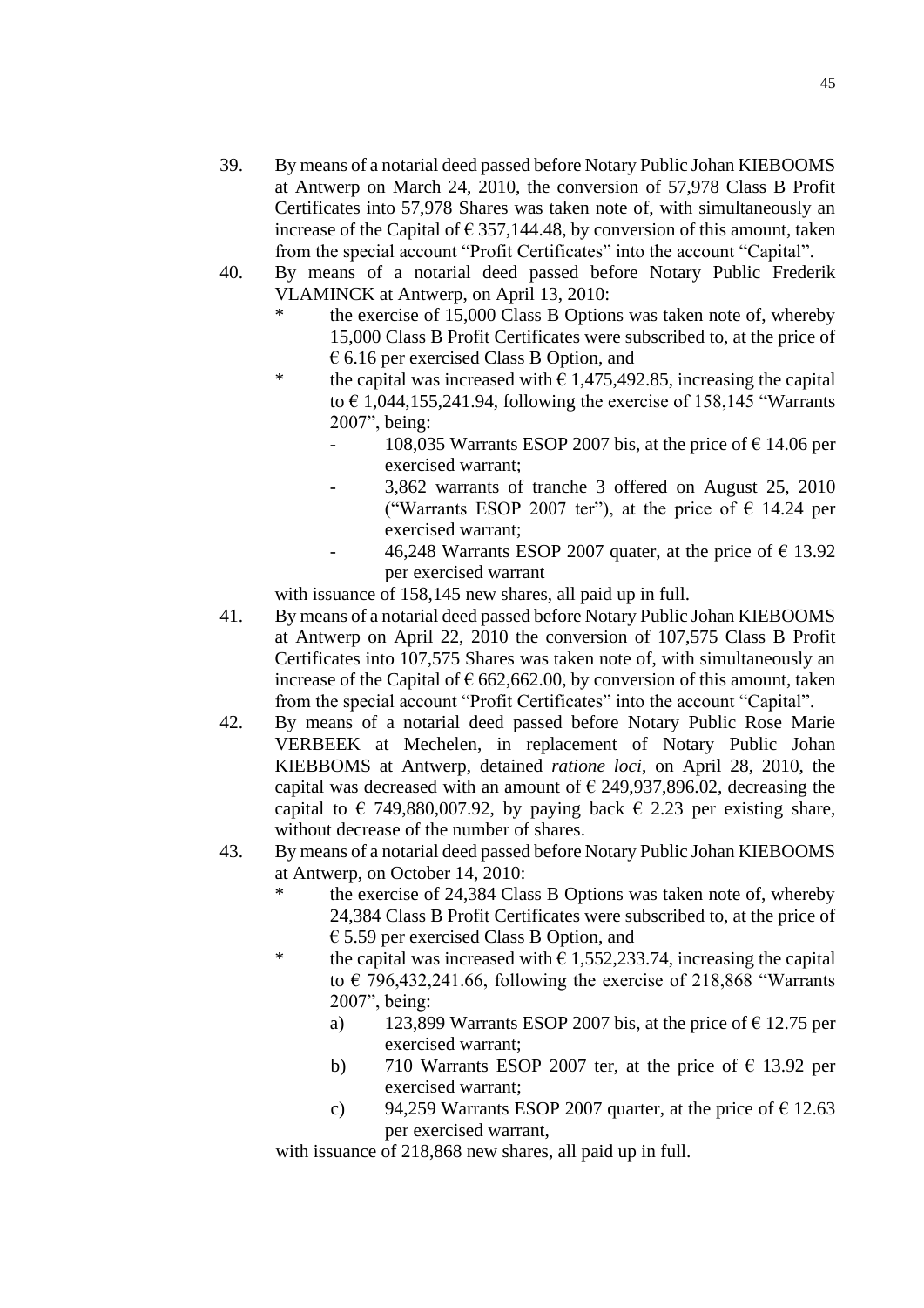39. By means of a notarial deed passed before Notary Public Johan KIEBOOMS at Antwerp on March 24, 2010, the conversion of 57,978 Class B Profit Certificates into 57,978 Shares was taken note of, with simultaneously an increase of the Capital of € 357,144.48, by conversion of this amount, taken from the special account "Profit Certificates" into the account "Capital".

40. By means of a notarial deed passed before Notary Public Frederik VLAMINCK at Antwerp, on April 13, 2010:
    * the exercise of 15,000 Class B Options was taken note of, whereby 15,000 Class B Profit Certificates were subscribed to, at the price of € 6.16 per exercised Class B Option, and
    * the capital was increased with € 1,475,492.85, increasing the capital to € 1,044,155,241.94, following the exercise of 158,145 "Warrants 2007", being:
        - 108,035 Warrants ESOP 2007 bis, at the price of € 14.06 per exercised warrant;
        - 3,862 warrants of tranche 3 offered on August 25, 2010 ("Warrants ESOP 2007 ter"), at the price of € 14.24 per exercised warrant;
        - 46,248 Warrants ESOP 2007 quater, at the price of € 13.92 per exercised warrant

    with issuance of 158,145 new shares, all paid up in full.

41. By means of a notarial deed passed before Notary Public Johan KIEBOOMS at Antwerp on April 22, 2010 the conversion of 107,575 Class B Profit Certificates into 107,575 Shares was taken note of, with simultaneously an increase of the Capital of € 662,662.00, by conversion of this amount, taken from the special account "Profit Certificates" into the account "Capital".

42. By means of a notarial deed passed before Notary Public Rose Marie VERBEEK at Mechelen, in replacement of Notary Public Johan KIEBBOMS at Antwerp, detained *ratione loci*, on April 28, 2010, the capital was decreased with an amount of € 249,937,896.02, decreasing the capital to € 749,880,007.92, by paying back € 2.23 per existing share, without decrease of the number of shares.

43. By means of a notarial deed passed before Notary Public Johan KIEBOOMS at Antwerp, on October 14, 2010:
    * the exercise of 24,384 Class B Options was taken note of, whereby 24,384 Class B Profit Certificates were subscribed to, at the price of € 5.59 per exercised Class B Option, and
    * the capital was increased with € 1,552,233.74, increasing the capital to € 796,432,241.66, following the exercise of 218,868 "Warrants 2007", being:
        a) 123,899 Warrants ESOP 2007 bis, at the price of € 12.75 per exercised warrant;
        b) 710 Warrants ESOP 2007 ter, at the price of € 13.92 per exercised warrant;
        c) 94,259 Warrants ESOP 2007 quarter, at the price of € 12.63 per exercised warrant,

    with issuance of 218,868 new shares, all paid up in full.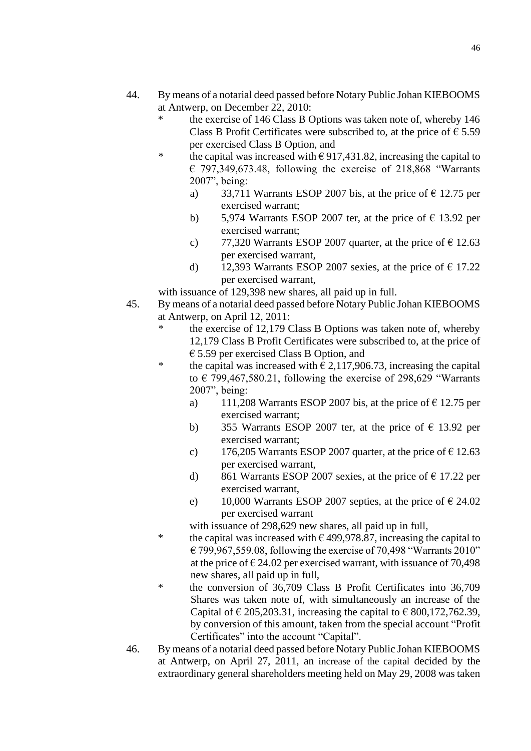44. By means of a notarial deed passed before Notary Public Johan KIEBOOMS at Antwerp, on December 22, 2010:
    * the exercise of 146 Class B Options was taken note of, whereby 146 Class B Profit Certificates were subscribed to, at the price of € 5.59 per exercised Class B Option, and
    * the capital was increased with € 917,431.82, increasing the capital to € 797,349,673.48, following the exercise of 218,868 "Warrants 2007", being:
        a) 33,711 Warrants ESOP 2007 bis, at the price of € 12.75 per exercised warrant;
        b) 5,974 Warrants ESOP 2007 ter, at the price of € 13.92 per exercised warrant;
        c) 77,320 Warrants ESOP 2007 quarter, at the price of € 12.63 per exercised warrant,
        d) 12,393 Warrants ESOP 2007 sexies, at the price of € 17.22 per exercised warrant,

    with issuance of 129,398 new shares, all paid up in full.

45. By means of a notarial deed passed before Notary Public Johan KIEBOOMS at Antwerp, on April 12, 2011:
    * the exercise of 12,179 Class B Options was taken note of, whereby 12,179 Class B Profit Certificates were subscribed to, at the price of € 5.59 per exercised Class B Option, and
    * the capital was increased with € 2,117,906.73, increasing the capital to € 799,467,580.21, following the exercise of 298,629 "Warrants 2007", being:
        a) 111,208 Warrants ESOP 2007 bis, at the price of € 12.75 per exercised warrant;
        b) 355 Warrants ESOP 2007 ter, at the price of € 13.92 per exercised warrant;
        c) 176,205 Warrants ESOP 2007 quarter, at the price of € 12.63 per exercised warrant,
        d) 861 Warrants ESOP 2007 sexies, at the price of € 17.22 per exercised warrant,
        e) 10,000 Warrants ESOP 2007 septies, at the price of € 24.02 per exercised warrant

      with issuance of 298,629 new shares, all paid up in full,
    * the capital was increased with € 499,978.87, increasing the capital to € 799,967,559.08, following the exercise of 70,498 "Warrants 2010" at the price of € 24.02 per exercised warrant, with issuance of 70,498 new shares, all paid up in full,
    * the conversion of 36,709 Class B Profit Certificates into 36,709 Shares was taken note of, with simultaneously an increase of the Capital of € 205,203.31, increasing the capital to € 800,172,762.39, by conversion of this amount, taken from the special account "Profit Certificates" into the account "Capital".

46. By means of a notarial deed passed before Notary Public Johan KIEBOOMS at Antwerp, on April 27, 2011, an increase of the capital decided by the extraordinary general shareholders meeting held on May 29, 2008 was taken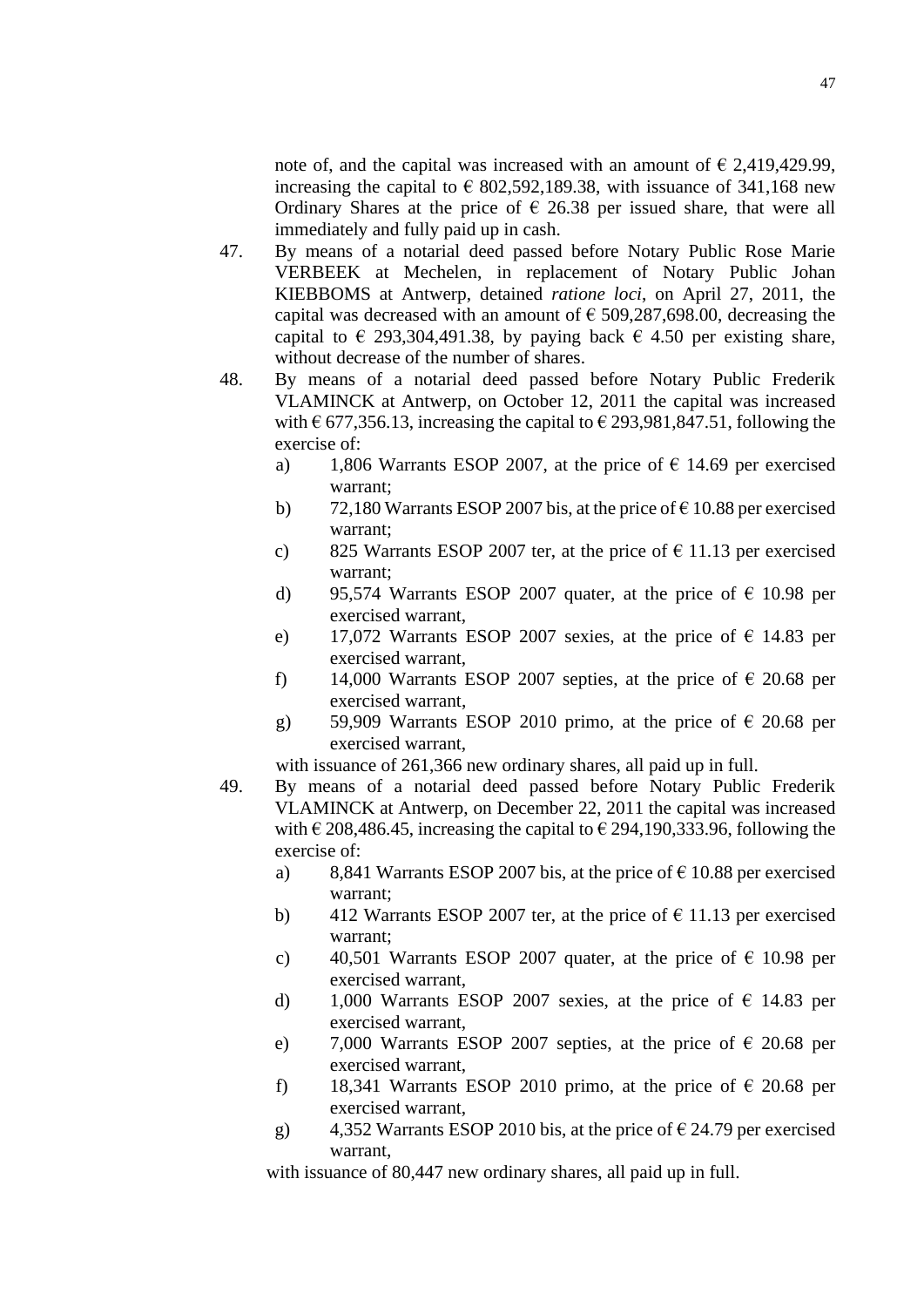note of, and the capital was increased with an amount of € 2,419,429.99, increasing the capital to € 802,592,189.38, with issuance of 341,168 new Ordinary Shares at the price of € 26.38 per issued share, that were all immediately and fully paid up in cash.

47. By means of a notarial deed passed before Notary Public Rose Marie VERBEEK at Mechelen, in replacement of Notary Public Johan KIEBBOMS at Antwerp, detained *ratione loci*, on April 27, 2011, the capital was decreased with an amount of € 509,287,698.00, decreasing the capital to € 293,304,491.38, by paying back € 4.50 per existing share, without decrease of the number of shares.

48. By means of a notarial deed passed before Notary Public Frederik VLAMINCK at Antwerp, on October 12, 2011 the capital was increased with € 677,356.13, increasing the capital to € 293,981,847.51, following the exercise of:
    a) 1,806 Warrants ESOP 2007, at the price of € 14.69 per exercised warrant;
    b) 72,180 Warrants ESOP 2007 bis, at the price of € 10.88 per exercised warrant;
    c) 825 Warrants ESOP 2007 ter, at the price of € 11.13 per exercised warrant;
    d) 95,574 Warrants ESOP 2007 quater, at the price of € 10.98 per exercised warrant,
    e) 17,072 Warrants ESOP 2007 sexies, at the price of € 14.83 per exercised warrant,
    f) 14,000 Warrants ESOP 2007 septies, at the price of € 20.68 per exercised warrant,
    g) 59,909 Warrants ESOP 2010 primo, at the price of € 20.68 per exercised warrant,

    with issuance of 261,366 new ordinary shares, all paid up in full.

49. By means of a notarial deed passed before Notary Public Frederik VLAMINCK at Antwerp, on December 22, 2011 the capital was increased with € 208,486.45, increasing the capital to € 294,190,333.96, following the exercise of:
    a) 8,841 Warrants ESOP 2007 bis, at the price of € 10.88 per exercised warrant;
    b) 412 Warrants ESOP 2007 ter, at the price of € 11.13 per exercised warrant;
    c) 40,501 Warrants ESOP 2007 quater, at the price of € 10.98 per exercised warrant,
    d) 1,000 Warrants ESOP 2007 sexies, at the price of € 14.83 per exercised warrant,
    e) 7,000 Warrants ESOP 2007 septies, at the price of € 20.68 per exercised warrant,
    f) 18,341 Warrants ESOP 2010 primo, at the price of € 20.68 per exercised warrant,
    g) 4,352 Warrants ESOP 2010 bis, at the price of € 24.79 per exercised warrant,

    with issuance of 80,447 new ordinary shares, all paid up in full.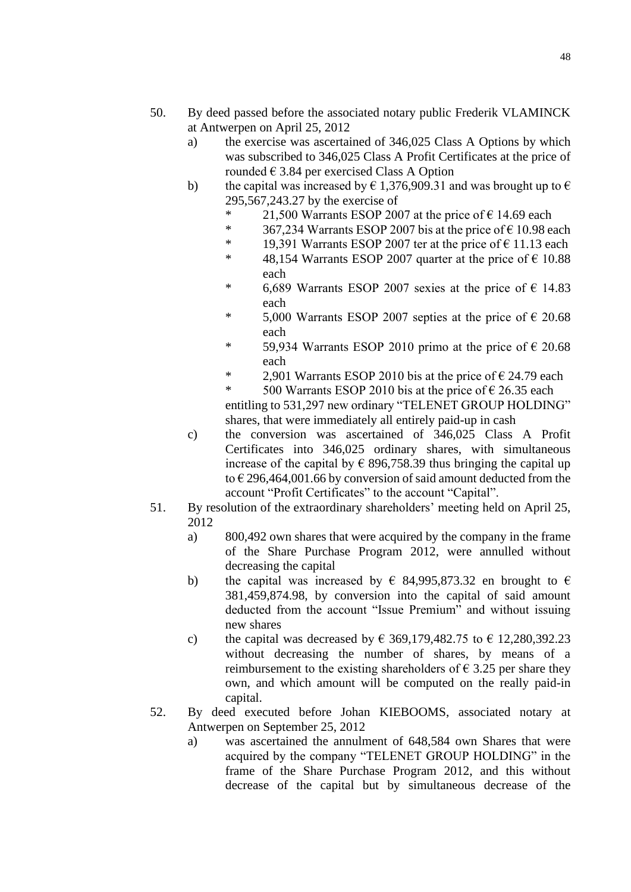50. By deed passed before the associated notary public Frederik VLAMINCK at Antwerpen on April 25, 2012

    a) the exercise was ascertained of 346,025 Class A Options by which was subscribed to 346,025 Class A Profit Certificates at the price of rounded € 3.84 per exercised Class A Option

    b) the capital was increased by € 1,376,909.31 and was brought up to € 295,567,243.27 by the exercise of

       * 21,500 Warrants ESOP 2007 at the price of € 14.69 each
       * 367,234 Warrants ESOP 2007 bis at the price of € 10.98 each
       * 19,391 Warrants ESOP 2007 ter at the price of € 11.13 each
       * 48,154 Warrants ESOP 2007 quarter at the price of € 10.88 each
       * 6,689 Warrants ESOP 2007 sexies at the price of € 14.83 each
       * 5,000 Warrants ESOP 2007 septies at the price of € 20.68 each
       * 59,934 Warrants ESOP 2010 primo at the price of € 20.68 each
       * 2,901 Warrants ESOP 2010 bis at the price of € 24.79 each
       * 500 Warrants ESOP 2010 bis at the price of € 26.35 each

       entitling to 531,297 new ordinary "TELENET GROUP HOLDING" shares, that were immediately all entirely paid-up in cash

    c) the conversion was ascertained of 346,025 Class A Profit Certificates into 346,025 ordinary shares, with simultaneous increase of the capital by € 896,758.39 thus bringing the capital up to € 296,464,001.66 by conversion of said amount deducted from the account "Profit Certificates" to the account "Capital".

51. By resolution of the extraordinary shareholders' meeting held on April 25, 2012

    a) 800,492 own shares that were acquired by the company in the frame of the Share Purchase Program 2012, were annulled without decreasing the capital

    b) the capital was increased by € 84,995,873.32 en brought to € 381,459,874.98, by conversion into the capital of said amount deducted from the account "Issue Premium" and without issuing new shares

    c) the capital was decreased by € 369,179,482.75 to € 12,280,392.23 without decreasing the number of shares, by means of a reimbursement to the existing shareholders of € 3.25 per share they own, and which amount will be computed on the really paid-in capital.

52. By deed executed before Johan KIEBOOMS, associated notary at Antwerpen on September 25, 2012

    a) was ascertained the annulment of 648,584 own Shares that were acquired by the company "TELENET GROUP HOLDING" in the frame of the Share Purchase Program 2012, and this without decrease of the capital but by simultaneous decrease of the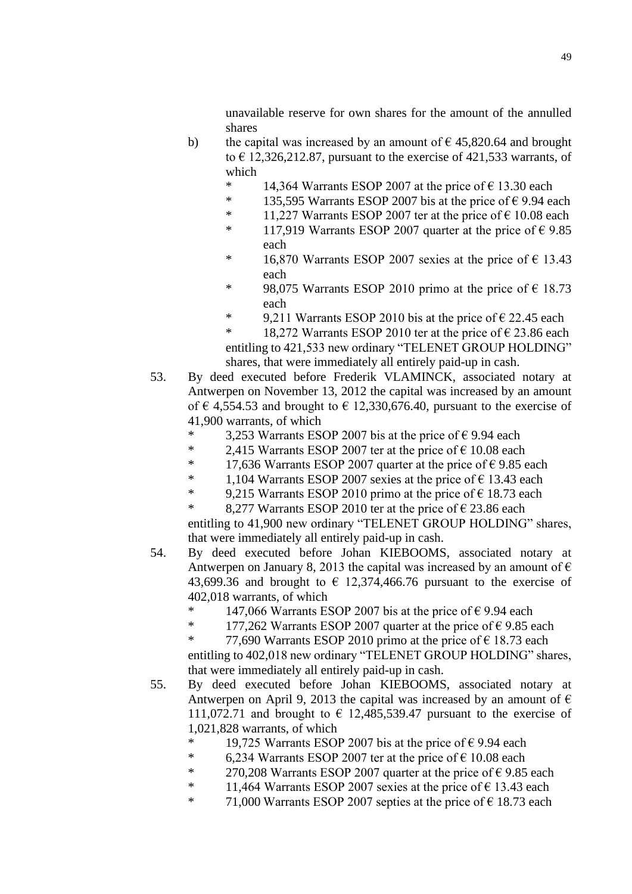unavailable reserve for own shares for the amount of the annulled shares

b) the capital was increased by an amount of € 45,820.64 and brought to € 12,326,212.87, pursuant to the exercise of 421,533 warrants, of which

   * 14,364 Warrants ESOP 2007 at the price of € 13.30 each
   * 135,595 Warrants ESOP 2007 bis at the price of € 9.94 each
   * 11,227 Warrants ESOP 2007 ter at the price of € 10.08 each
   * 117,919 Warrants ESOP 2007 quarter at the price of € 9.85 each
   * 16,870 Warrants ESOP 2007 sexies at the price of € 13.43 each
   * 98,075 Warrants ESOP 2010 primo at the price of € 18.73 each
   * 9,211 Warrants ESOP 2010 bis at the price of € 22.45 each
   * 18,272 Warrants ESOP 2010 ter at the price of € 23.86 each

   entitling to 421,533 new ordinary “TELENET GROUP HOLDING” shares, that were immediately all entirely paid-up in cash.

53. By deed executed before Frederik VLAMINCK, associated notary at Antwerpen on November 13, 2012 the capital was increased by an amount of € 4,554.53 and brought to € 12,330,676.40, pursuant to the exercise of 41,900 warrants, of which

   * 3,253 Warrants ESOP 2007 bis at the price of € 9.94 each
   * 2,415 Warrants ESOP 2007 ter at the price of € 10.08 each
   * 17,636 Warrants ESOP 2007 quarter at the price of € 9.85 each
   * 1,104 Warrants ESOP 2007 sexies at the price of € 13.43 each
   * 9,215 Warrants ESOP 2010 primo at the price of € 18.73 each
   * 8,277 Warrants ESOP 2010 ter at the price of € 23.86 each

   entitling to 41,900 new ordinary “TELENET GROUP HOLDING” shares, that were immediately all entirely paid-up in cash.

54. By deed executed before Johan KIEBOOMS, associated notary at Antwerpen on January 8, 2013 the capital was increased by an amount of € 43,699.36 and brought to € 12,374,466.76 pursuant to the exercise of 402,018 warrants, of which

   * 147,066 Warrants ESOP 2007 bis at the price of € 9.94 each
   * 177,262 Warrants ESOP 2007 quarter at the price of € 9.85 each
   * 77,690 Warrants ESOP 2010 primo at the price of € 18.73 each

   entitling to 402,018 new ordinary “TELENET GROUP HOLDING” shares, that were immediately all entirely paid-up in cash.

55. By deed executed before Johan KIEBOOMS, associated notary at Antwerpen on April 9, 2013 the capital was increased by an amount of € 111,072.71 and brought to € 12,485,539.47 pursuant to the exercise of 1,021,828 warrants, of which

   * 19,725 Warrants ESOP 2007 bis at the price of € 9.94 each
   * 6,234 Warrants ESOP 2007 ter at the price of € 10.08 each
   * 270,208 Warrants ESOP 2007 quarter at the price of € 9.85 each
   * 11,464 Warrants ESOP 2007 sexies at the price of € 13.43 each
   * 71,000 Warrants ESOP 2007 septies at the price of € 18.73 each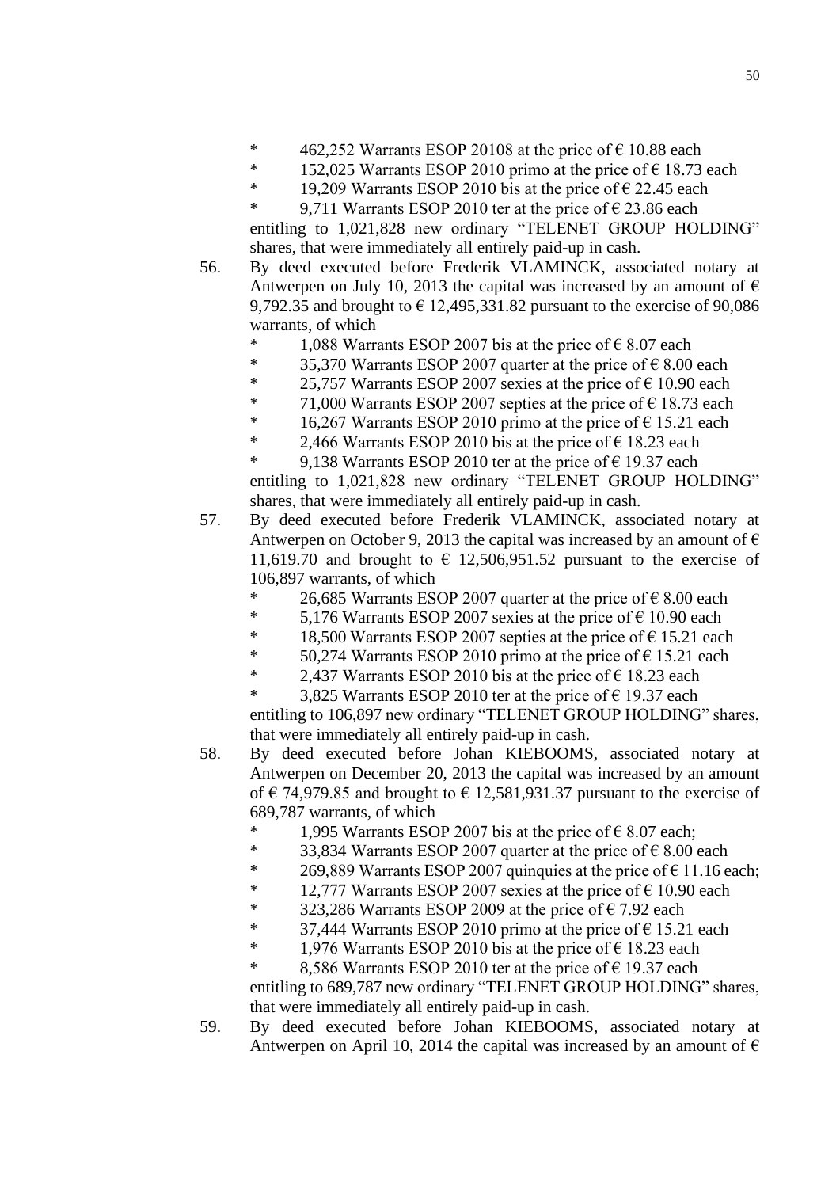- \* 462,252 Warrants ESOP 20108 at the price of € 10.88 each
- \* 152,025 Warrants ESOP 2010 primo at the price of € 18.73 each
- \* 19,209 Warrants ESOP 2010 bis at the price of € 22.45 each
- \* 9,711 Warrants ESOP 2010 ter at the price of € 23.86 each

entitling to 1,021,828 new ordinary "TELENET GROUP HOLDING" shares, that were immediately all entirely paid-up in cash.

56. By deed executed before Frederik VLAMINCK, associated notary at Antwerpen on July 10, 2013 the capital was increased by an amount of € 9,792.35 and brought to € 12,495,331.82 pursuant to the exercise of 90,086 warrants, of which
    - \* 1,088 Warrants ESOP 2007 bis at the price of € 8.07 each
    - \* 35,370 Warrants ESOP 2007 quarter at the price of € 8.00 each
    - \* 25,757 Warrants ESOP 2007 sexies at the price of € 10.90 each
    - \* 71,000 Warrants ESOP 2007 septies at the price of € 18.73 each
    - \* 16,267 Warrants ESOP 2010 primo at the price of € 15.21 each
    - \* 2,466 Warrants ESOP 2010 bis at the price of € 18.23 each
    - \* 9,138 Warrants ESOP 2010 ter at the price of € 19.37 each

    entitling to 1,021,828 new ordinary "TELENET GROUP HOLDING" shares, that were immediately all entirely paid-up in cash.

57. By deed executed before Frederik VLAMINCK, associated notary at Antwerpen on October 9, 2013 the capital was increased by an amount of € 11,619.70 and brought to € 12,506,951.52 pursuant to the exercise of 106,897 warrants, of which
    - \* 26,685 Warrants ESOP 2007 quarter at the price of € 8.00 each
    - \* 5,176 Warrants ESOP 2007 sexies at the price of € 10.90 each
    - \* 18,500 Warrants ESOP 2007 septies at the price of € 15.21 each
    - \* 50,274 Warrants ESOP 2010 primo at the price of € 15.21 each
    - \* 2,437 Warrants ESOP 2010 bis at the price of € 18.23 each
    - \* 3,825 Warrants ESOP 2010 ter at the price of € 19.37 each

    entitling to 106,897 new ordinary "TELENET GROUP HOLDING" shares, that were immediately all entirely paid-up in cash.

58. By deed executed before Johan KIEBOOMS, associated notary at Antwerpen on December 20, 2013 the capital was increased by an amount of € 74,979.85 and brought to € 12,581,931.37 pursuant to the exercise of 689,787 warrants, of which
    - \* 1,995 Warrants ESOP 2007 bis at the price of € 8.07 each;
    - \* 33,834 Warrants ESOP 2007 quarter at the price of € 8.00 each
    - \* 269,889 Warrants ESOP 2007 quinquies at the price of € 11.16 each;
    - \* 12,777 Warrants ESOP 2007 sexies at the price of € 10.90 each
    - \* 323,286 Warrants ESOP 2009 at the price of € 7.92 each
    - \* 37,444 Warrants ESOP 2010 primo at the price of € 15.21 each
    - \* 1,976 Warrants ESOP 2010 bis at the price of € 18.23 each
    - \* 8,586 Warrants ESOP 2010 ter at the price of € 19.37 each

    entitling to 689,787 new ordinary "TELENET GROUP HOLDING" shares, that were immediately all entirely paid-up in cash.

59. By deed executed before Johan KIEBOOMS, associated notary at Antwerpen on April 10, 2014 the capital was increased by an amount of €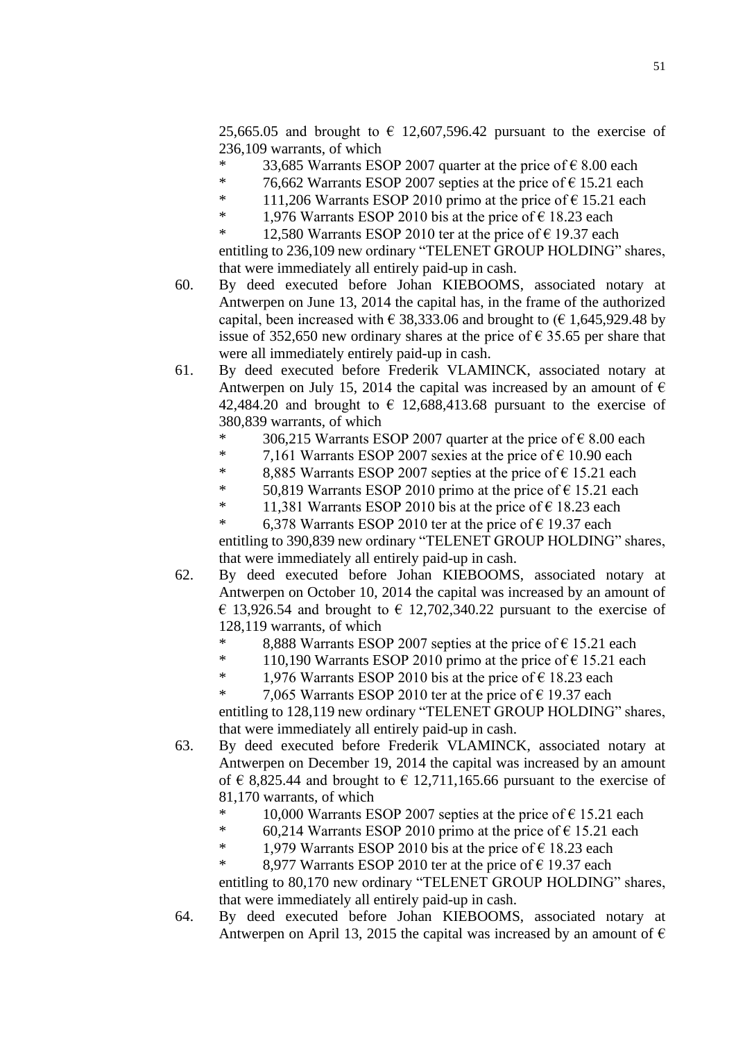25,665.05 and brought to € 12,607,596.42 pursuant to the exercise of 236,109 warrants, of which

- 33,685 Warrants ESOP 2007 quarter at the price of € 8.00 each
- 76,662 Warrants ESOP 2007 septies at the price of € 15.21 each
- 111,206 Warrants ESOP 2010 primo at the price of € 15.21 each
- 1,976 Warrants ESOP 2010 bis at the price of € 18.23 each
- 12,580 Warrants ESOP 2010 ter at the price of € 19.37 each

entitling to 236,109 new ordinary "TELENET GROUP HOLDING" shares, that were immediately all entirely paid-up in cash.

60. By deed executed before Johan KIEBOOMS, associated notary at Antwerpen on June 13, 2014 the capital has, in the frame of the authorized capital, been increased with € 38,333.06 and brought to (€ 1,645,929.48 by issue of 352,650 new ordinary shares at the price of € 35.65 per share that were all immediately entirely paid-up in cash.

61. By deed executed before Frederik VLAMINCK, associated notary at Antwerpen on July 15, 2014 the capital was increased by an amount of € 42,484.20 and brought to € 12,688,413.68 pursuant to the exercise of 380,839 warrants, of which

    - 306,215 Warrants ESOP 2007 quarter at the price of € 8.00 each
    - 7,161 Warrants ESOP 2007 sexies at the price of € 10.90 each
    - 8,885 Warrants ESOP 2007 septies at the price of € 15.21 each
    - 50,819 Warrants ESOP 2010 primo at the price of € 15.21 each
    - 11,381 Warrants ESOP 2010 bis at the price of € 18.23 each
    - 6,378 Warrants ESOP 2010 ter at the price of € 19.37 each

    entitling to 390,839 new ordinary "TELENET GROUP HOLDING" shares, that were immediately all entirely paid-up in cash.

62. By deed executed before Johan KIEBOOMS, associated notary at Antwerpen on October 10, 2014 the capital was increased by an amount of € 13,926.54 and brought to € 12,702,340.22 pursuant to the exercise of 128,119 warrants, of which

    - 8,888 Warrants ESOP 2007 septies at the price of € 15.21 each
    - 110,190 Warrants ESOP 2010 primo at the price of € 15.21 each
    - 1,976 Warrants ESOP 2010 bis at the price of € 18.23 each
    - 7,065 Warrants ESOP 2010 ter at the price of € 19.37 each

    entitling to 128,119 new ordinary "TELENET GROUP HOLDING" shares, that were immediately all entirely paid-up in cash.

63. By deed executed before Frederik VLAMINCK, associated notary at Antwerpen on December 19, 2014 the capital was increased by an amount of € 8,825.44 and brought to € 12,711,165.66 pursuant to the exercise of 81,170 warrants, of which

    - 10,000 Warrants ESOP 2007 septies at the price of € 15.21 each
    - 60,214 Warrants ESOP 2010 primo at the price of € 15.21 each
    - 1,979 Warrants ESOP 2010 bis at the price of € 18.23 each
    - 8,977 Warrants ESOP 2010 ter at the price of € 19.37 each

    entitling to 80,170 new ordinary "TELENET GROUP HOLDING" shares, that were immediately all entirely paid-up in cash.

64. By deed executed before Johan KIEBOOMS, associated notary at Antwerpen on April 13, 2015 the capital was increased by an amount of €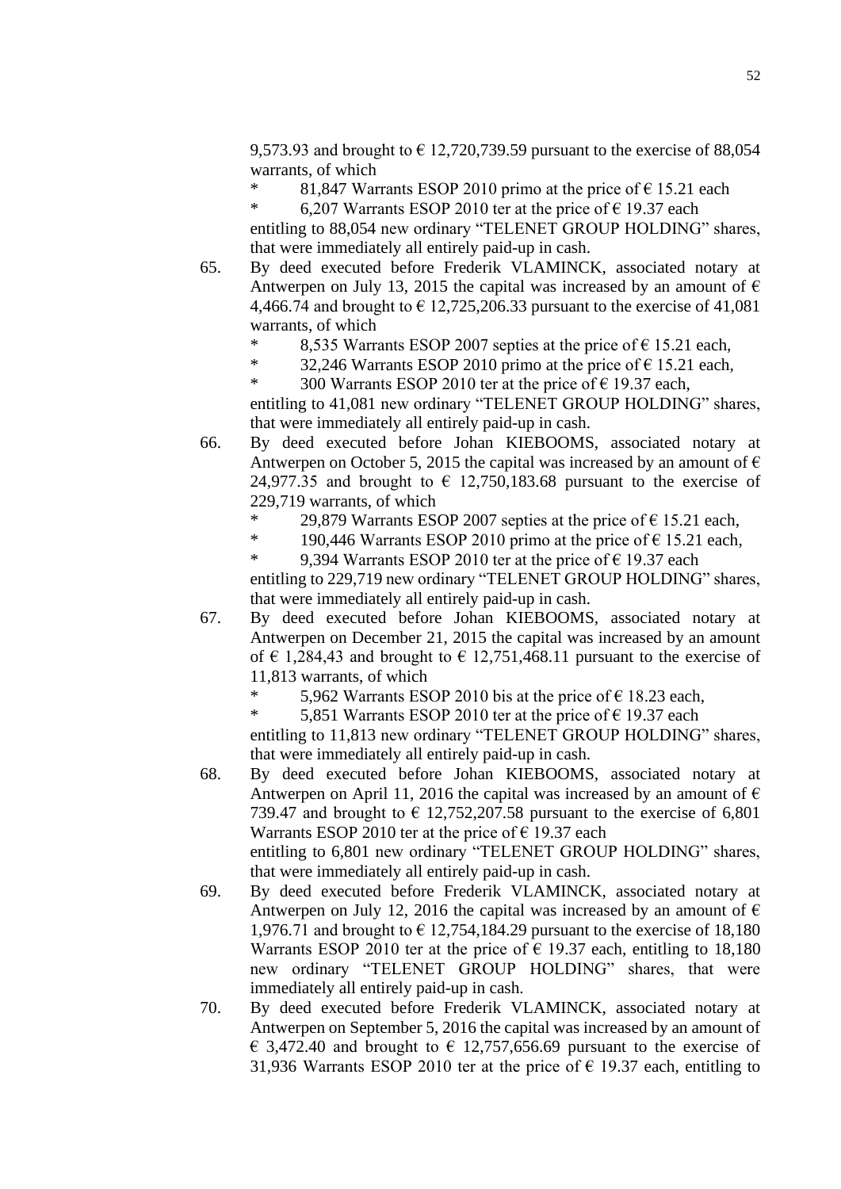9,573.93 and brought to € 12,720,739.59 pursuant to the exercise of 88,054 warrants, of which

- 81,847 Warrants ESOP 2010 primo at the price of € 15.21 each
- 6,207 Warrants ESOP 2010 ter at the price of € 19.37 each

entitling to 88,054 new ordinary "TELENET GROUP HOLDING" shares, that were immediately all entirely paid-up in cash.

65. By deed executed before Frederik VLAMINCK, associated notary at Antwerpen on July 13, 2015 the capital was increased by an amount of € 4,466.74 and brought to € 12,725,206.33 pursuant to the exercise of 41,081 warrants, of which

    - 8,535 Warrants ESOP 2007 septies at the price of € 15.21 each,
    - 32,246 Warrants ESOP 2010 primo at the price of € 15.21 each,
    - 300 Warrants ESOP 2010 ter at the price of € 19.37 each,

    entitling to 41,081 new ordinary "TELENET GROUP HOLDING" shares, that were immediately all entirely paid-up in cash.

66. By deed executed before Johan KIEBOOMS, associated notary at Antwerpen on October 5, 2015 the capital was increased by an amount of € 24,977.35 and brought to € 12,750,183.68 pursuant to the exercise of 229,719 warrants, of which

    - 29,879 Warrants ESOP 2007 septies at the price of € 15.21 each,
    - 190,446 Warrants ESOP 2010 primo at the price of € 15.21 each,
    - 9,394 Warrants ESOP 2010 ter at the price of € 19.37 each

    entitling to 229,719 new ordinary "TELENET GROUP HOLDING" shares, that were immediately all entirely paid-up in cash.

67. By deed executed before Johan KIEBOOMS, associated notary at Antwerpen on December 21, 2015 the capital was increased by an amount of € 1,284,43 and brought to € 12,751,468.11 pursuant to the exercise of 11,813 warrants, of which

    - 5,962 Warrants ESOP 2010 bis at the price of € 18.23 each,
    - 5,851 Warrants ESOP 2010 ter at the price of € 19.37 each

    entitling to 11,813 new ordinary "TELENET GROUP HOLDING" shares, that were immediately all entirely paid-up in cash.

68. By deed executed before Johan KIEBOOMS, associated notary at Antwerpen on April 11, 2016 the capital was increased by an amount of € 739.47 and brought to € 12,752,207.58 pursuant to the exercise of 6,801 Warrants ESOP 2010 ter at the price of € 19.37 each

    entitling to 6,801 new ordinary "TELENET GROUP HOLDING" shares, that were immediately all entirely paid-up in cash.

69. By deed executed before Frederik VLAMINCK, associated notary at Antwerpen on July 12, 2016 the capital was increased by an amount of € 1,976.71 and brought to € 12,754,184.29 pursuant to the exercise of 18,180 Warrants ESOP 2010 ter at the price of € 19.37 each, entitling to 18,180 new ordinary "TELENET GROUP HOLDING" shares, that were immediately all entirely paid-up in cash.

70. By deed executed before Frederik VLAMINCK, associated notary at Antwerpen on September 5, 2016 the capital was increased by an amount of € 3,472.40 and brought to € 12,757,656.69 pursuant to the exercise of 31,936 Warrants ESOP 2010 ter at the price of € 19.37 each, entitling to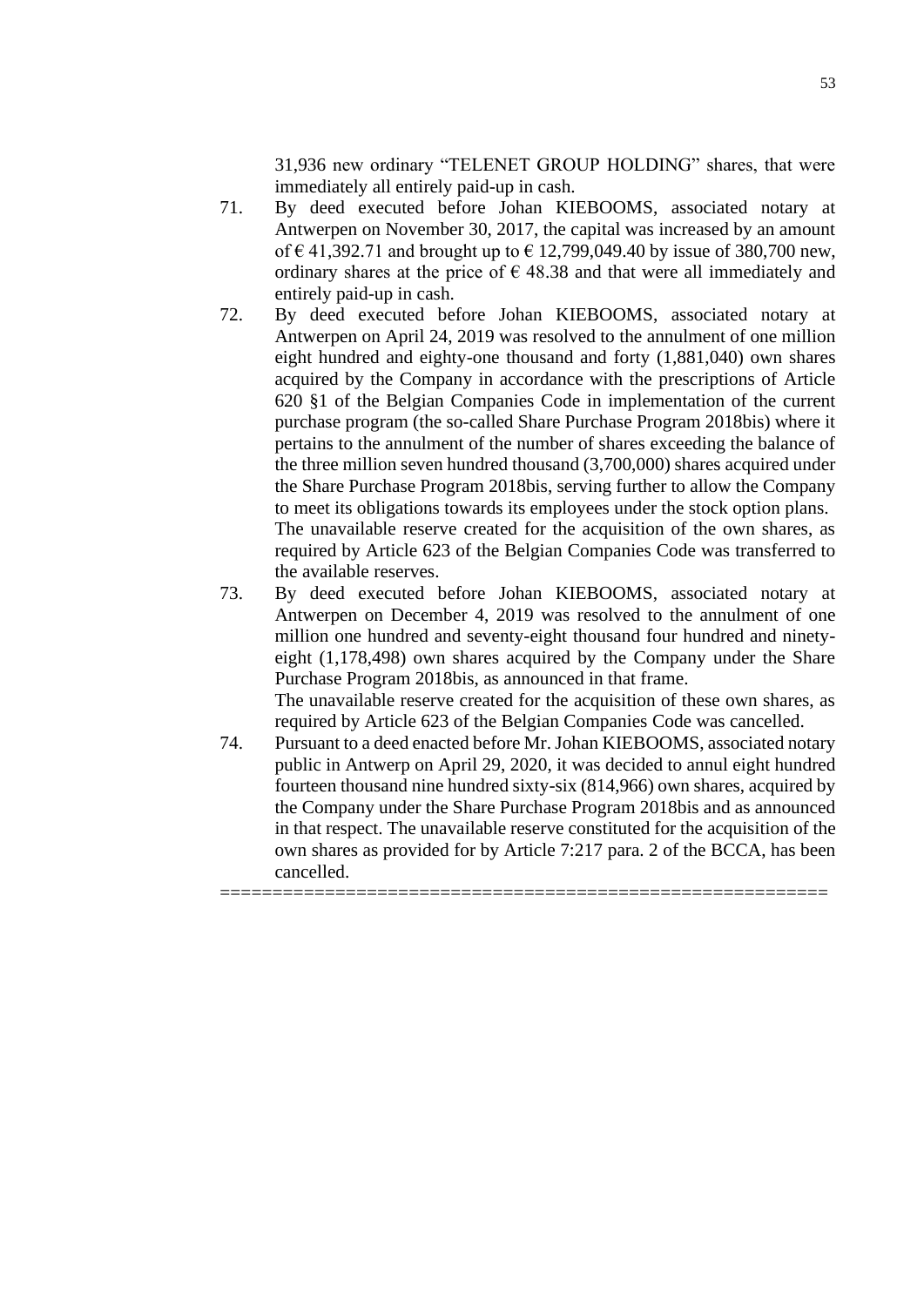31,936 new ordinary "TELENET GROUP HOLDING" shares, that were immediately all entirely paid-up in cash.

71. By deed executed before Johan KIEBOOMS, associated notary at Antwerpen on November 30, 2017, the capital was increased by an amount of € 41,392.71 and brought up to € 12,799,049.40 by issue of 380,700 new, ordinary shares at the price of € 48.38 and that were all immediately and entirely paid-up in cash.
72. By deed executed before Johan KIEBOOMS, associated notary at Antwerpen on April 24, 2019 was resolved to the annulment of one million eight hundred and eighty-one thousand and forty (1,881,040) own shares acquired by the Company in accordance with the prescriptions of Article 620 §1 of the Belgian Companies Code in implementation of the current purchase program (the so-called Share Purchase Program 2018bis) where it pertains to the annulment of the number of shares exceeding the balance of the three million seven hundred thousand (3,700,000) shares acquired under the Share Purchase Program 2018bis, serving further to allow the Company to meet its obligations towards its employees under the stock option plans.
    The unavailable reserve created for the acquisition of the own shares, as required by Article 623 of the Belgian Companies Code was transferred to the available reserves.
73. By deed executed before Johan KIEBOOMS, associated notary at Antwerpen on December 4, 2019 was resolved to the annulment of one million one hundred and seventy-eight thousand four hundred and ninety-eight (1,178,498) own shares acquired by the Company under the Share Purchase Program 2018bis, as announced in that frame.
    The unavailable reserve created for the acquisition of these own shares, as required by Article 623 of the Belgian Companies Code was cancelled.
74. Pursuant to a deed enacted before Mr. Johan KIEBOOMS, associated notary public in Antwerp on April 29, 2020, it was decided to annul eight hundred fourteen thousand nine hundred sixty-six (814,966) own shares, acquired by the Company under the Share Purchase Program 2018bis and as announced in that respect. The unavailable reserve constituted for the acquisition of the own shares as provided for by Article 7:217 para. 2 of the BCCA, has been cancelled.

==========================================================